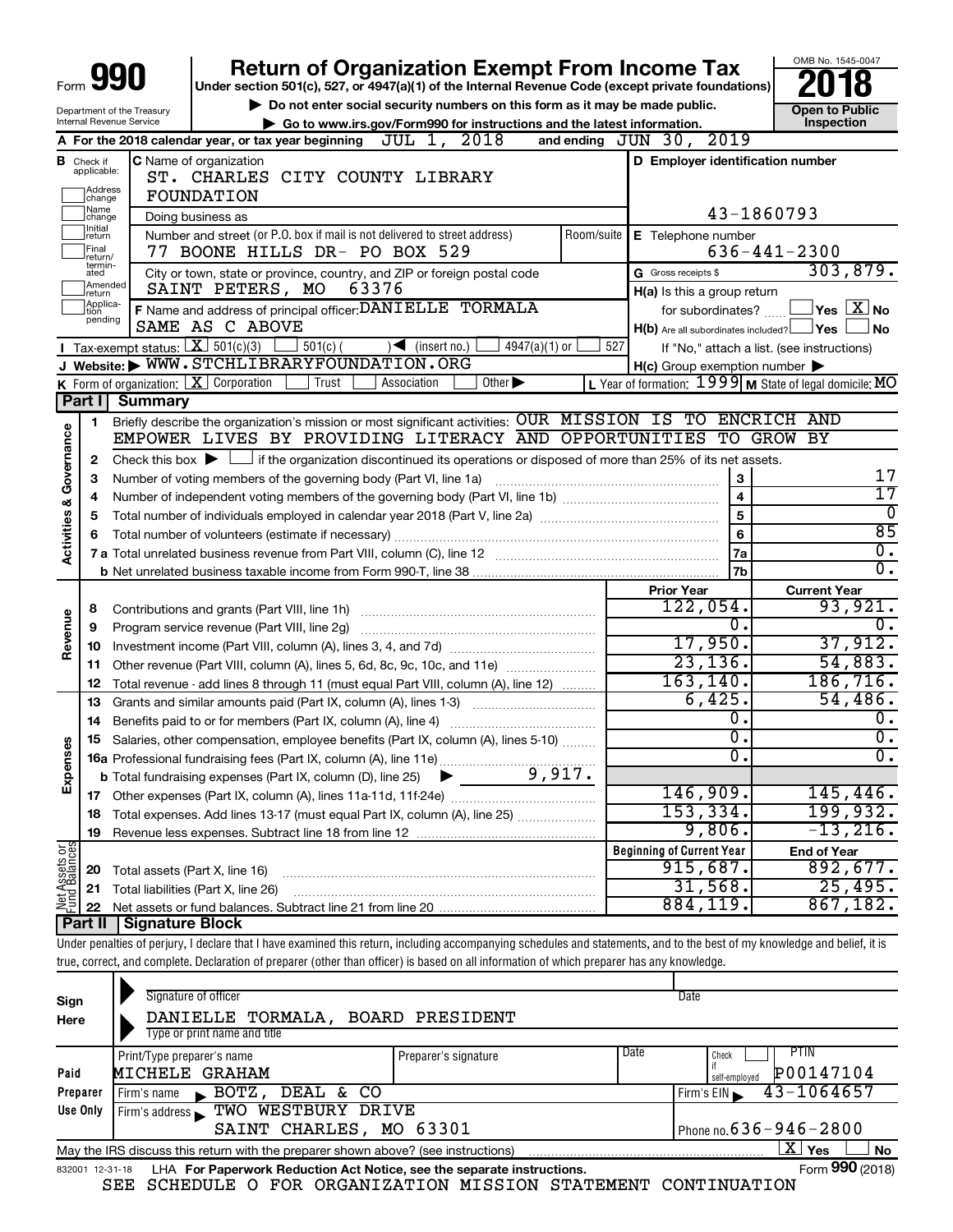Form **990**

# Return of Organization Exempt From Income Tax

**Under section 501(c), 527, or 4947(a)(1) of the Internal Revenue Code (except private foundations)**

▶ Do not enter social security numbers on this form as it may be made public.

▶ Go to www.irs.gov/Form990 for instructions and the latest information.

Department of the Treasury
Internal Revenue Service

OMB No. 1545-0047

**2018**

**Open to Public Inspection**

**A** For the 2018 calendar year, or tax year beginning JUL 1, 2018 and ending JUN 30, 2019

**B** Check if applicable: Address change, Name change, Initial return, Final return/terminated, Amended return, Application pending

**C** Name of organization: ST. CHARLES CITY COUNTY LIBRARY FOUNDATION

Doing business as

Number and street (or P.O. box if mail is not delivered to street address): 77 BOONE HILLS DR- PO BOX 529 | Room/suite

City or town, state or province, country, and ZIP or foreign postal code: SAINT PETERS, MO 63376

**D** Employer identification number: 43-1860793

**E** Telephone number: 636-441-2300

**G** Gross receipts $ 303,879.

**F** Name and address of principal officer: DANIELLE TORMALA, SAME AS C ABOVE

**H(a)** Is this a group return for subordinates? ☐ Yes ☒ No

**H(b)** Are all subordinates included? ☐ Yes ☐ No — If "No," attach a list. (see instructions)

**H(c)** Group exemption number ▶

**I** Tax-exempt status: ☒ 501(c)(3) ☐ 501(c) ( ) ◀ (insert no.) ☐ 4947(a)(1) or ☐ 527

**J** Website: ▶ WWW.STCHLIBRARYFOUNDATION.ORG

**K** Form of organization: ☒ Corporation ☐ Trust ☐ Association ☐ Other ▶

**L** Year of formation: 1999 **M** State of legal domicile: MO

## Part I Summary

**Activities & Governance**

1 Briefly describe the organization's mission or most significant activities: OUR MISSION IS TO ENCRICH AND EMPOWER LIVES BY PROVIDING LITERACY AND OPPORTUNITIES TO GROW BY

2 Check this box ▶ ☐ if the organization discontinued its operations or disposed of more than 25% of its net assets.

| | | | |
|---|---|---|---|
| 3 | Number of voting members of the governing body (Part VI, line 1a) | 3 | 17 |
| 4 | Number of independent voting members of the governing body (Part VI, line 1b) | 4 | 17 |
| 5 | Total number of individuals employed in calendar year 2018 (Part V, line 2a) | 5 | 0 |
| 6 | Total number of volunteers (estimate if necessary) | 6 | 85 |
| 7a | Total unrelated business revenue from Part VIII, column (C), line 12 | 7a | 0. |
| b | Net unrelated business taxable income from Form 990-T, line 38 | 7b | 0. |

| | | Prior Year | Current Year |
|---|---|---|---|
| **Revenue** | | | |
| 8 | Contributions and grants (Part VIII, line 1h) | 122,054. | 93,921. |
| 9 | Program service revenue (Part VIII, line 2g) | 0. | 0. |
| 10 | Investment income (Part VIII, column (A), lines 3, 4, and 7d) | 17,950. | 37,912. |
| 11 | Other revenue (Part VIII, column (A), lines 5, 6d, 8c, 9c, 10c, and 11e) | 23,136. | 54,883. |
| 12 | Total revenue - add lines 8 through 11 (must equal Part VIII, column (A), line 12) | 163,140. | 186,716. |
| **Expenses** | | | |
| 13 | Grants and similar amounts paid (Part IX, column (A), lines 1-3) | 6,425. | 54,486. |
| 14 | Benefits paid to or for members (Part IX, column (A), line 4) | 0. | 0. |
| 15 | Salaries, other compensation, employee benefits (Part IX, column (A), lines 5-10) | 0. | 0. |
| 16a | Professional fundraising fees (Part IX, column (A), line 11e) | 0. | 0. |
| b | Total fundraising expenses (Part IX, column (D), line 25) ▶ 9,917. | | |
| 17 | Other expenses (Part IX, column (A), lines 11a-11d, 11f-24e) | 146,909. | 145,446. |
| 18 | Total expenses. Add lines 13-17 (must equal Part IX, column (A), line 25) | 153,334. | 199,932. |
| 19 | Revenue less expenses. Subtract line 18 from line 12 | 9,806. | -13,216. |

| **Net Assets or Fund Balances** | | Beginning of Current Year | End of Year |
|---|---|---|---|
| 20 | Total assets (Part X, line 16) | 915,687. | 892,677. |
| 21 | Total liabilities (Part X, line 26) | 31,568. | 25,495. |
| 22 | Net assets or fund balances. Subtract line 21 from line 20 | 884,119. | 867,182. |

## Part II Signature Block

Under penalties of perjury, I declare that I have examined this return, including accompanying schedules and statements, and to the best of my knowledge and belief, it is true, correct, and complete. Declaration of preparer (other than officer) is based on all information of which preparer has any knowledge.

**Sign Here**

Signature of officer | Date

DANIELLE TORMALA, BOARD PRESIDENT
Type or print name and title

**Paid Preparer Use Only**

| Print/Type preparer's name | Preparer's signature | Date | Check ☐ if self-employed | PTIN |
|---|---|---|---|---|
| MICHELE GRAHAM | | | | P00147104 |

Firm's name ▶ BOTZ, DEAL & CO — Firm's EIN ▶ 43-1064657

Firm's address ▶ TWO WESTBURY DRIVE, SAINT CHARLES, MO 63301 — Phone no. 636-946-2800

May the IRS discuss this return with the preparer shown above? (see instructions) ☒ Yes ☐ No

832001 12-31-18 LHA For Paperwork Reduction Act Notice, see the separate instructions. Form **990** (2018)

SEE SCHEDULE O FOR ORGANIZATION MISSION STATEMENT CONTINUATION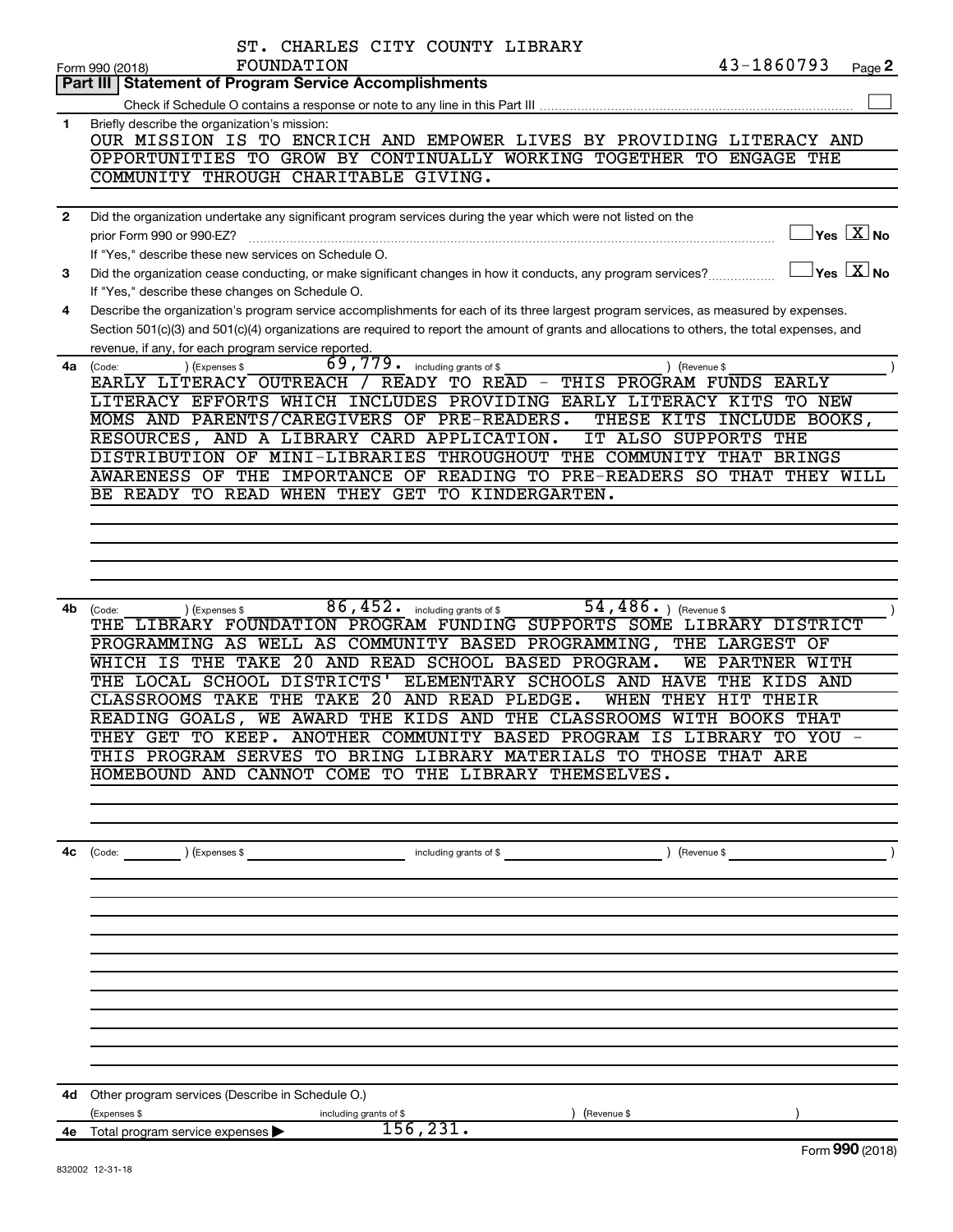ST. CHARLES CITY COUNTY LIBRARY FOUNDATION 43-1860793

Form 990 (2018) Page 2

## Part III Statement of Program Service Accomplishments

Check if Schedule O contains a response or note to any line in this Part III ☐

**1** Briefly describe the organization's mission:

OUR MISSION IS TO ENCRICH AND EMPOWER LIVES BY PROVIDING LITERACY AND OPPORTUNITIES TO GROW BY CONTINUALLY WORKING TOGETHER TO ENGAGE THE COMMUNITY THROUGH CHARITABLE GIVING.

**2** Did the organization undertake any significant program services during the year which were not listed on the prior Form 990 or 990-EZ? ☐ Yes ☒ No

If "Yes," describe these new services on Schedule O.

**3** Did the organization cease conducting, or make significant changes in how it conducts, any program services? ☐ Yes ☒ No

If "Yes," describe these changes on Schedule O.

**4** Describe the organization's program service accomplishments for each of its three largest program services, as measured by expenses. Section 501(c)(3) and 501(c)(4) organizations are required to report the amount of grants and allocations to others, the total expenses, and revenue, if any, for each program service reported.

**4a** (Code: ) (Expenses $ 69,779. including grants of $ ) (Revenue $ )

EARLY LITERACY OUTREACH / READY TO READ - THIS PROGRAM FUNDS EARLY LITERACY EFFORTS WHICH INCLUDES PROVIDING EARLY LITERACY KITS TO NEW MOMS AND PARENTS/CAREGIVERS OF PRE-READERS. THESE KITS INCLUDE BOOKS, RESOURCES, AND A LIBRARY CARD APPLICATION. IT ALSO SUPPORTS THE DISTRIBUTION OF MINI-LIBRARIES THROUGHOUT THE COMMUNITY THAT BRINGS AWARENESS OF THE IMPORTANCE OF READING TO PRE-READERS SO THAT THEY WILL BE READY TO READ WHEN THEY GET TO KINDERGARTEN.

**4b** (Code: ) (Expenses $ 86,452. including grants of $ 54,486. ) (Revenue $ )

THE LIBRARY FOUNDATION PROGRAM FUNDING SUPPORTS SOME LIBRARY DISTRICT PROGRAMMING AS WELL AS COMMUNITY BASED PROGRAMMING, THE LARGEST OF WHICH IS THE TAKE 20 AND READ SCHOOL BASED PROGRAM. WE PARTNER WITH THE LOCAL SCHOOL DISTRICTS' ELEMENTARY SCHOOLS AND HAVE THE KIDS AND CLASSROOMS TAKE THE TAKE 20 AND READ PLEDGE. WHEN THEY HIT THEIR READING GOALS, WE AWARD THE KIDS AND THE CLASSROOMS WITH BOOKS THAT THEY GET TO KEEP. ANOTHER COMMUNITY BASED PROGRAM IS LIBRARY TO YOU - THIS PROGRAM SERVES TO BRING LIBRARY MATERIALS TO THOSE THAT ARE HOMEBOUND AND CANNOT COME TO THE LIBRARY THEMSELVES.

**4c** (Code: ) (Expenses $ including grants of $ ) (Revenue $ )

**4d** Other program services (Describe in Schedule O.)

(Expenses $ including grants of $ ) (Revenue $ )

**4e** Total program service expenses ▶ 156,231.

Form **990** (2018)

832002 12-31-18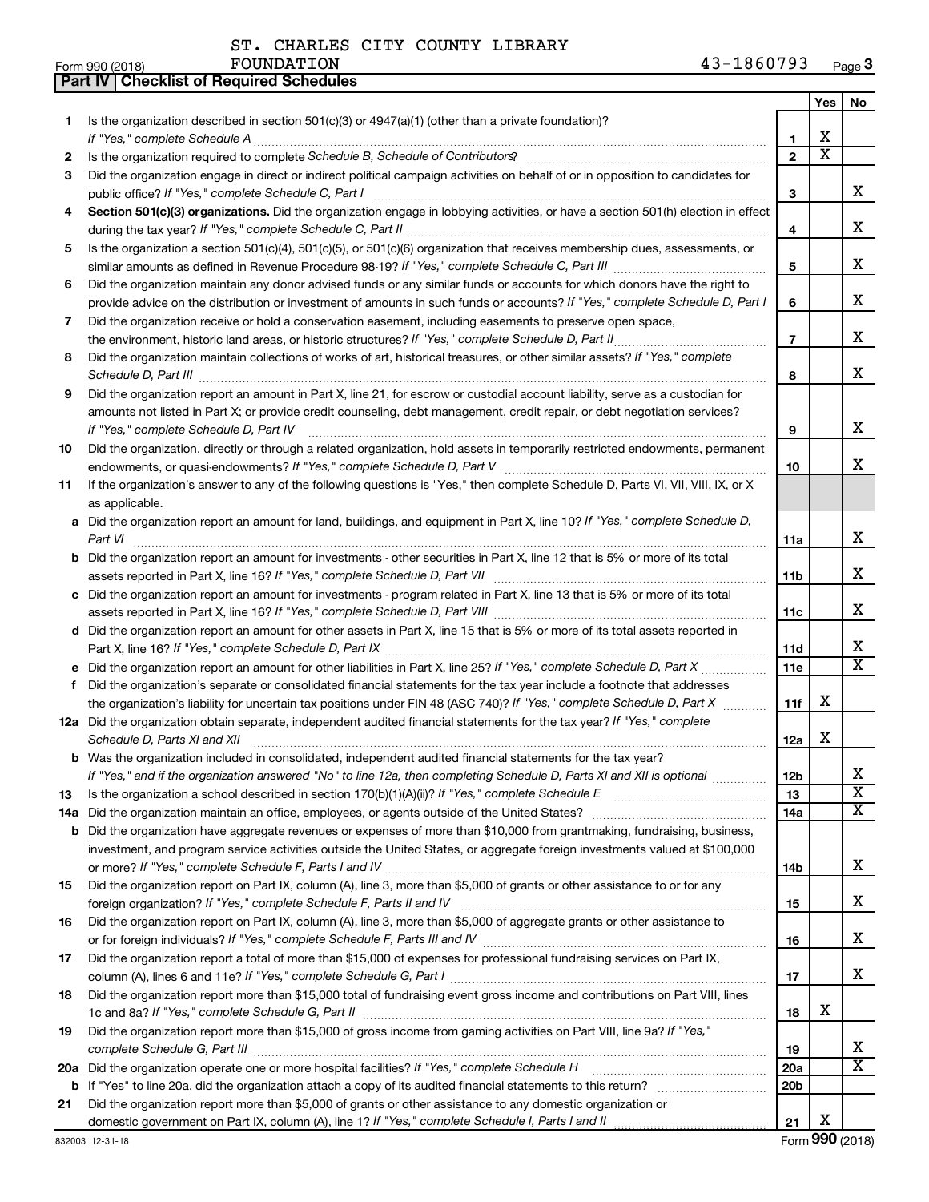ST. CHARLES CITY COUNTY LIBRARY FOUNDATION 43-1860793

## Part IV | Checklist of Required Schedules

| | | | Yes | No |
|---|---|---|---|---|
| 1 | Is the organization described in section 501(c)(3) or 4947(a)(1) (other than a private foundation)? *If "Yes," complete Schedule A* | 1 | X | |
| 2 | Is the organization required to complete *Schedule B, Schedule of Contributors*? | 2 | X | |
| 3 | Did the organization engage in direct or indirect political campaign activities on behalf of or in opposition to candidates for public office? *If "Yes," complete Schedule C, Part I* | 3 | | X |
| 4 | **Section 501(c)(3) organizations.** Did the organization engage in lobbying activities, or have a section 501(h) election in effect during the tax year? *If "Yes," complete Schedule C, Part II* | 4 | | X |
| 5 | Is the organization a section 501(c)(4), 501(c)(5), or 501(c)(6) organization that receives membership dues, assessments, or similar amounts as defined in Revenue Procedure 98-19? *If "Yes," complete Schedule C, Part III* | 5 | | X |
| 6 | Did the organization maintain any donor advised funds or any similar funds or accounts for which donors have the right to provide advice on the distribution or investment of amounts in such funds or accounts? *If "Yes," complete Schedule D, Part I* | 6 | | X |
| 7 | Did the organization receive or hold a conservation easement, including easements to preserve open space, the environment, historic land areas, or historic structures? *If "Yes," complete Schedule D, Part II* | 7 | | X |
| 8 | Did the organization maintain collections of works of art, historical treasures, or other similar assets? *If "Yes," complete Schedule D, Part III* | 8 | | X |
| 9 | Did the organization report an amount in Part X, line 21, for escrow or custodial account liability, serve as a custodian for amounts not listed in Part X; or provide credit counseling, debt management, credit repair, or debt negotiation services? *If "Yes," complete Schedule D, Part IV* | 9 | | X |
| 10 | Did the organization, directly or through a related organization, hold assets in temporarily restricted endowments, permanent endowments, or quasi-endowments? *If "Yes," complete Schedule D, Part V* | 10 | | X |
| 11 | If the organization's answer to any of the following questions is "Yes," then complete Schedule D, Parts VI, VII, VIII, IX, or X as applicable. | | | |
| a | Did the organization report an amount for land, buildings, and equipment in Part X, line 10? *If "Yes," complete Schedule D, Part VI* | 11a | | X |
| b | Did the organization report an amount for investments - other securities in Part X, line 12 that is 5% or more of its total assets reported in Part X, line 16? *If "Yes," complete Schedule D, Part VII* | 11b | | X |
| c | Did the organization report an amount for investments - program related in Part X, line 13 that is 5% or more of its total assets reported in Part X, line 16? *If "Yes," complete Schedule D, Part VIII* | 11c | | X |
| d | Did the organization report an amount for other assets in Part X, line 15 that is 5% or more of its total assets reported in Part X, line 16? *If "Yes," complete Schedule D, Part IX* | 11d | | X |
| e | Did the organization report an amount for other liabilities in Part X, line 25? *If "Yes," complete Schedule D, Part X* | 11e | | X |
| f | Did the organization's separate or consolidated financial statements for the tax year include a footnote that addresses the organization's liability for uncertain tax positions under FIN 48 (ASC 740)? *If "Yes," complete Schedule D, Part X* | 11f | X | |
| 12a | Did the organization obtain separate, independent audited financial statements for the tax year? *If "Yes," complete Schedule D, Parts XI and XII* | 12a | X | |
| b | Was the organization included in consolidated, independent audited financial statements for the tax year? *If "Yes," and if the organization answered "No" to line 12a, then completing Schedule D, Parts XI and XII is optional* | 12b | | X |
| 13 | Is the organization a school described in section 170(b)(1)(A)(ii)? *If "Yes," complete Schedule E* | 13 | | X |
| 14a | Did the organization maintain an office, employees, or agents outside of the United States? | 14a | | X |
| b | Did the organization have aggregate revenues or expenses of more than $10,000 from grantmaking, fundraising, business, investment, and program service activities outside the United States, or aggregate foreign investments valued at $100,000 or more? *If "Yes," complete Schedule F, Parts I and IV* | 14b | | X |
| 15 | Did the organization report on Part IX, column (A), line 3, more than $5,000 of grants or other assistance to or for any foreign organization? *If "Yes," complete Schedule F, Parts II and IV* | 15 | | X |
| 16 | Did the organization report on Part IX, column (A), line 3, more than $5,000 of aggregate grants or other assistance to or for foreign individuals? *If "Yes," complete Schedule F, Parts III and IV* | 16 | | X |
| 17 | Did the organization report a total of more than $15,000 of expenses for professional fundraising services on Part IX, column (A), lines 6 and 11e? *If "Yes," complete Schedule G, Part I* | 17 | | X |
| 18 | Did the organization report more than $15,000 total of fundraising event gross income and contributions on Part VIII, lines 1c and 8a? *If "Yes," complete Schedule G, Part II* | 18 | X | |
| 19 | Did the organization report more than $15,000 of gross income from gaming activities on Part VIII, line 9a? *If "Yes," complete Schedule G, Part III* | 19 | | X |
| 20a | Did the organization operate one or more hospital facilities? *If "Yes," complete Schedule H* | 20a | | X |
| b | If "Yes" to line 20a, did the organization attach a copy of its audited financial statements to this return? | 20b | | |
| 21 | Did the organization report more than $5,000 of grants or other assistance to any domestic organization or domestic government on Part IX, column (A), line 1? *If "Yes," complete Schedule I, Parts I and II* | 21 | X | |

832003 12-31-18 Form **990** (2018)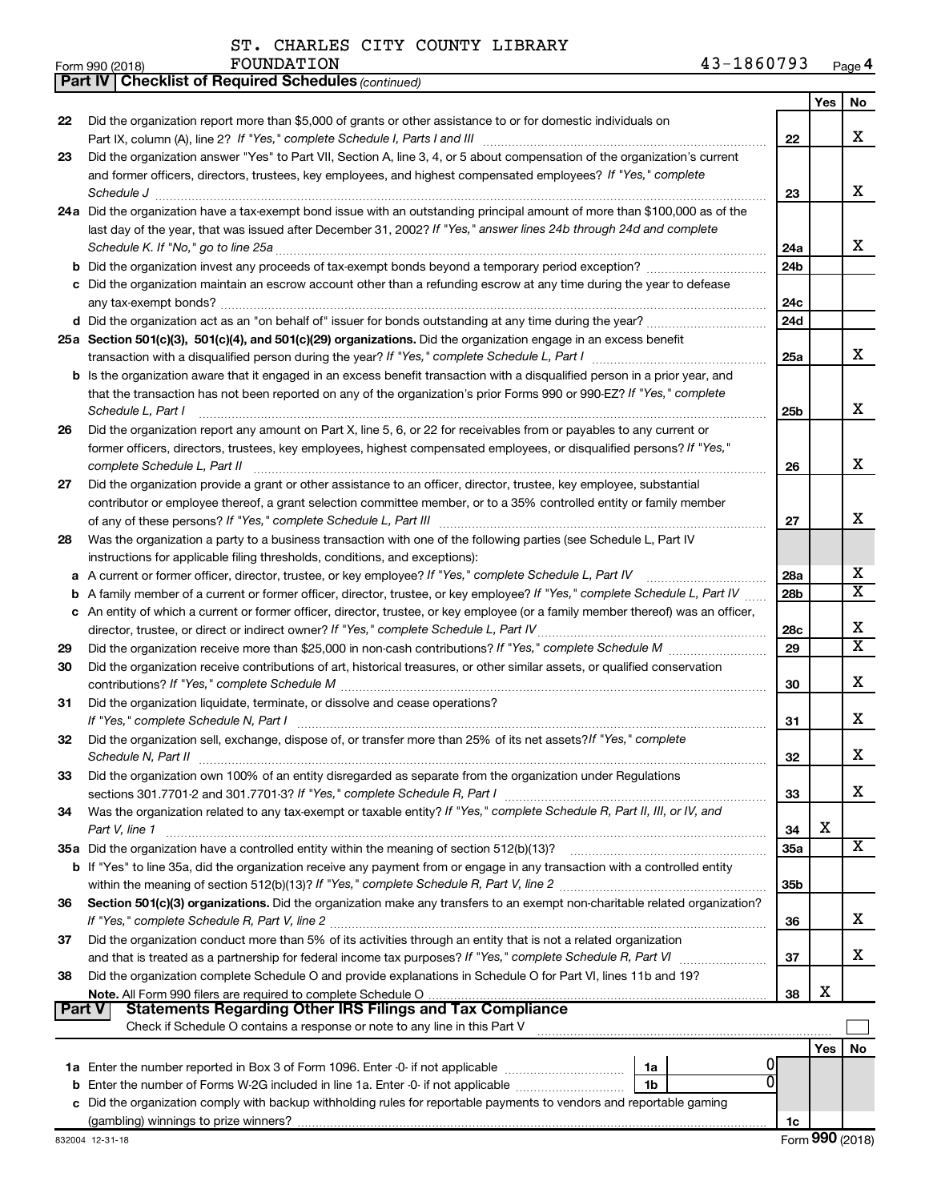ST. CHARLES CITY COUNTY LIBRARY FOUNDATION 43-1860793

Form 990 (2018)

**Part IV | Checklist of Required Schedules** *(continued)*

| | | | Yes | No |
|---|---|---|---|---|
| 22 | Did the organization report more than $5,000 of grants or other assistance to or for domestic individuals on Part IX, column (A), line 2? *If "Yes," complete Schedule I, Parts I and III* | 22 | | X |
| 23 | Did the organization answer "Yes" to Part VII, Section A, line 3, 4, or 5 about compensation of the organization's current and former officers, directors, trustees, key employees, and highest compensated employees? *If "Yes," complete Schedule J* | 23 | | X |
| 24a | Did the organization have a tax-exempt bond issue with an outstanding principal amount of more than $100,000 as of the last day of the year, that was issued after December 31, 2002? *If "Yes," answer lines 24b through 24d and complete Schedule K. If "No," go to line 25a* | 24a | | X |
| b | Did the organization invest any proceeds of tax-exempt bonds beyond a temporary period exception? | 24b | | |
| c | Did the organization maintain an escrow account other than a refunding escrow at any time during the year to defease any tax-exempt bonds? | 24c | | |
| d | Did the organization act as an "on behalf of" issuer for bonds outstanding at any time during the year? | 24d | | |
| 25a | **Section 501(c)(3), 501(c)(4), and 501(c)(29) organizations.** Did the organization engage in an excess benefit transaction with a disqualified person during the year? *If "Yes," complete Schedule L, Part I* | 25a | | X |
| b | Is the organization aware that it engaged in an excess benefit transaction with a disqualified person in a prior year, and that the transaction has not been reported on any of the organization's prior Forms 990 or 990-EZ? *If "Yes," complete Schedule L, Part I* | 25b | | X |
| 26 | Did the organization report any amount on Part X, line 5, 6, or 22 for receivables from or payables to any current or former officers, directors, trustees, key employees, highest compensated employees, or disqualified persons? *If "Yes," complete Schedule L, Part II* | 26 | | X |
| 27 | Did the organization provide a grant or other assistance to an officer, director, trustee, key employee, substantial contributor or employee thereof, a grant selection committee member, or to a 35% controlled entity or family member of any of these persons? *If "Yes," complete Schedule L, Part III* | 27 | | X |
| 28 | Was the organization a party to a business transaction with one of the following parties (see Schedule L, Part IV instructions for applicable filing thresholds, conditions, and exceptions): | | | |
| a | A current or former officer, director, trustee, or key employee? *If "Yes," complete Schedule L, Part IV* | 28a | | X |
| b | A family member of a current or former officer, director, trustee, or key employee? *If "Yes," complete Schedule L, Part IV* | 28b | | X |
| c | An entity of which a current or former officer, director, trustee, or key employee (or a family member thereof) was an officer, director, trustee, or direct or indirect owner? *If "Yes," complete Schedule L, Part IV* | 28c | | X |
| 29 | Did the organization receive more than $25,000 in non-cash contributions? *If "Yes," complete Schedule M* | 29 | | X |
| 30 | Did the organization receive contributions of art, historical treasures, or other similar assets, or qualified conservation contributions? *If "Yes," complete Schedule M* | 30 | | X |
| 31 | Did the organization liquidate, terminate, or dissolve and cease operations? *If "Yes," complete Schedule N, Part I* | 31 | | X |
| 32 | Did the organization sell, exchange, dispose of, or transfer more than 25% of its net assets? *If "Yes," complete Schedule N, Part II* | 32 | | X |
| 33 | Did the organization own 100% of an entity disregarded as separate from the organization under Regulations sections 301.7701-2 and 301.7701-3? *If "Yes," complete Schedule R, Part I* | 33 | | X |
| 34 | Was the organization related to any tax-exempt or taxable entity? *If "Yes," complete Schedule R, Part II, III, or IV, and Part V, line 1* | 34 | X | |
| 35a | Did the organization have a controlled entity within the meaning of section 512(b)(13)? | 35a | | X |
| b | If "Yes" to line 35a, did the organization receive any payment from or engage in any transaction with a controlled entity within the meaning of section 512(b)(13)? *If "Yes," complete Schedule R, Part V, line 2* | 35b | | |
| 36 | **Section 501(c)(3) organizations.** Did the organization make any transfers to an exempt non-charitable related organization? *If "Yes," complete Schedule R, Part V, line 2* | 36 | | X |
| 37 | Did the organization conduct more than 5% of its activities through an entity that is not a related organization and that is treated as a partnership for federal income tax purposes? *If "Yes," complete Schedule R, Part VI* | 37 | | X |
| 38 | Did the organization complete Schedule O and provide explanations in Schedule O for Part VI, lines 11b and 19? **Note.** All Form 990 filers are required to complete Schedule O | 38 | X | |

**Part V | Statements Regarding Other IRS Filings and Tax Compliance**

Check if Schedule O contains a response or note to any line in this Part V ☐

| | | | | | Yes | No |
|---|---|---|---|---|---|---|
| 1a | Enter the number reported in Box 3 of Form 1096. Enter -0- if not applicable | 1a | 0 | | | |
| b | Enter the number of Forms W-2G included in line 1a. Enter -0- if not applicable | 1b | 0 | | | |
| c | Did the organization comply with backup withholding rules for reportable payments to vendors and reportable gaming (gambling) winnings to prize winners? | | | 1c | | |

832004 12-31-18 Form **990** (2018)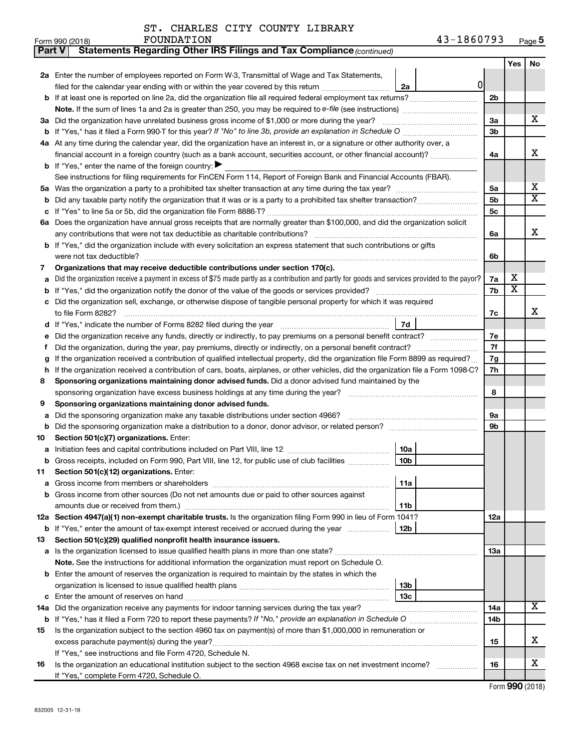ST. CHARLES CITY COUNTY LIBRARY FOUNDATION 43-1860793

Form 990 (2018)

**Part V — Statements Regarding Other IRS Filings and Tax Compliance** *(continued)*

| | | | | | Yes | No |
|---|---|---|---|---|---|---|
| **2a** | Enter the number of employees reported on Form W-3, Transmittal of Wage and Tax Statements, filed for the calendar year ending with or within the year covered by this return | 2a | 0 | | | |
| **b** | If at least one is reported on line 2a, did the organization file all required federal employment tax returns? | | | 2b | | |
| | **Note.** If the sum of lines 1a and 2a is greater than 250, you may be required to *e-file* (see instructions) | | | | | |
| **3a** | Did the organization have unrelated business gross income of $1,000 or more during the year? | | | 3a | | X |
| **b** | If "Yes," has it filed a Form 990-T for this year? *If "No" to line 3b, provide an explanation in Schedule O* | | | 3b | | |
| **4a** | At any time during the calendar year, did the organization have an interest in, or a signature or other authority over, a financial account in a foreign country (such as a bank account, securities account, or other financial account)? | | | 4a | | X |
| **b** | If "Yes," enter the name of the foreign country: ▶ | | | | | |
| | See instructions for filing requirements for FinCEN Form 114, Report of Foreign Bank and Financial Accounts (FBAR). | | | | | |
| **5a** | Was the organization a party to a prohibited tax shelter transaction at any time during the tax year? | | | 5a | | X |
| **b** | Did any taxable party notify the organization that it was or is a party to a prohibited tax shelter transaction? | | | 5b | | X |
| **c** | If "Yes" to line 5a or 5b, did the organization file Form 8886-T? | | | 5c | | |
| **6a** | Does the organization have annual gross receipts that are normally greater than $100,000, and did the organization solicit any contributions that were not tax deductible as charitable contributions? | | | 6a | | X |
| **b** | If "Yes," did the organization include with every solicitation an express statement that such contributions or gifts were not tax deductible? | | | 6b | | |
| **7** | **Organizations that may receive deductible contributions under section 170(c).** | | | | | |
| **a** | Did the organization receive a payment in excess of $75 made partly as a contribution and partly for goods and services provided to the payor? | | | 7a | X | |
| **b** | If "Yes," did the organization notify the donor of the value of the goods or services provided? | | | 7b | X | |
| **c** | Did the organization sell, exchange, or otherwise dispose of tangible personal property for which it was required to file Form 8282? | | | 7c | | X |
| **d** | If "Yes," indicate the number of Forms 8282 filed during the year | 7d | | | | |
| **e** | Did the organization receive any funds, directly or indirectly, to pay premiums on a personal benefit contract? | | | 7e | | |
| **f** | Did the organization, during the year, pay premiums, directly or indirectly, on a personal benefit contract? | | | 7f | | |
| **g** | If the organization received a contribution of qualified intellectual property, did the organization file Form 8899 as required? | | | 7g | | |
| **h** | If the organization received a contribution of cars, boats, airplanes, or other vehicles, did the organization file a Form 1098-C? | | | 7h | | |
| **8** | **Sponsoring organizations maintaining donor advised funds.** Did a donor advised fund maintained by the sponsoring organization have excess business holdings at any time during the year? | | | 8 | | |
| **9** | **Sponsoring organizations maintaining donor advised funds.** | | | | | |
| **a** | Did the sponsoring organization make any taxable distributions under section 4966? | | | 9a | | |
| **b** | Did the sponsoring organization make a distribution to a donor, donor advisor, or related person? | | | 9b | | |
| **10** | **Section 501(c)(7) organizations.** Enter: | | | | | |
| **a** | Initiation fees and capital contributions included on Part VIII, line 12 | 10a | | | | |
| **b** | Gross receipts, included on Form 990, Part VIII, line 12, for public use of club facilities | 10b | | | | |
| **11** | **Section 501(c)(12) organizations.** Enter: | | | | | |
| **a** | Gross income from members or shareholders | 11a | | | | |
| **b** | Gross income from other sources (Do not net amounts due or paid to other sources against amounts due or received from them.) | 11b | | | | |
| **12a** | **Section 4947(a)(1) non-exempt charitable trusts.** Is the organization filing Form 990 in lieu of Form 1041? | | | 12a | | |
| **b** | If "Yes," enter the amount of tax-exempt interest received or accrued during the year | 12b | | | | |
| **13** | **Section 501(c)(29) qualified nonprofit health insurance issuers.** | | | | | |
| **a** | Is the organization licensed to issue qualified health plans in more than one state? | | | 13a | | |
| | **Note.** See the instructions for additional information the organization must report on Schedule O. | | | | | |
| **b** | Enter the amount of reserves the organization is required to maintain by the states in which the organization is licensed to issue qualified health plans | 13b | | | | |
| **c** | Enter the amount of reserves on hand | 13c | | | | |
| **14a** | Did the organization receive any payments for indoor tanning services during the tax year? | | | 14a | | X |
| **b** | If "Yes," has it filed a Form 720 to report these payments? *If "No," provide an explanation in Schedule O* | | | 14b | | |
| **15** | Is the organization subject to the section 4960 tax on payment(s) of more than $1,000,000 in remuneration or excess parachute payment(s) during the year? | | | 15 | | X |
| | If "Yes," see instructions and file Form 4720, Schedule N. | | | | | |
| **16** | Is the organization an educational institution subject to the section 4968 excise tax on net investment income? | | | 16 | | X |
| | If "Yes," complete Form 4720, Schedule O. | | | | | |

Form **990** (2018)

832005 12-31-18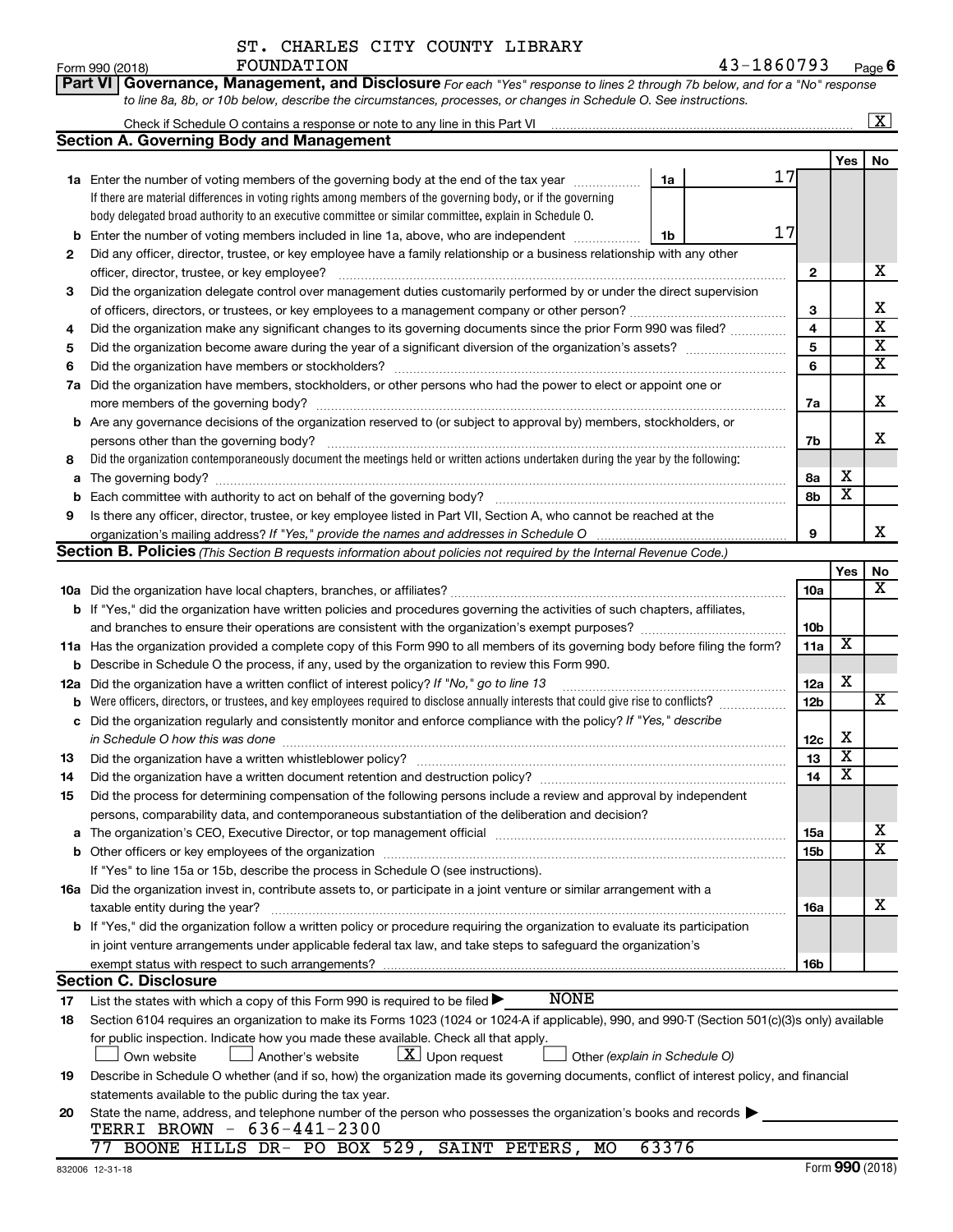ST. CHARLES CITY COUNTY LIBRARY FOUNDATION 43-1860793

Form 990 (2018) Page 6

**Part VI Governance, Management, and Disclosure** *For each "Yes" response to lines 2 through 7b below, and for a "No" response to line 8a, 8b, or 10b below, describe the circumstances, processes, or changes in Schedule O. See instructions.*

Check if Schedule O contains a response or note to any line in this Part VI ... [X]

## Section A. Governing Body and Management

| | | | | Yes | No |
|---|---|---|---|---|---|
| **1a** | Enter the number of voting members of the governing body at the end of the tax year ... 1a: 17 | | | | |
| | If there are material differences in voting rights among members of the governing body, or if the governing body delegated broad authority to an executive committee or similar committee, explain in Schedule O. | | | | |
| **b** | Enter the number of voting members included in line 1a, above, who are independent ... 1b: 17 | | | | |
| **2** | Did any officer, director, trustee, or key employee have a family relationship or a business relationship with any other officer, director, trustee, or key employee? | | 2 | | X |
| **3** | Did the organization delegate control over management duties customarily performed by or under the direct supervision of officers, directors, or trustees, or key employees to a management company or other person? | | 3 | | X |
| **4** | Did the organization make any significant changes to its governing documents since the prior Form 990 was filed? | | 4 | | X |
| **5** | Did the organization become aware during the year of a significant diversion of the organization's assets? | | 5 | | X |
| **6** | Did the organization have members or stockholders? | | 6 | | X |
| **7a** | Did the organization have members, stockholders, or other persons who had the power to elect or appoint one or more members of the governing body? | | 7a | | X |
| **b** | Are any governance decisions of the organization reserved to (or subject to approval by) members, stockholders, or persons other than the governing body? | | 7b | | X |
| **8** | Did the organization contemporaneously document the meetings held or written actions undertaken during the year by the following: | | | | |
| **a** | The governing body? | | 8a | X | |
| **b** | Each committee with authority to act on behalf of the governing body? | | 8b | X | |
| **9** | Is there any officer, director, trustee, or key employee listed in Part VII, Section A, who cannot be reached at the organization's mailing address? *If "Yes," provide the names and addresses in Schedule O* | | 9 | | X |

## Section B. Policies *(This Section B requests information about policies not required by the Internal Revenue Code.)*

| | | | Yes | No |
|---|---|---|---|---|
| **10a** | Did the organization have local chapters, branches, or affiliates? | 10a | | X |
| **b** | If "Yes," did the organization have written policies and procedures governing the activities of such chapters, affiliates, and branches to ensure their operations are consistent with the organization's exempt purposes? | 10b | | |
| **11a** | Has the organization provided a complete copy of this Form 990 to all members of its governing body before filing the form? | 11a | X | |
| **b** | Describe in Schedule O the process, if any, used by the organization to review this Form 990. | | | |
| **12a** | Did the organization have a written conflict of interest policy? *If "No," go to line 13* | 12a | X | |
| **b** | Were officers, directors, or trustees, and key employees required to disclose annually interests that could give rise to conflicts? | 12b | | X |
| **c** | Did the organization regularly and consistently monitor and enforce compliance with the policy? *If "Yes," describe in Schedule O how this was done* | 12c | X | |
| **13** | Did the organization have a written whistleblower policy? | 13 | X | |
| **14** | Did the organization have a written document retention and destruction policy? | 14 | X | |
| **15** | Did the process for determining compensation of the following persons include a review and approval by independent persons, comparability data, and contemporaneous substantiation of the deliberation and decision? | | | |
| **a** | The organization's CEO, Executive Director, or top management official | 15a | | X |
| **b** | Other officers or key employees of the organization | 15b | | X |
| | If "Yes" to line 15a or 15b, describe the process in Schedule O (see instructions). | | | |
| **16a** | Did the organization invest in, contribute assets to, or participate in a joint venture or similar arrangement with a taxable entity during the year? | 16a | | X |
| **b** | If "Yes," did the organization follow a written policy or procedure requiring the organization to evaluate its participation in joint venture arrangements under applicable federal tax law, and take steps to safeguard the organization's exempt status with respect to such arrangements? | 16b | | |

## Section C. Disclosure

**17** List the states with which a copy of this Form 990 is required to be filed ▶ NONE

**18** Section 6104 requires an organization to make its Forms 1023 (1024 or 1024-A if applicable), 990, and 990-T (Section 501(c)(3)s only) available for public inspection. Indicate how you made these available. Check all that apply.

[ ] Own website [ ] Another's website [X] Upon request [ ] Other *(explain in Schedule O)*

**19** Describe in Schedule O whether (and if so, how) the organization made its governing documents, conflict of interest policy, and financial statements available to the public during the tax year.

**20** State the name, address, and telephone number of the person who possesses the organization's books and records ▶

TERRI BROWN - 636-441-2300

77 BOONE HILLS DR- PO BOX 529, SAINT PETERS, MO 63376

832006 12-31-18 Form **990** (2018)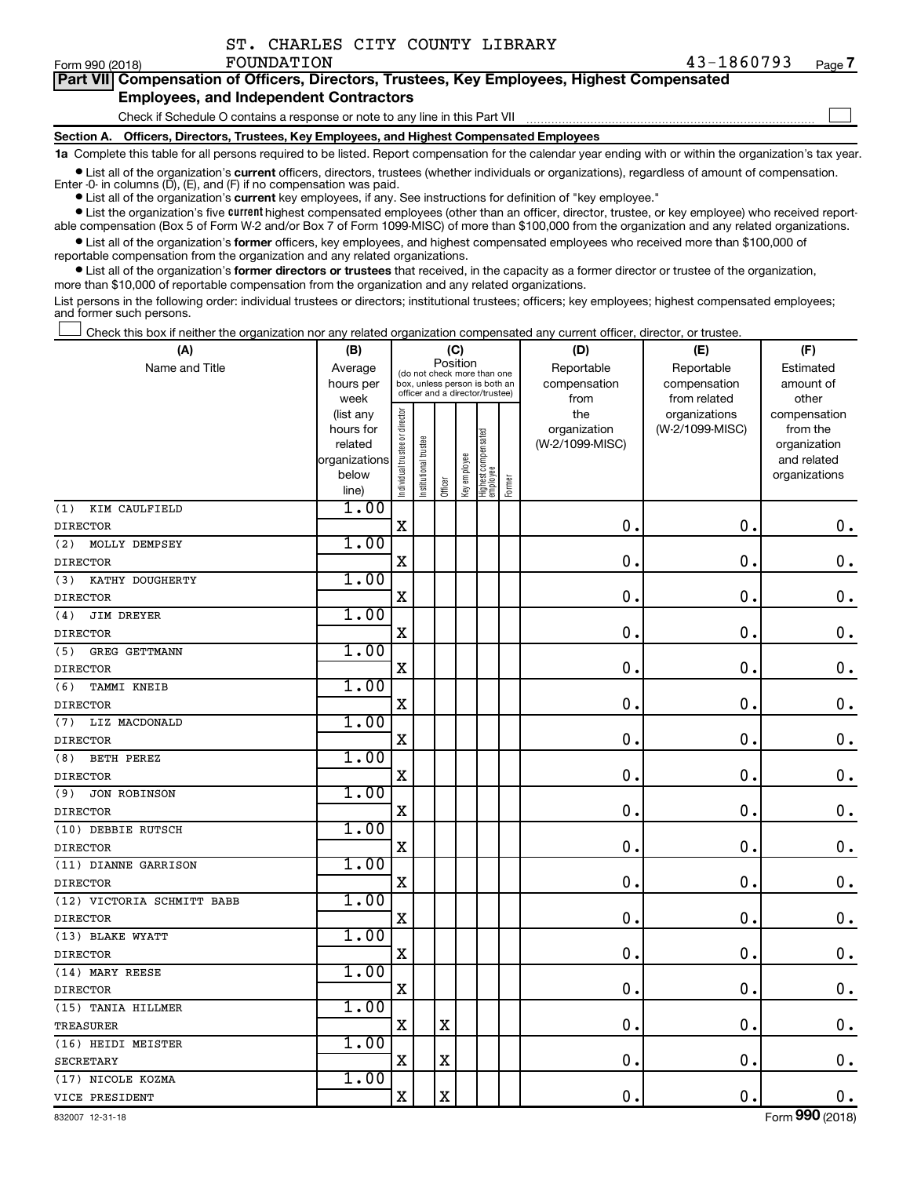ST. CHARLES CITY COUNTY LIBRARY FOUNDATION

Form 990 (2018) 43-1860793 Page 7

**Part VII Compensation of Officers, Directors, Trustees, Key Employees, Highest Compensated Employees, and Independent Contractors**

Check if Schedule O contains a response or note to any line in this Part VII ☐

**Section A. Officers, Directors, Trustees, Key Employees, and Highest Compensated Employees**

**1a** Complete this table for all persons required to be listed. Report compensation for the calendar year ending with or within the organization's tax year.

- List all of the organization's **current** officers, directors, trustees (whether individuals or organizations), regardless of amount of compensation. Enter -0- in columns (D), (E), and (F) if no compensation was paid.
- List all of the organization's **current** key employees, if any. See instructions for definition of "key employee."
- List the organization's five **current** highest compensated employees (other than an officer, director, trustee, or key employee) who received reportable compensation (Box 5 of Form W-2 and/or Box 7 of Form 1099-MISC) of more than $100,000 from the organization and any related organizations.
- List all of the organization's **former** officers, key employees, and highest compensated employees who received more than $100,000 of reportable compensation from the organization and any related organizations.
- List all of the organization's **former directors or trustees** that received, in the capacity as a former director or trustee of the organization, more than $10,000 of reportable compensation from the organization and any related organizations.

List persons in the following order: individual trustees or directors; institutional trustees; officers; key employees; highest compensated employees; and former such persons.

☐ Check this box if neither the organization nor any related organization compensated any current officer, director, or trustee.

| (A) Name and Title | (B) Average hours per week (list any hours for related organizations below line) | (C) Position: Individual trustee or director | Institutional trustee | Officer | Key employee | Highest compensated employee | Former | (D) Reportable compensation from the organization (W-2/1099-MISC) | (E) Reportable compensation from related organizations (W-2/1099-MISC) | (F) Estimated amount of other compensation from the organization and related organizations |
|---|---|---|---|---|---|---|---|---|---|---|
| (1) KIM CAULFIELD<br>DIRECTOR | 1.00 | X | | | | | | 0. | 0. | 0. |
| (2) MOLLY DEMPSEY<br>DIRECTOR | 1.00 | X | | | | | | 0. | 0. | 0. |
| (3) KATHY DOUGHERTY<br>DIRECTOR | 1.00 | X | | | | | | 0. | 0. | 0. |
| (4) JIM DREYER<br>DIRECTOR | 1.00 | X | | | | | | 0. | 0. | 0. |
| (5) GREG GETTMANN<br>DIRECTOR | 1.00 | X | | | | | | 0. | 0. | 0. |
| (6) TAMMI KNEIB<br>DIRECTOR | 1.00 | X | | | | | | 0. | 0. | 0. |
| (7) LIZ MACDONALD<br>DIRECTOR | 1.00 | X | | | | | | 0. | 0. | 0. |
| (8) BETH PEREZ<br>DIRECTOR | 1.00 | X | | | | | | 0. | 0. | 0. |
| (9) JON ROBINSON<br>DIRECTOR | 1.00 | X | | | | | | 0. | 0. | 0. |
| (10) DEBBIE RUTSCH<br>DIRECTOR | 1.00 | X | | | | | | 0. | 0. | 0. |
| (11) DIANNE GARRISON<br>DIRECTOR | 1.00 | X | | | | | | 0. | 0. | 0. |
| (12) VICTORIA SCHMITT BABB<br>DIRECTOR | 1.00 | X | | | | | | 0. | 0. | 0. |
| (13) BLAKE WYATT<br>DIRECTOR | 1.00 | X | | | | | | 0. | 0. | 0. |
| (14) MARY REESE<br>DIRECTOR | 1.00 | X | | | | | | 0. | 0. | 0. |
| (15) TANIA HILLMER<br>TREASURER | 1.00 | X | | X | | | | 0. | 0. | 0. |
| (16) HEIDI MEISTER<br>SECRETARY | 1.00 | X | | X | | | | 0. | 0. | 0. |
| (17) NICOLE KOZMA<br>VICE PRESIDENT | 1.00 | X | | X | | | | 0. | 0. | 0. |

832007 12-31-18 Form 990 (2018)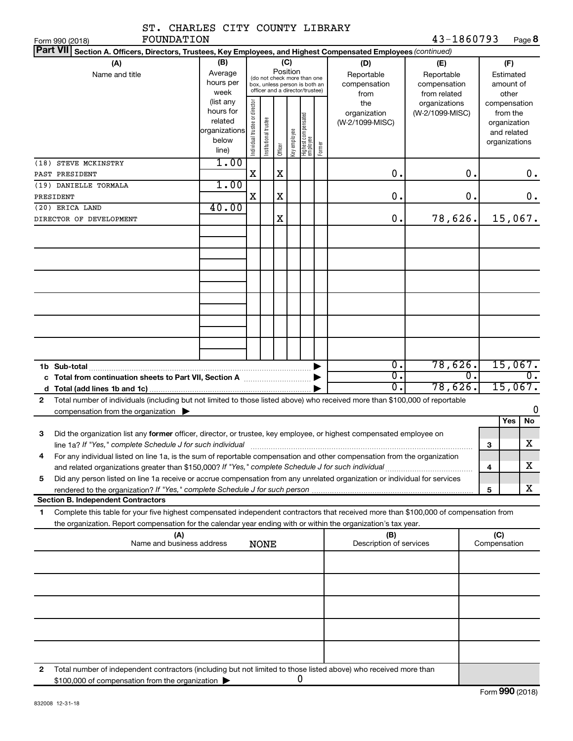ST. CHARLES CITY COUNTY LIBRARY FOUNDATION

43-1860793

Form 990 (2018)

**Part VII Section A. Officers, Directors, Trustees, Key Employees, and Highest Compensated Employees** *(continued)*

| (A) Name and title | (B) Average hours per week (list any hours for related organizations below line) | (C) Position: Individual trustee or director | Institutional trustee | Officer | Key employee | Highest compensated employee | Former | (D) Reportable compensation from the organization (W-2/1099-MISC) | (E) Reportable compensation from related organizations (W-2/1099-MISC) | (F) Estimated amount of other compensation from the organization and related organizations |
|---|---|---|---|---|---|---|---|---|---|---|
| (18) STEVE MCKINSTRY<br>PAST PRESIDENT | 1.00 | X | | X | | | | 0. | 0. | 0. |
| (19) DANIELLE TORMALA<br>PRESIDENT | 1.00 | X | | X | | | | 0. | 0. | 0. |
| (20) ERICA LAND<br>DIRECTOR OF DEVELOPMENT | 40.00 | | | X | | | | 0. | 78,626. | 15,067. |
| | | | | | | | | | | |
| | | | | | | | | | | |
| | | | | | | | | | | |
| | | | | | | | | | | |
| | | | | | | | | | | |
| | | | | | | | | | | |
| **1b Sub-total** | | | | | | | | 0. | 78,626. | 15,067. |
| **c Total from continuation sheets to Part VII, Section A** | | | | | | | | 0. | 0. | 0. |
| **d Total (add lines 1b and 1c)** | | | | | | | | 0. | 78,626. | 15,067. |

**2** Total number of individuals (including but not limited to those listed above) who received more than $100,000 of reportable compensation from the organization ▶ 0

| | | Yes | No |
|---|---|---|---|
| **3** Did the organization list any **former** officer, director, or trustee, key employee, or highest compensated employee on line 1a? *If "Yes," complete Schedule J for such individual* | 3 | | X |
| **4** For any individual listed on line 1a, is the sum of reportable compensation and other compensation from the organization and related organizations greater than $150,000? *If "Yes," complete Schedule J for such individual* | 4 | | X |
| **5** Did any person listed on line 1a receive or accrue compensation from any unrelated organization or individual for services rendered to the organization? *If "Yes," complete Schedule J for such person* | 5 | | X |

**Section B. Independent Contractors**

**1** Complete this table for your five highest compensated independent contractors that received more than $100,000 of compensation from the organization. Report compensation for the calendar year ending with or within the organization's tax year.

| (A) Name and business address | (B) Description of services | (C) Compensation |
|---|---|---|
| NONE | | |
| | | |
| | | |
| | | |
| | | |
| | | |

**2** Total number of independent contractors (including but not limited to those listed above) who received more than $100,000 of compensation from the organization ▶ 0

832008 12-31-18

Form **990** (2018)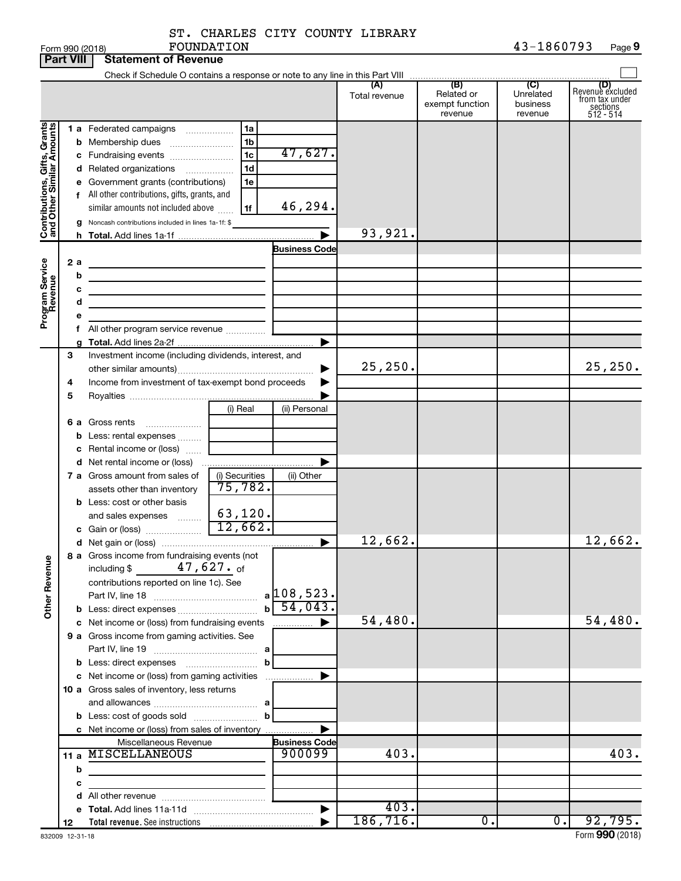ST. CHARLES CITY COUNTY LIBRARY FOUNDATION 43-1860793

Form 990 (2018)

## Part VIII Statement of Revenue

Check if Schedule O contains a response or note to any line in this Part VIII

| | | | | (A) Total revenue | (B) Related or exempt function revenue | (C) Unrelated business revenue | (D) Revenue excluded from tax under sections 512 - 514 |
|---|---|---|---|---|---|---|---|
| **Contributions, Gifts, Grants and Other Similar Amounts** | 1 a | Federated campaigns | 1a | | | | |
| | b | Membership dues | 1b | | | | |
| | c | Fundraising events | 1c 47,627. | | | | |
| | d | Related organizations | 1d | | | | |
| | e | Government grants (contributions) | 1e | | | | |
| | f | All other contributions, gifts, grants, and similar amounts not included above | 1f 46,294. | | | | |
| | g | Noncash contributions included in lines 1a-1f: $ | | | | | |
| | h | **Total.** Add lines 1a-1f | | 93,921. | | | |
| **Program Service Revenue** | | | Business Code | | | | |
| | 2 a | | | | | | |
| | b | | | | | | |
| | c | | | | | | |
| | d | | | | | | |
| | e | | | | | | |
| | f | All other program service revenue | | | | | |
| | g | **Total.** Add lines 2a-2f | | | | | |
| **Other Revenue** | 3 | Investment income (including dividends, interest, and other similar amounts) | | 25,250. | | | 25,250. |
| | 4 | Income from investment of tax-exempt bond proceeds | | | | | |
| | 5 | Royalties | | | | | |
| | | | (i) Real / (ii) Personal | | | | |
| | 6 a | Gross rents | | | | | |
| | b | Less: rental expenses | | | | | |
| | c | Rental income or (loss) | | | | | |
| | d | Net rental income or (loss) | | | | | |
| | | | (i) Securities / (ii) Other | | | | |
| | 7 a | Gross amount from sales of assets other than inventory | 75,782. / | | | | |
| | b | Less: cost or other basis and sales expenses | 63,120. / | | | | |
| | c | Gain or (loss) | 12,662. / | | | | |
| | d | Net gain or (loss) | | 12,662. | | | 12,662. |
| | 8 a | Gross income from fundraising events (not including $ 47,627. of contributions reported on line 1c). See Part IV, line 18 | a 108,523. | | | | |
| | b | Less: direct expenses | b 54,043. | | | | |
| | c | Net income or (loss) from fundraising events | | 54,480. | | | 54,480. |
| | 9 a | Gross income from gaming activities. See Part IV, line 19 | a | | | | |
| | b | Less: direct expenses | b | | | | |
| | c | Net income or (loss) from gaming activities | | | | | |
| | 10 a | Gross sales of inventory, less returns and allowances | a | | | | |
| | b | Less: cost of goods sold | b | | | | |
| | c | Net income or (loss) from sales of inventory | | | | | |
| | | Miscellaneous Revenue | Business Code | | | | |
| | 11 a | MISCELLANEOUS | 900099 | 403. | | | 403. |
| | b | | | | | | |
| | c | | | | | | |
| | d | All other revenue | | | | | |
| | e | **Total.** Add lines 11a-11d | | 403. | | | |
| | 12 | **Total revenue.** See instructions | | 186,716. | 0. | 0. | 92,795. |

832009 12-31-18

Form **990** (2018)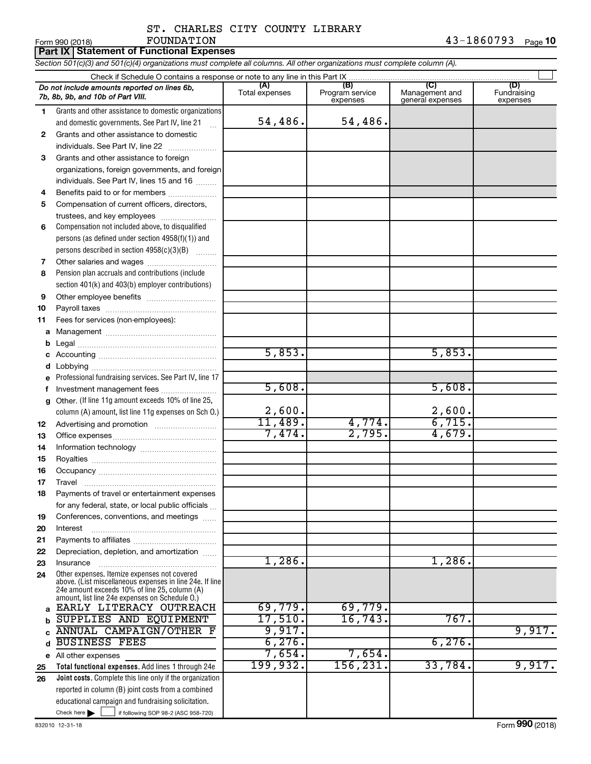ST. CHARLES CITY COUNTY LIBRARY FOUNDATION

Form 990 (2018) 43-1860793 Page 10

**Part IX | Statement of Functional Expenses**

*Section 501(c)(3) and 501(c)(4) organizations must complete all columns. All other organizations must complete column (A).*

Check if Schedule O contains a response or note to any line in this Part IX

| | *Do not include amounts reported on lines 6b, 7b, 8b, 9b, and 10b of Part VIII.* | (A) Total expenses | (B) Program service expenses | (C) Management and general expenses | (D) Fundraising expenses |
|---|---|---|---|---|---|
| 1 | Grants and other assistance to domestic organizations and domestic governments. See Part IV, line 21 | 54,486. | 54,486. | | |
| 2 | Grants and other assistance to domestic individuals. See Part IV, line 22 | | | | |
| 3 | Grants and other assistance to foreign organizations, foreign governments, and foreign individuals. See Part IV, lines 15 and 16 | | | | |
| 4 | Benefits paid to or for members | | | | |
| 5 | Compensation of current officers, directors, trustees, and key employees | | | | |
| 6 | Compensation not included above, to disqualified persons (as defined under section 4958(f)(1)) and persons described in section 4958(c)(3)(B) | | | | |
| 7 | Other salaries and wages | | | | |
| 8 | Pension plan accruals and contributions (include section 401(k) and 403(b) employer contributions) | | | | |
| 9 | Other employee benefits | | | | |
| 10 | Payroll taxes | | | | |
| 11 | Fees for services (non-employees): | | | | |
| a | Management | | | | |
| b | Legal | | | | |
| c | Accounting | 5,853. | | 5,853. | |
| d | Lobbying | | | | |
| e | Professional fundraising services. See Part IV, line 17 | | | | |
| f | Investment management fees | 5,608. | | 5,608. | |
| g | Other. (If line 11g amount exceeds 10% of line 25, column (A) amount, list line 11g expenses on Sch O.) | 2,600. | | 2,600. | |
| 12 | Advertising and promotion | 11,489. | 4,774. | 6,715. | |
| 13 | Office expenses | 7,474. | 2,795. | 4,679. | |
| 14 | Information technology | | | | |
| 15 | Royalties | | | | |
| 16 | Occupancy | | | | |
| 17 | Travel | | | | |
| 18 | Payments of travel or entertainment expenses for any federal, state, or local public officials | | | | |
| 19 | Conferences, conventions, and meetings | | | | |
| 20 | Interest | | | | |
| 21 | Payments to affiliates | | | | |
| 22 | Depreciation, depletion, and amortization | | | | |
| 23 | Insurance | 1,286. | | 1,286. | |
| 24 | Other expenses. Itemize expenses not covered above. (List miscellaneous expenses in line 24e. If line 24e amount exceeds 10% of line 25, column (A) amount, list line 24e expenses on Schedule O.) | | | | |
| a | EARLY LITERACY OUTREACH | 69,779. | 69,779. | | |
| b | SUPPLIES AND EQUIPMENT | 17,510. | 16,743. | 767. | |
| c | ANNUAL CAMPAIGN/OTHER F | 9,917. | | | 9,917. |
| d | BUSINESS FEES | 6,276. | | 6,276. | |
| e | All other expenses | 7,654. | 7,654. | | |
| 25 | **Total functional expenses.** Add lines 1 through 24e | 199,932. | 156,231. | 33,784. | 9,917. |
| 26 | **Joint costs.** Complete this line only if the organization reported in column (B) joint costs from a combined educational campaign and fundraising solicitation. Check here ☐ if following SOP 98-2 (ASC 958-720) | | | | |

832010 12-31-18 Form **990** (2018)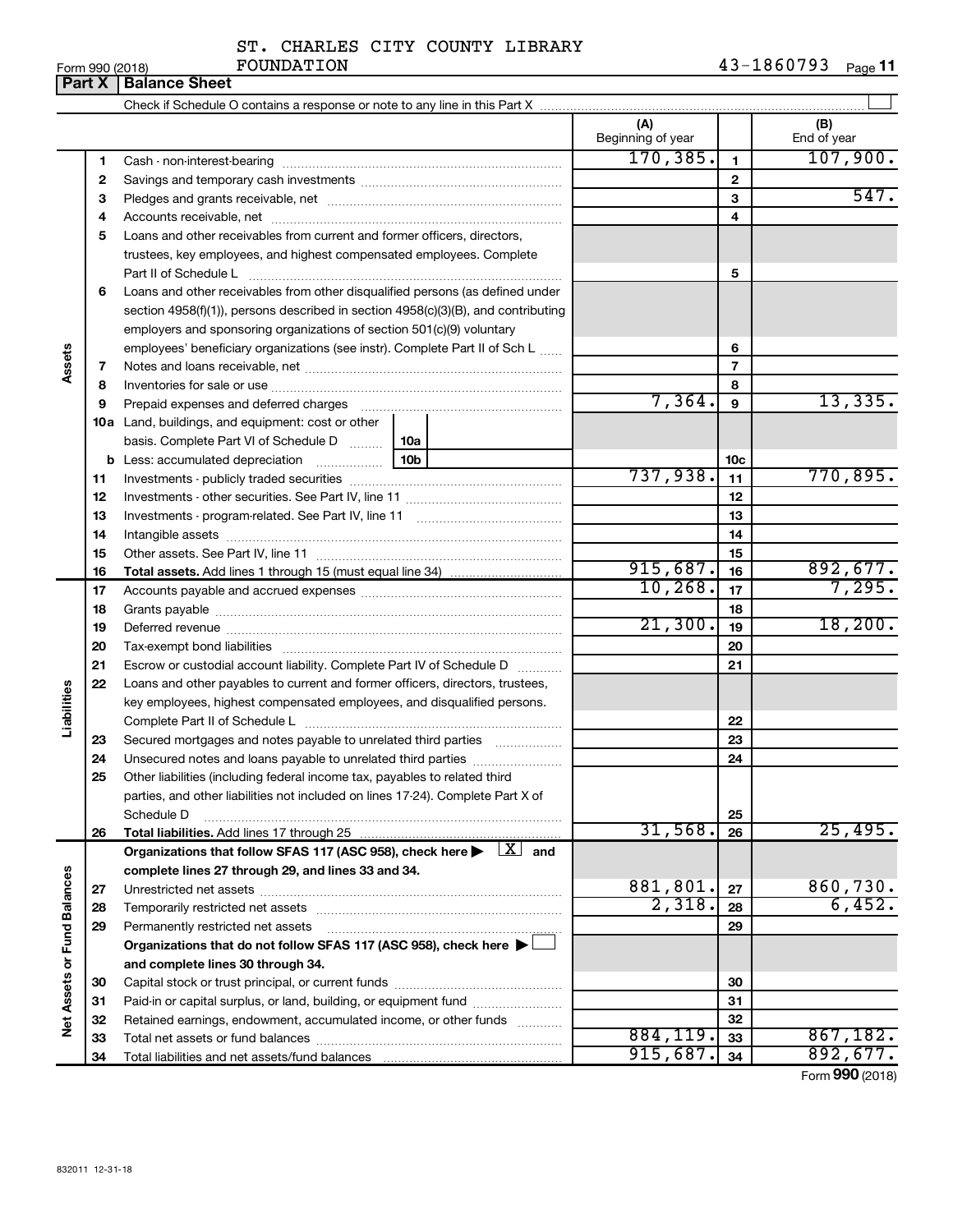ST. CHARLES CITY COUNTY LIBRARY FOUNDATION

Form 990 (2018) 43-1860793

## Part X | Balance Sheet

Check if Schedule O contains a response or note to any line in this Part X

| | | | (A) Beginning of year | | (B) End of year |
|---|---|---|---|---|---|
| **Assets** | 1 | Cash - non-interest-bearing | 170,385. | 1 | 107,900. |
| | 2 | Savings and temporary cash investments | | 2 | |
| | 3 | Pledges and grants receivable, net | | 3 | 547. |
| | 4 | Accounts receivable, net | | 4 | |
| | 5 | Loans and other receivables from current and former officers, directors, trustees, key employees, and highest compensated employees. Complete Part II of Schedule L | | 5 | |
| | 6 | Loans and other receivables from other disqualified persons (as defined under section 4958(f)(1)), persons described in section 4958(c)(3)(B), and contributing employers and sponsoring organizations of section 501(c)(9) voluntary employees' beneficiary organizations (see instr). Complete Part II of Sch L | | 6 | |
| | 7 | Notes and loans receivable, net | | 7 | |
| | 8 | Inventories for sale or use | | 8 | |
| | 9 | Prepaid expenses and deferred charges | 7,364. | 9 | 13,335. |
| | 10a | Land, buildings, and equipment: cost or other basis. Complete Part VI of Schedule D — 10a | | | |
| | b | Less: accumulated depreciation — 10b | | 10c | |
| | 11 | Investments - publicly traded securities | 737,938. | 11 | 770,895. |
| | 12 | Investments - other securities. See Part IV, line 11 | | 12 | |
| | 13 | Investments - program-related. See Part IV, line 11 | | 13 | |
| | 14 | Intangible assets | | 14 | |
| | 15 | Other assets. See Part IV, line 11 | | 15 | |
| | 16 | **Total assets.** Add lines 1 through 15 (must equal line 34) | 915,687. | 16 | 892,677. |
| **Liabilities** | 17 | Accounts payable and accrued expenses | 10,268. | 17 | 7,295. |
| | 18 | Grants payable | | 18 | |
| | 19 | Deferred revenue | 21,300. | 19 | 18,200. |
| | 20 | Tax-exempt bond liabilities | | 20 | |
| | 21 | Escrow or custodial account liability. Complete Part IV of Schedule D | | 21 | |
| | 22 | Loans and other payables to current and former officers, directors, trustees, key employees, highest compensated employees, and disqualified persons. Complete Part II of Schedule L | | 22 | |
| | 23 | Secured mortgages and notes payable to unrelated third parties | | 23 | |
| | 24 | Unsecured notes and loans payable to unrelated third parties | | 24 | |
| | 25 | Other liabilities (including federal income tax, payables to related third parties, and other liabilities not included on lines 17-24). Complete Part X of Schedule D | | 25 | |
| | 26 | **Total liabilities.** Add lines 17 through 25 | 31,568. | 26 | 25,495. |
| **Net Assets or Fund Balances** | | **Organizations that follow SFAS 117 (ASC 958), check here** ☒ **and complete lines 27 through 29, and lines 33 and 34.** | | | |
| | 27 | Unrestricted net assets | 881,801. | 27 | 860,730. |
| | 28 | Temporarily restricted net assets | 2,318. | 28 | 6,452. |
| | 29 | Permanently restricted net assets | | 29 | |
| | | **Organizations that do not follow SFAS 117 (ASC 958), check here** ☐ **and complete lines 30 through 34.** | | | |
| | 30 | Capital stock or trust principal, or current funds | | 30 | |
| | 31 | Paid-in or capital surplus, or land, building, or equipment fund | | 31 | |
| | 32 | Retained earnings, endowment, accumulated income, or other funds | | 32 | |
| | 33 | Total net assets or fund balances | 884,119. | 33 | 867,182. |
| | 34 | Total liabilities and net assets/fund balances | 915,687. | 34 | 892,677. |

Form **990** (2018)

832011 12-31-18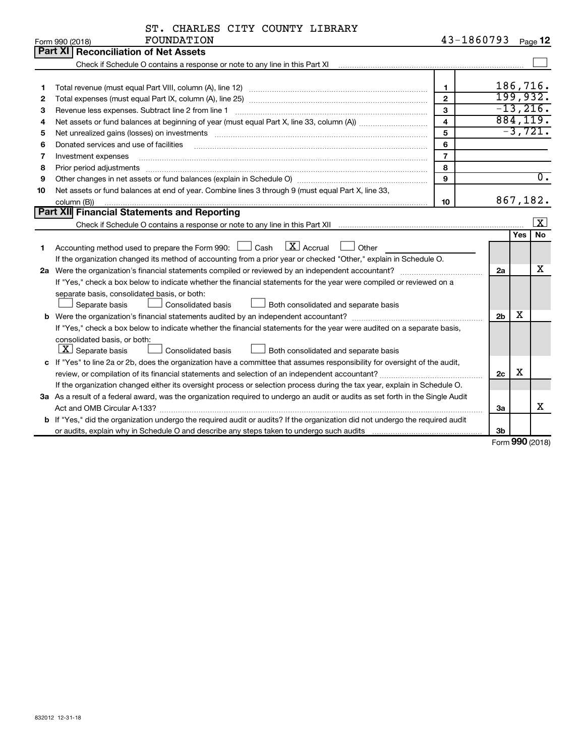ST. CHARLES CITY COUNTY LIBRARY FOUNDATION

Form 990 (2018) 43-1860793

## Part XI Reconciliation of Net Assets

Check if Schedule O contains a response or note to any line in this Part XI ☐

| | | | |
|---|---|---|---|
| 1 | Total revenue (must equal Part VIII, column (A), line 12) | 1 | 186,716. |
| 2 | Total expenses (must equal Part IX, column (A), line 25) | 2 | 199,932. |
| 3 | Revenue less expenses. Subtract line 2 from line 1 | 3 | -13,216. |
| 4 | Net assets or fund balances at beginning of year (must equal Part X, line 33, column (A)) | 4 | 884,119. |
| 5 | Net unrealized gains (losses) on investments | 5 | -3,721. |
| 6 | Donated services and use of facilities | 6 | |
| 7 | Investment expenses | 7 | |
| 8 | Prior period adjustments | 8 | |
| 9 | Other changes in net assets or fund balances (explain in Schedule O) | 9 | 0. |
| 10 | Net assets or fund balances at end of year. Combine lines 3 through 9 (must equal Part X, line 33, column (B)) | 10 | 867,182. |

## Part XII Financial Statements and Reporting

Check if Schedule O contains a response or note to any line in this Part XII ☒

| | | | Yes | No |
|---|---|---|---|---|
| 1 | Accounting method used to prepare the Form 990: ☐ Cash ☒ Accrual ☐ Other<br>If the organization changed its method of accounting from a prior year or checked "Other," explain in Schedule O. | | | |
| 2a | Were the organization's financial statements compiled or reviewed by an independent accountant?<br>If "Yes," check a box below to indicate whether the financial statements for the year were compiled or reviewed on a separate basis, consolidated basis, or both:<br>☐ Separate basis ☐ Consolidated basis ☐ Both consolidated and separate basis | 2a | | X |
| b | Were the organization's financial statements audited by an independent accountant?<br>If "Yes," check a box below to indicate whether the financial statements for the year were audited on a separate basis, consolidated basis, or both:<br>☒ Separate basis ☐ Consolidated basis ☐ Both consolidated and separate basis | 2b | X | |
| c | If "Yes" to line 2a or 2b, does the organization have a committee that assumes responsibility for oversight of the audit, review, or compilation of its financial statements and selection of an independent accountant?<br>If the organization changed either its oversight process or selection process during the tax year, explain in Schedule O. | 2c | X | |
| 3a | As a result of a federal award, was the organization required to undergo an audit or audits as set forth in the Single Audit Act and OMB Circular A-133? | 3a | | X |
| b | If "Yes," did the organization undergo the required audit or audits? If the organization did not undergo the required audit or audits, explain why in Schedule O and describe any steps taken to undergo such audits | 3b | | |

Form 990 (2018)

832012 12-31-18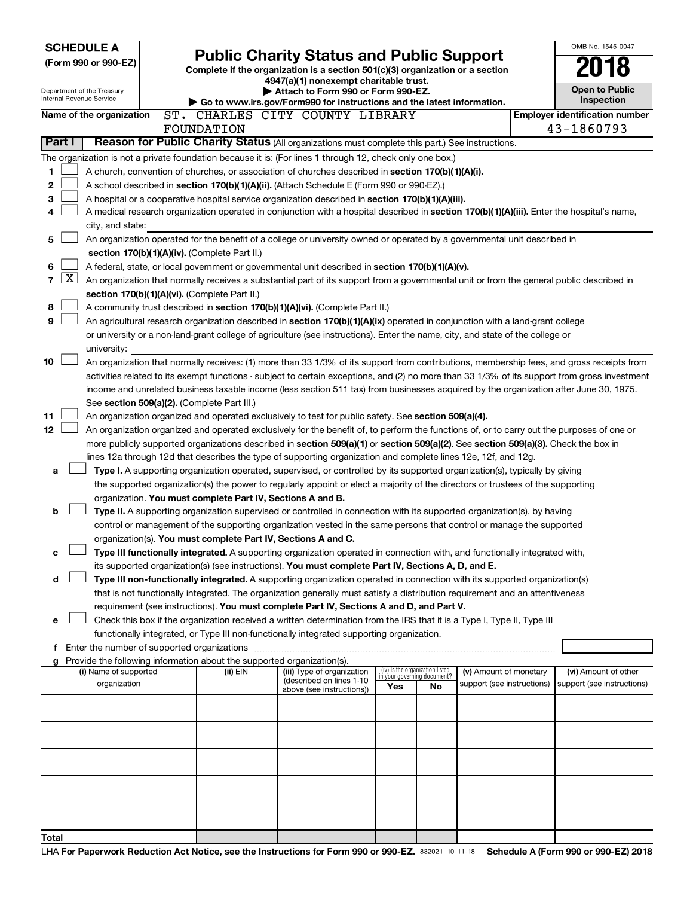**SCHEDULE A**
**(Form 990 or 990-EZ)**

Department of the Treasury
Internal Revenue Service

# Public Charity Status and Public Support

**Complete if the organization is a section 501(c)(3) organization or a section 4947(a)(1) nonexempt charitable trust.**
**▶ Attach to Form 990 or Form 990-EZ.**
**▶ Go to www.irs.gov/Form990 for instructions and the latest information.**

OMB No. 1545-0047
**2018**
**Open to Public Inspection**

**Name of the organization** ST. CHARLES CITY COUNTY LIBRARY FOUNDATION

**Employer identification number** 43-1860793

**Part I** **Reason for Public Charity Status** (All organizations must complete this part.) See instructions.

The organization is not a private foundation because it is: (For lines 1 through 12, check only one box.)

1 ☐ A church, convention of churches, or association of churches described in **section 170(b)(1)(A)(i).**

2 ☐ A school described in **section 170(b)(1)(A)(ii).** (Attach Schedule E (Form 990 or 990-EZ).)

3 ☐ A hospital or a cooperative hospital service organization described in **section 170(b)(1)(A)(iii).**

4 ☐ A medical research organization operated in conjunction with a hospital described in **section 170(b)(1)(A)(iii).** Enter the hospital's name, city, and state:

5 ☐ An organization operated for the benefit of a college or university owned or operated by a governmental unit described in **section 170(b)(1)(A)(iv).** (Complete Part II.)

6 ☐ A federal, state, or local government or governmental unit described in **section 170(b)(1)(A)(v).**

7 ☒ An organization that normally receives a substantial part of its support from a governmental unit or from the general public described in **section 170(b)(1)(A)(vi).** (Complete Part II.)

8 ☐ A community trust described in **section 170(b)(1)(A)(vi).** (Complete Part II.)

9 ☐ An agricultural research organization described in **section 170(b)(1)(A)(ix)** operated in conjunction with a land-grant college or university or a non-land-grant college of agriculture (see instructions). Enter the name, city, and state of the college or university:

10 ☐ An organization that normally receives: (1) more than 33 1/3% of its support from contributions, membership fees, and gross receipts from activities related to its exempt functions - subject to certain exceptions, and (2) no more than 33 1/3% of its support from gross investment income and unrelated business taxable income (less section 511 tax) from businesses acquired by the organization after June 30, 1975. See **section 509(a)(2).** (Complete Part III.)

11 ☐ An organization organized and operated exclusively to test for public safety. See **section 509(a)(4).**

12 ☐ An organization organized and operated exclusively for the benefit of, to perform the functions of, or to carry out the purposes of one or more publicly supported organizations described in **section 509(a)(1)** or **section 509(a)(2).** See **section 509(a)(3).** Check the box in lines 12a through 12d that describes the type of supporting organization and complete lines 12e, 12f, and 12g.

a ☐ **Type I.** A supporting organization operated, supervised, or controlled by its supported organization(s), typically by giving the supported organization(s) the power to regularly appoint or elect a majority of the directors or trustees of the supporting organization. **You must complete Part IV, Sections A and B.**

b ☐ **Type II.** A supporting organization supervised or controlled in connection with its supported organization(s), by having control or management of the supporting organization vested in the same persons that control or manage the supported organization(s). **You must complete Part IV, Sections A and C.**

c ☐ **Type III functionally integrated.** A supporting organization operated in connection with, and functionally integrated with, its supported organization(s) (see instructions). **You must complete Part IV, Sections A, D, and E.**

d ☐ **Type III non-functionally integrated.** A supporting organization operated in connection with its supported organization(s) that is not functionally integrated. The organization generally must satisfy a distribution requirement and an attentiveness requirement (see instructions). **You must complete Part IV, Sections A and D, and Part V.**

e ☐ Check this box if the organization received a written determination from the IRS that it is a Type I, Type II, Type III functionally integrated, or Type III non-functionally integrated supporting organization.

f Enter the number of supported organizations

g Provide the following information about the supported organization(s).

| (i) Name of supported organization | (ii) EIN | (iii) Type of organization (described on lines 1-10 above (see instructions)) | (iv) Is the organization listed in your governing document? Yes | No | (v) Amount of monetary support (see instructions) | (vi) Amount of other support (see instructions) |
|---|---|---|---|---|---|---|
| | | | | | | |
| | | | | | | |
| | | | | | | |
| | | | | | | |
| | | | | | | |
| **Total** | | | | | | |

LHA **For Paperwork Reduction Act Notice, see the Instructions for Form 990 or 990-EZ.** 832021 10-11-18 **Schedule A (Form 990 or 990-EZ) 2018**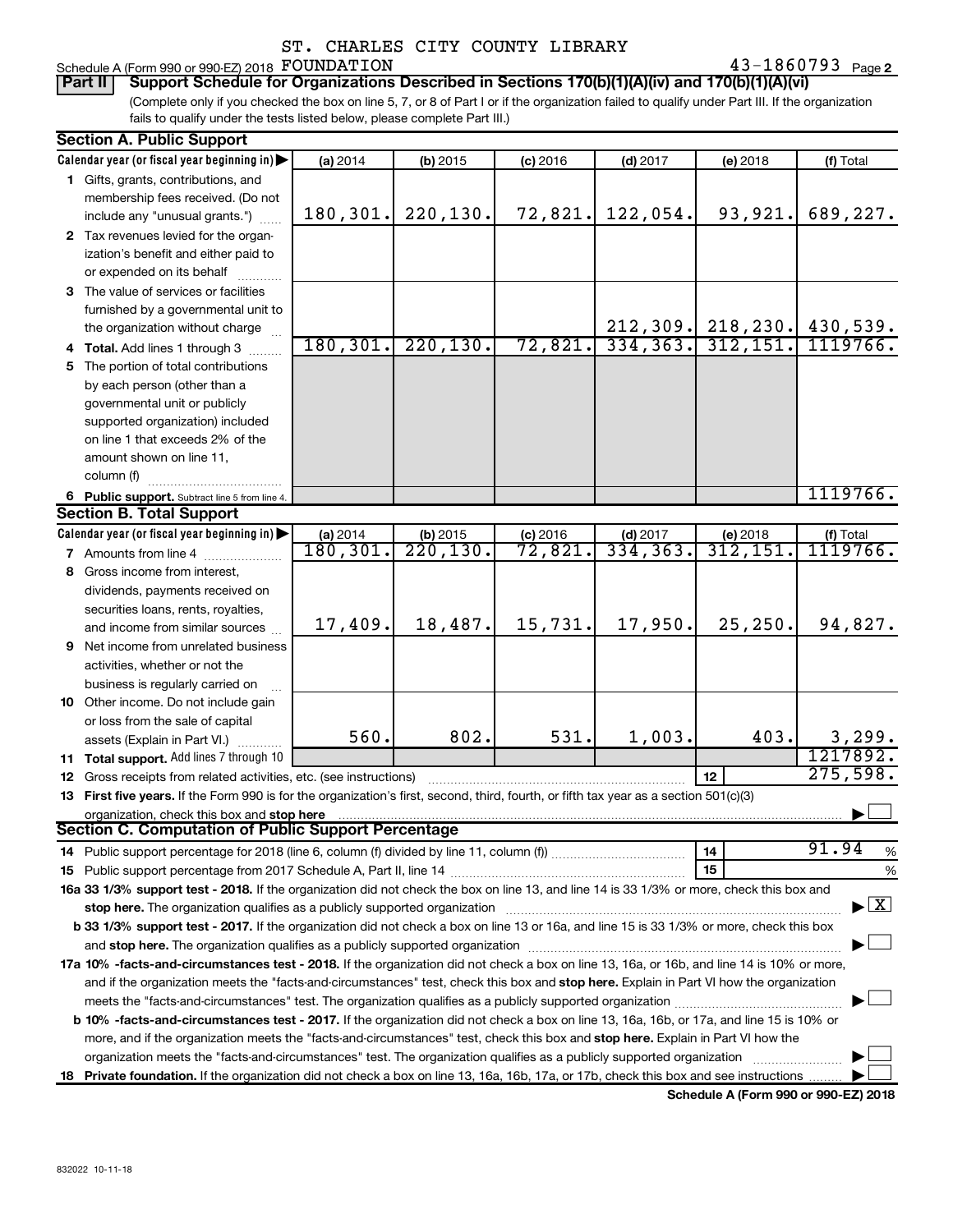ST. CHARLES CITY COUNTY LIBRARY

Schedule A (Form 990 or 990-EZ) 2018 FOUNDATION 43-1860793 Page 2

**Part II Support Schedule for Organizations Described in Sections 170(b)(1)(A)(iv) and 170(b)(1)(A)(vi)**

(Complete only if you checked the box on line 5, 7, or 8 of Part I or if the organization failed to qualify under Part III. If the organization fails to qualify under the tests listed below, please complete Part III.)

## Section A. Public Support

| Calendar year (or fiscal year beginning in) | (a) 2014 | (b) 2015 | (c) 2016 | (d) 2017 | (e) 2018 | (f) Total |
|---|---|---|---|---|---|---|
| 1 Gifts, grants, contributions, and membership fees received. (Do not include any "unusual grants.") | 180,301. | 220,130. | 72,821. | 122,054. | 93,921. | 689,227. |
| 2 Tax revenues levied for the organization's benefit and either paid to or expended on its behalf | | | | | | |
| 3 The value of services or facilities furnished by a governmental unit to the organization without charge | | | | 212,309. | 218,230. | 430,539. |
| 4 Total. Add lines 1 through 3 | 180,301. | 220,130. | 72,821. | 334,363. | 312,151. | 1119766. |
| 5 The portion of total contributions by each person (other than a governmental unit or publicly supported organization) included on line 1 that exceeds 2% of the amount shown on line 11, column (f) | | | | | | |
| 6 Public support. Subtract line 5 from line 4. | | | | | | 1119766. |

## Section B. Total Support

| Calendar year (or fiscal year beginning in) | (a) 2014 | (b) 2015 | (c) 2016 | (d) 2017 | (e) 2018 | (f) Total |
|---|---|---|---|---|---|---|
| 7 Amounts from line 4 | 180,301. | 220,130. | 72,821. | 334,363. | 312,151. | 1119766. |
| 8 Gross income from interest, dividends, payments received on securities loans, rents, royalties, and income from similar sources | 17,409. | 18,487. | 15,731. | 17,950. | 25,250. | 94,827. |
| 9 Net income from unrelated business activities, whether or not the business is regularly carried on | | | | | | |
| 10 Other income. Do not include gain or loss from the sale of capital assets (Explain in Part VI.) | 560. | 802. | 531. | 1,003. | 403. | 3,299. |
| 11 Total support. Add lines 7 through 10 | | | | | | 1217892. |

12 Gross receipts from related activities, etc. (see instructions) | 12 | 275,598.

13 **First five years.** If the Form 990 is for the organization's first, second, third, fourth, or fifth tax year as a section 501(c)(3) organization, check this box and **stop here** ☐

## Section C. Computation of Public Support Percentage

14 Public support percentage for 2018 (line 6, column (f) divided by line 11, column (f)) | 14 | 91.94 %

15 Public support percentage from 2017 Schedule A, Part II, line 14 | 15 | %

**16a 33 1/3% support test - 2018.** If the organization did not check the box on line 13, and line 14 is 33 1/3% or more, check this box and **stop here.** The organization qualifies as a publicly supported organization ☒

**b 33 1/3% support test - 2017.** If the organization did not check a box on line 13 or 16a, and line 15 is 33 1/3% or more, check this box and **stop here.** The organization qualifies as a publicly supported organization ☐

**17a 10% -facts-and-circumstances test - 2018.** If the organization did not check a box on line 13, 16a, or 16b, and line 14 is 10% or more, and if the organization meets the "facts-and-circumstances" test, check this box and **stop here.** Explain in Part VI how the organization meets the "facts-and-circumstances" test. The organization qualifies as a publicly supported organization ☐

**b 10% -facts-and-circumstances test - 2017.** If the organization did not check a box on line 13, 16a, 16b, or 17a, and line 15 is 10% or more, and if the organization meets the "facts-and-circumstances" test, check this box and **stop here.** Explain in Part VI how the organization meets the "facts-and-circumstances" test. The organization qualifies as a publicly supported organization ☐

**18 Private foundation.** If the organization did not check a box on line 13, 16a, 16b, 17a, or 17b, check this box and see instructions ☐

**Schedule A (Form 990 or 990-EZ) 2018**

832022 10-11-18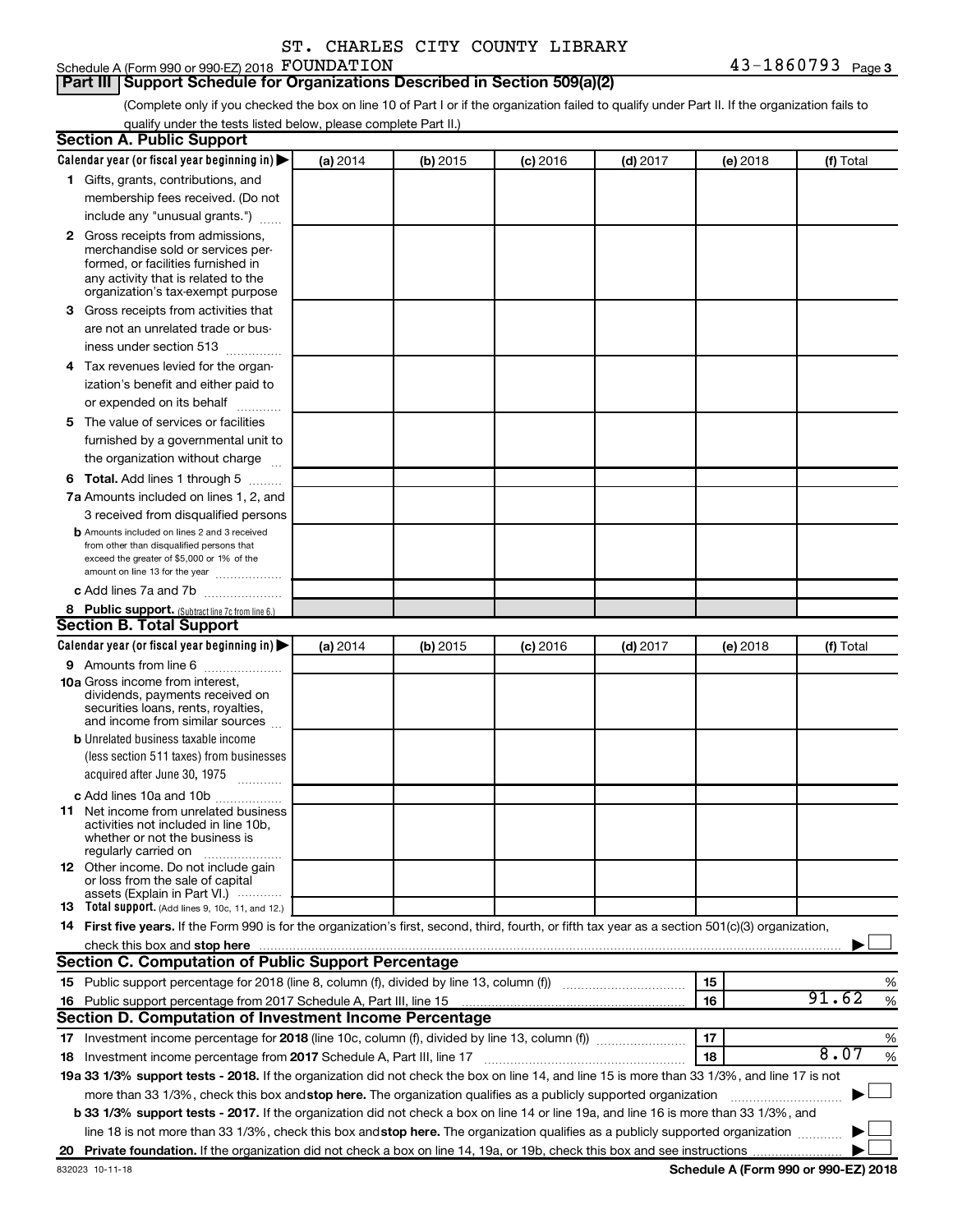ST. CHARLES CITY COUNTY LIBRARY

Schedule A (Form 990 or 990-EZ) 2018 FOUNDATION 43-1860793 Page 3

## Part III Support Schedule for Organizations Described in Section 509(a)(2)

(Complete only if you checked the box on line 10 of Part I or if the organization failed to qualify under Part II. If the organization fails to qualify under the tests listed below, please complete Part II.)

### Section A. Public Support

| Calendar year (or fiscal year beginning in) ▶ | (a) 2014 | (b) 2015 | (c) 2016 | (d) 2017 | (e) 2018 | (f) Total |
|---|---|---|---|---|---|---|
| **1** Gifts, grants, contributions, and membership fees received. (Do not include any "unusual grants.") | | | | | | |
| **2** Gross receipts from admissions, merchandise sold or services performed, or facilities furnished in any activity that is related to the organization's tax-exempt purpose | | | | | | |
| **3** Gross receipts from activities that are not an unrelated trade or business under section 513 | | | | | | |
| **4** Tax revenues levied for the organization's benefit and either paid to or expended on its behalf | | | | | | |
| **5** The value of services or facilities furnished by a governmental unit to the organization without charge | | | | | | |
| **6 Total.** Add lines 1 through 5 | | | | | | |
| **7a** Amounts included on lines 1, 2, and 3 received from disqualified persons | | | | | | |
| **b** Amounts included on lines 2 and 3 received from other than disqualified persons that exceed the greater of $5,000 or 1% of the amount on line 13 for the year | | | | | | |
| **c** Add lines 7a and 7b | | | | | | |
| **8 Public support.** (Subtract line 7c from line 6.) | | | | | | |

### Section B. Total Support

| Calendar year (or fiscal year beginning in) ▶ | (a) 2014 | (b) 2015 | (c) 2016 | (d) 2017 | (e) 2018 | (f) Total |
|---|---|---|---|---|---|---|
| **9** Amounts from line 6 | | | | | | |
| **10a** Gross income from interest, dividends, payments received on securities loans, rents, royalties, and income from similar sources | | | | | | |
| **b** Unrelated business taxable income (less section 511 taxes) from businesses acquired after June 30, 1975 | | | | | | |
| **c** Add lines 10a and 10b | | | | | | |
| **11** Net income from unrelated business activities not included in line 10b, whether or not the business is regularly carried on | | | | | | |
| **12** Other income. Do not include gain or loss from the sale of capital assets (Explain in Part VI.) | | | | | | |
| **13 Total support.** (Add lines 9, 10c, 11, and 12.) | | | | | | |

**14 First five years.** If the Form 990 is for the organization's first, second, third, fourth, or fifth tax year as a section 501(c)(3) organization, check this box and **stop here** ▶ ☐

### Section C. Computation of Public Support Percentage

| | | | |
|---|---|---|---|
| **15** Public support percentage for 2018 (line 8, column (f), divided by line 13, column (f)) | 15 | | % |
| **16** Public support percentage from 2017 Schedule A, Part III, line 15 | 16 | 91.62 | % |

### Section D. Computation of Investment Income Percentage

| | | | |
|---|---|---|---|
| **17** Investment income percentage for **2018** (line 10c, column (f), divided by line 13, column (f)) | 17 | | % |
| **18** Investment income percentage from **2017** Schedule A, Part III, line 17 | 18 | 8.07 | % |

**19a 33 1/3% support tests - 2018.** If the organization did not check the box on line 14, and line 15 is more than 33 1/3%, and line 17 is not more than 33 1/3%, check this box and **stop here.** The organization qualifies as a publicly supported organization ▶ ☐

**b 33 1/3% support tests - 2017.** If the organization did not check a box on line 14 or line 19a, and line 16 is more than 33 1/3%, and line 18 is not more than 33 1/3%, check this box and **stop here.** The organization qualifies as a publicly supported organization ▶ ☐

**20 Private foundation.** If the organization did not check a box on line 14, 19a, or 19b, check this box and see instructions ▶ ☐

832023 10-11-18 **Schedule A (Form 990 or 990-EZ) 2018**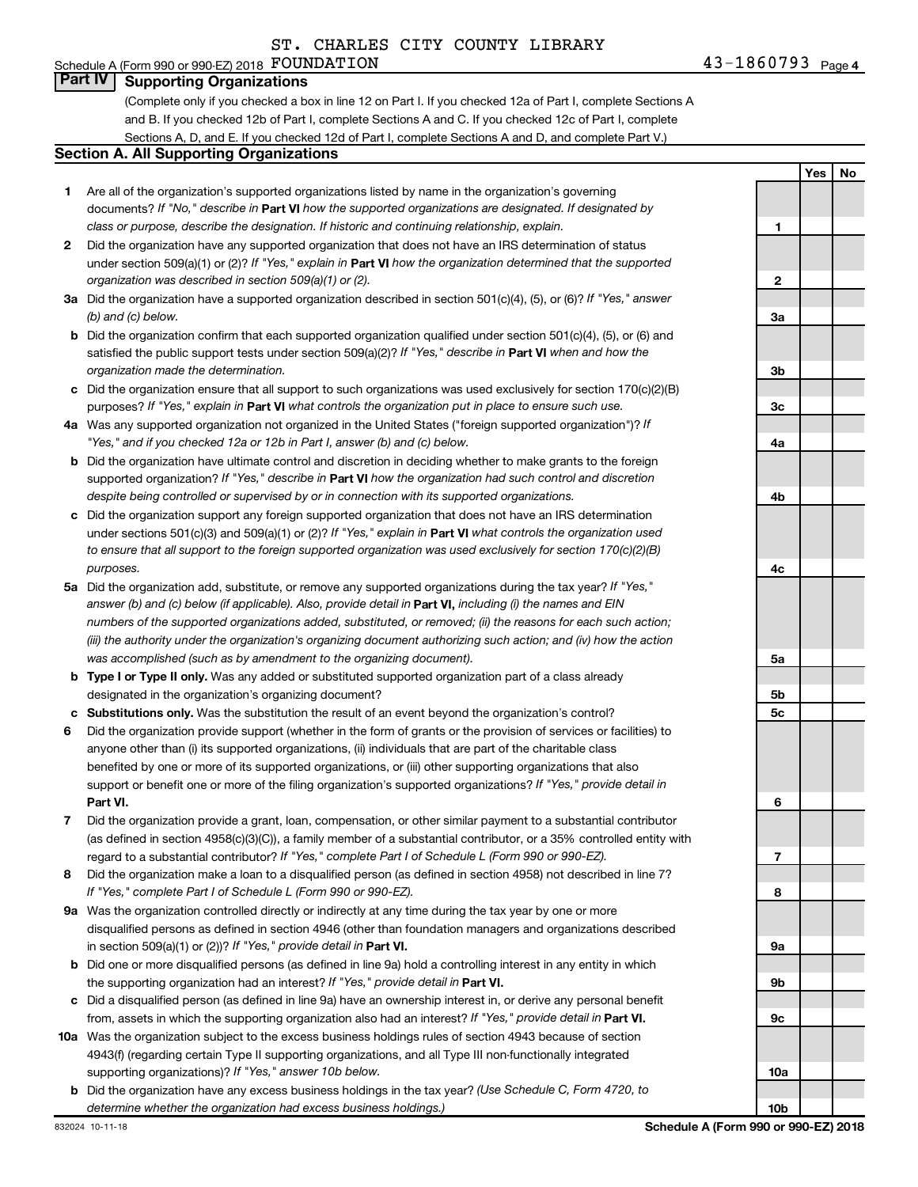ST. CHARLES CITY COUNTY LIBRARY

Schedule A (Form 990 or 990-EZ) 2018 FOUNDATION 43-1860793 Page 4

## Part IV Supporting Organizations

(Complete only if you checked a box in line 12 on Part I. If you checked 12a of Part I, complete Sections A and B. If you checked 12b of Part I, complete Sections A and C. If you checked 12c of Part I, complete Sections A, D, and E. If you checked 12d of Part I, complete Sections A and D, and complete Part V.)

### Section A. All Supporting Organizations

| | | | Yes | No |
|---|---|---|---|---|
| **1** | Are all of the organization's supported organizations listed by name in the organization's governing documents? *If "No," describe in* **Part VI** *how the supported organizations are designated. If designated by class or purpose, describe the designation. If historic and continuing relationship, explain.* | 1 | | |
| **2** | Did the organization have any supported organization that does not have an IRS determination of status under section 509(a)(1) or (2)? *If "Yes," explain in* **Part VI** *how the organization determined that the supported organization was described in section 509(a)(1) or (2).* | 2 | | |
| **3a** | Did the organization have a supported organization described in section 501(c)(4), (5), or (6)? *If "Yes," answer (b) and (c) below.* | 3a | | |
| **b** | Did the organization confirm that each supported organization qualified under section 501(c)(4), (5), or (6) and satisfied the public support tests under section 509(a)(2)? *If "Yes," describe in* **Part VI** *when and how the organization made the determination.* | 3b | | |
| **c** | Did the organization ensure that all support to such organizations was used exclusively for section 170(c)(2)(B) purposes? *If "Yes," explain in* **Part VI** *what controls the organization put in place to ensure such use.* | 3c | | |
| **4a** | Was any supported organization not organized in the United States ("foreign supported organization")? *If "Yes," and if you checked 12a or 12b in Part I, answer (b) and (c) below.* | 4a | | |
| **b** | Did the organization have ultimate control and discretion in deciding whether to make grants to the foreign supported organization? *If "Yes," describe in* **Part VI** *how the organization had such control and discretion despite being controlled or supervised by or in connection with its supported organizations.* | 4b | | |
| **c** | Did the organization support any foreign supported organization that does not have an IRS determination under sections 501(c)(3) and 509(a)(1) or (2)? *If "Yes," explain in* **Part VI** *what controls the organization used to ensure that all support to the foreign supported organization was used exclusively for section 170(c)(2)(B) purposes.* | 4c | | |
| **5a** | Did the organization add, substitute, or remove any supported organizations during the tax year? *If "Yes," answer (b) and (c) below (if applicable). Also, provide detail in* **Part VI,** *including (i) the names and EIN numbers of the supported organizations added, substituted, or removed; (ii) the reasons for each such action; (iii) the authority under the organization's organizing document authorizing such action; and (iv) how the action was accomplished (such as by amendment to the organizing document).* | 5a | | |
| **b** | **Type I or Type II only.** Was any added or substituted supported organization part of a class already designated in the organization's organizing document? | 5b | | |
| **c** | **Substitutions only.** Was the substitution the result of an event beyond the organization's control? | 5c | | |
| **6** | Did the organization provide support (whether in the form of grants or the provision of services or facilities) to anyone other than (i) its supported organizations, (ii) individuals that are part of the charitable class benefited by one or more of its supported organizations, or (iii) other supporting organizations that also support or benefit one or more of the filing organization's supported organizations? *If "Yes," provide detail in* **Part VI.** | 6 | | |
| **7** | Did the organization provide a grant, loan, compensation, or other similar payment to a substantial contributor (as defined in section 4958(c)(3)(C)), a family member of a substantial contributor, or a 35% controlled entity with regard to a substantial contributor? *If "Yes," complete Part I of Schedule L (Form 990 or 990-EZ).* | 7 | | |
| **8** | Did the organization make a loan to a disqualified person (as defined in section 4958) not described in line 7? *If "Yes," complete Part I of Schedule L (Form 990 or 990-EZ).* | 8 | | |
| **9a** | Was the organization controlled directly or indirectly at any time during the tax year by one or more disqualified persons as defined in section 4946 (other than foundation managers and organizations described in section 509(a)(1) or (2))? *If "Yes," provide detail in* **Part VI.** | 9a | | |
| **b** | Did one or more disqualified persons (as defined in line 9a) hold a controlling interest in any entity in which the supporting organization had an interest? *If "Yes," provide detail in* **Part VI.** | 9b | | |
| **c** | Did a disqualified person (as defined in line 9a) have an ownership interest in, or derive any personal benefit from, assets in which the supporting organization also had an interest? *If "Yes," provide detail in* **Part VI.** | 9c | | |
| **10a** | Was the organization subject to the excess business holdings rules of section 4943 because of section 4943(f) (regarding certain Type II supporting organizations, and all Type III non-functionally integrated supporting organizations)? *If "Yes," answer 10b below.* | 10a | | |
| **b** | Did the organization have any excess business holdings in the tax year? *(Use Schedule C, Form 4720, to determine whether the organization had excess business holdings.)* | 10b | | |

832024 10-11-18 **Schedule A (Form 990 or 990-EZ) 2018**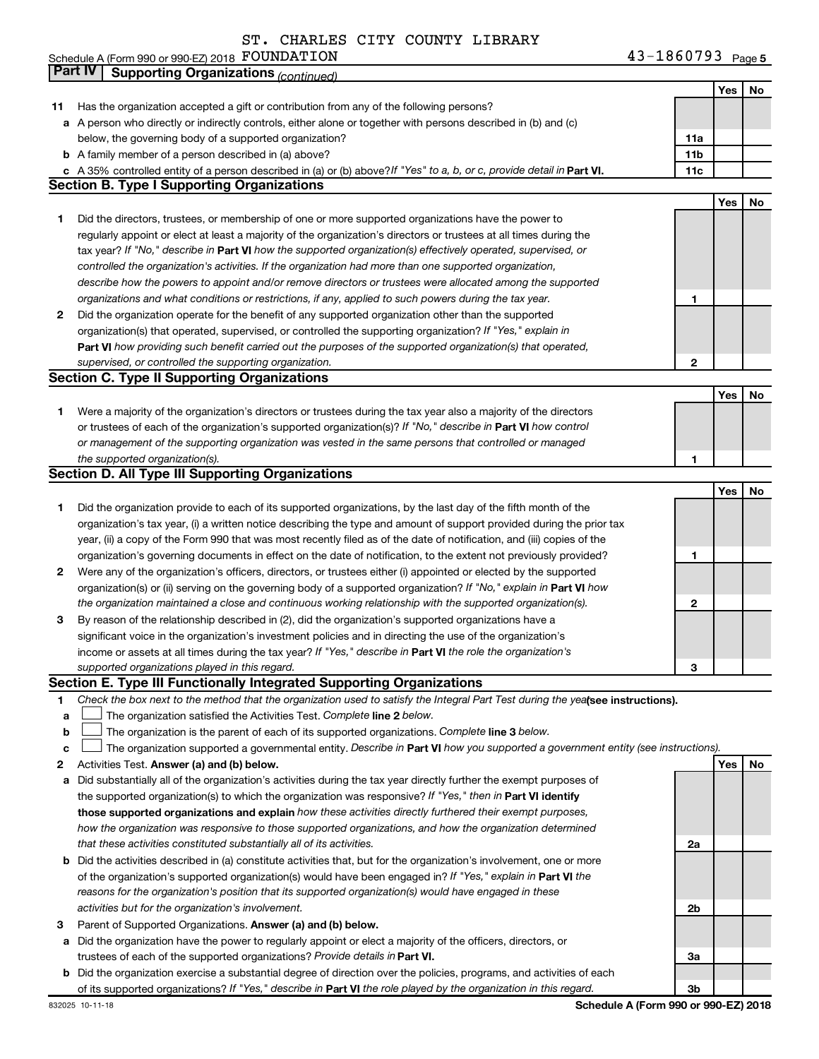ST. CHARLES CITY COUNTY LIBRARY

Schedule A (Form 990 or 990-EZ) 2018 FOUNDATION 43-1860793 Page 5

**Part IV Supporting Organizations** *(continued)*

| | | | Yes | No |
|---|---|---|---|---|
| **11** | Has the organization accepted a gift or contribution from any of the following persons? | | | |
| **a** | A person who directly or indirectly controls, either alone or together with persons described in (b) and (c) below, the governing body of a supported organization? | **11a** | | |
| **b** | A family member of a person described in (a) above? | **11b** | | |
| **c** | A 35% controlled entity of a person described in (a) or (b) above? *If "Yes" to a, b, or c, provide detail in* **Part VI.** | **11c** | | |

## Section B. Type I Supporting Organizations

| | | | Yes | No |
|---|---|---|---|---|
| **1** | Did the directors, trustees, or membership of one or more supported organizations have the power to regularly appoint or elect at least a majority of the organization's directors or trustees at all times during the tax year? *If "No," describe in* **Part VI** *how the supported organization(s) effectively operated, supervised, or controlled the organization's activities. If the organization had more than one supported organization, describe how the powers to appoint and/or remove directors or trustees were allocated among the supported organizations and what conditions or restrictions, if any, applied to such powers during the tax year.* | **1** | | |
| **2** | Did the organization operate for the benefit of any supported organization other than the supported organization(s) that operated, supervised, or controlled the supporting organization? *If "Yes," explain in* **Part VI** *how providing such benefit carried out the purposes of the supported organization(s) that operated, supervised, or controlled the supporting organization.* | **2** | | |

## Section C. Type II Supporting Organizations

| | | | Yes | No |
|---|---|---|---|---|
| **1** | Were a majority of the organization's directors or trustees during the tax year also a majority of the directors or trustees of each of the organization's supported organization(s)? *If "No," describe in* **Part VI** *how control or management of the supporting organization was vested in the same persons that controlled or managed the supported organization(s).* | **1** | | |

## Section D. All Type III Supporting Organizations

| | | | Yes | No |
|---|---|---|---|---|
| **1** | Did the organization provide to each of its supported organizations, by the last day of the fifth month of the organization's tax year, (i) a written notice describing the type and amount of support provided during the prior tax year, (ii) a copy of the Form 990 that was most recently filed as of the date of notification, and (iii) copies of the organization's governing documents in effect on the date of notification, to the extent not previously provided? | **1** | | |
| **2** | Were any of the organization's officers, directors, or trustees either (i) appointed or elected by the supported organization(s) or (ii) serving on the governing body of a supported organization? *If "No," explain in* **Part VI** *how the organization maintained a close and continuous working relationship with the supported organization(s).* | **2** | | |
| **3** | By reason of the relationship described in (2), did the organization's supported organizations have a significant voice in the organization's investment policies and in directing the use of the organization's income or assets at all times during the tax year? *If "Yes," describe in* **Part VI** *the role the organization's supported organizations played in this regard.* | **3** | | |

## Section E. Type III Functionally Integrated Supporting Organizations

**1** *Check the box next to the method that the organization used to satisfy the Integral Part Test during the year* **(see instructions).**

**a** ☐ The organization satisfied the Activities Test. *Complete* **line 2** *below.*

**b** ☐ The organization is the parent of each of its supported organizations. *Complete* **line 3** *below.*

**c** ☐ The organization supported a governmental entity. *Describe in* **Part VI** *how you supported a government entity (see instructions).*

| | | | Yes | No |
|---|---|---|---|---|
| **2** | Activities Test. **Answer (a) and (b) below.** | | | |
| **a** | Did substantially all of the organization's activities during the tax year directly further the exempt purposes of the supported organization(s) to which the organization was responsive? *If "Yes," then in* **Part VI identify those supported organizations and explain** *how these activities directly furthered their exempt purposes, how the organization was responsive to those supported organizations, and how the organization determined that these activities constituted substantially all of its activities.* | **2a** | | |
| **b** | Did the activities described in (a) constitute activities that, but for the organization's involvement, one or more of the organization's supported organization(s) would have been engaged in? *If "Yes," explain in* **Part VI** *the reasons for the organization's position that its supported organization(s) would have engaged in these activities but for the organization's involvement.* | **2b** | | |
| **3** | Parent of Supported Organizations. **Answer (a) and (b) below.** | | | |
| **a** | Did the organization have the power to regularly appoint or elect a majority of the officers, directors, or trustees of each of the supported organizations? *Provide details in* **Part VI.** | **3a** | | |
| **b** | Did the organization exercise a substantial degree of direction over the policies, programs, and activities of each of its supported organizations? *If "Yes," describe in* **Part VI** *the role played by the organization in this regard.* | **3b** | | |

832025 10-11-18 **Schedule A (Form 990 or 990-EZ) 2018**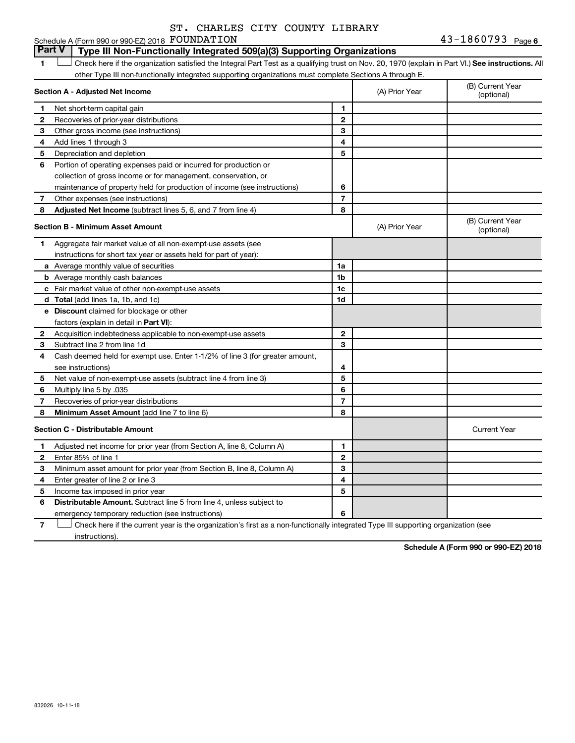ST. CHARLES CITY COUNTY LIBRARY

Schedule A (Form 990 or 990-EZ) 2018 FOUNDATION 43-1860793 Page 6

## Part V | Type III Non-Functionally Integrated 509(a)(3) Supporting Organizations

1 ☐ Check here if the organization satisfied the Integral Part Test as a qualifying trust on Nov. 20, 1970 (explain in Part VI.) **See instructions.** All other Type III non-functionally integrated supporting organizations must complete Sections A through E.

| **Section A - Adjusted Net Income** | | | (A) Prior Year | (B) Current Year (optional) |
|---|---|---|---|---|
| 1 | Net short-term capital gain | 1 | | |
| 2 | Recoveries of prior-year distributions | 2 | | |
| 3 | Other gross income (see instructions) | 3 | | |
| 4 | Add lines 1 through 3 | 4 | | |
| 5 | Depreciation and depletion | 5 | | |
| 6 | Portion of operating expenses paid or incurred for production or collection of gross income or for management, conservation, or maintenance of property held for production of income (see instructions) | 6 | | |
| 7 | Other expenses (see instructions) | 7 | | |
| 8 | **Adjusted Net Income** (subtract lines 5, 6, and 7 from line 4) | 8 | | |

| **Section B - Minimum Asset Amount** | | | (A) Prior Year | (B) Current Year (optional) |
|---|---|---|---|---|
| 1 | Aggregate fair market value of all non-exempt-use assets (see instructions for short tax year or assets held for part of year): | | | |
| a | Average monthly value of securities | 1a | | |
| b | Average monthly cash balances | 1b | | |
| c | Fair market value of other non-exempt-use assets | 1c | | |
| d | **Total** (add lines 1a, 1b, and 1c) | 1d | | |
| e | **Discount** claimed for blockage or other factors (explain in detail in **Part VI**): | | | |
| 2 | Acquisition indebtedness applicable to non-exempt-use assets | 2 | | |
| 3 | Subtract line 2 from line 1d | 3 | | |
| 4 | Cash deemed held for exempt use. Enter 1-1/2% of line 3 (for greater amount, see instructions) | 4 | | |
| 5 | Net value of non-exempt-use assets (subtract line 4 from line 3) | 5 | | |
| 6 | Multiply line 5 by .035 | 6 | | |
| 7 | Recoveries of prior-year distributions | 7 | | |
| 8 | **Minimum Asset Amount** (add line 7 to line 6) | 8 | | |

| **Section C - Distributable Amount** | | | | Current Year |
|---|---|---|---|---|
| 1 | Adjusted net income for prior year (from Section A, line 8, Column A) | 1 | | |
| 2 | Enter 85% of line 1 | 2 | | |
| 3 | Minimum asset amount for prior year (from Section B, line 8, Column A) | 3 | | |
| 4 | Enter greater of line 2 or line 3 | 4 | | |
| 5 | Income tax imposed in prior year | 5 | | |
| 6 | **Distributable Amount.** Subtract line 5 from line 4, unless subject to emergency temporary reduction (see instructions) | 6 | | |

7 ☐ Check here if the current year is the organization's first as a non-functionally integrated Type III supporting organization (see instructions).

**Schedule A (Form 990 or 990-EZ) 2018**

832026 10-11-18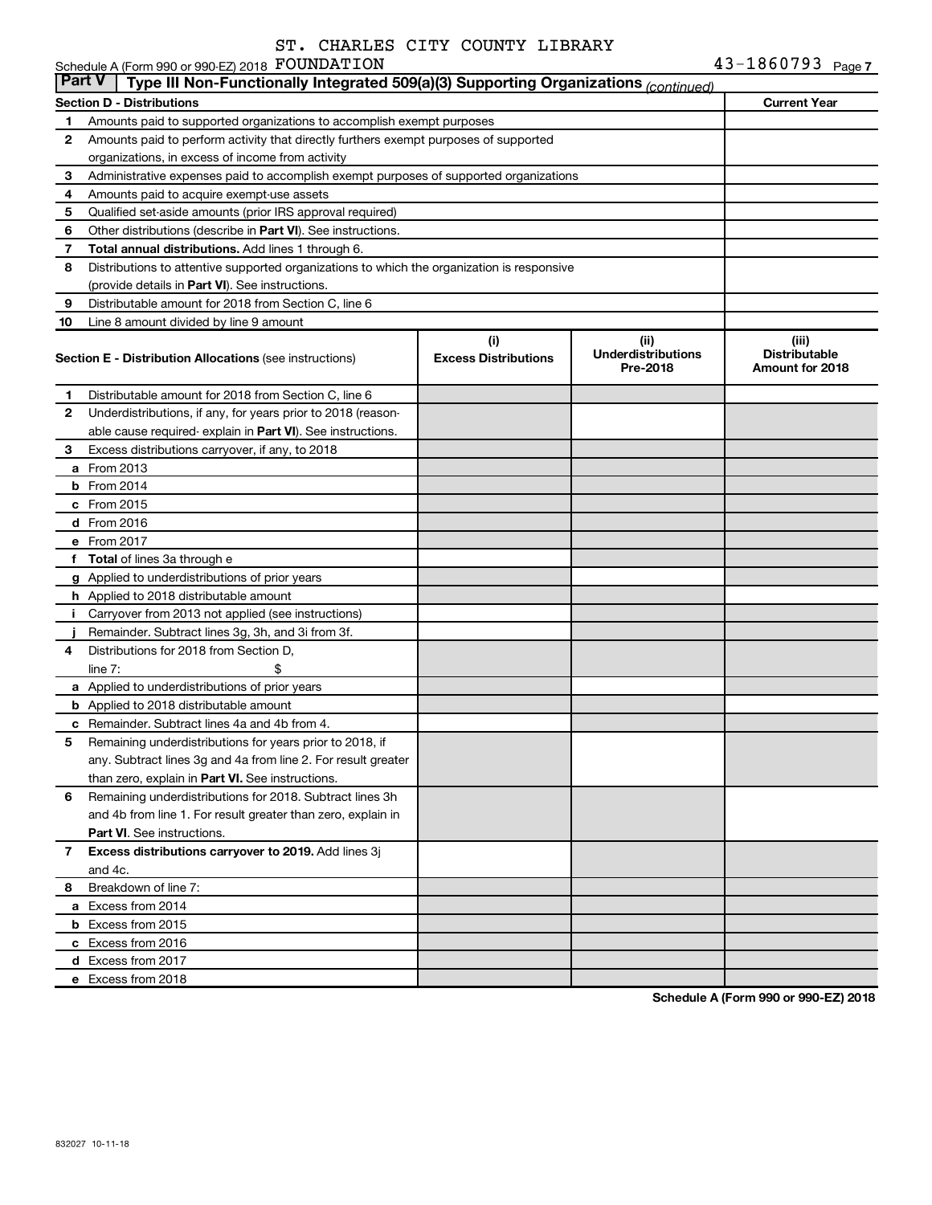ST. CHARLES CITY COUNTY LIBRARY

Schedule A (Form 990 or 990-EZ) 2018 FOUNDATION 43-1860793 Page 7

**Part V** | **Type III Non-Functionally Integrated 509(a)(3) Supporting Organizations** *(continued)*

| **Section D - Distributions** | | **Current Year** |
|---|---|---|
| 1 | Amounts paid to supported organizations to accomplish exempt purposes | |
| 2 | Amounts paid to perform activity that directly furthers exempt purposes of supported organizations, in excess of income from activity | |
| 3 | Administrative expenses paid to accomplish exempt purposes of supported organizations | |
| 4 | Amounts paid to acquire exempt-use assets | |
| 5 | Qualified set-aside amounts (prior IRS approval required) | |
| 6 | Other distributions (describe in **Part VI**). See instructions. | |
| 7 | **Total annual distributions.** Add lines 1 through 6. | |
| 8 | Distributions to attentive supported organizations to which the organization is responsive (provide details in **Part VI**). See instructions. | |
| 9 | Distributable amount for 2018 from Section C, line 6 | |
| 10 | Line 8 amount divided by line 9 amount | |

| | **Section E - Distribution Allocations** (see instructions) | **(i)** **Excess Distributions** | **(ii)** **Underdistributions Pre-2018** | **(iii)** **Distributable Amount for 2018** |
|---|---|---|---|---|
| 1 | Distributable amount for 2018 from Section C, line 6 | | | |
| 2 | Underdistributions, if any, for years prior to 2018 (reasonable cause required- explain in **Part VI**). See instructions. | | | |
| 3 | Excess distributions carryover, if any, to 2018 | | | |
| a | From 2013 | | | |
| b | From 2014 | | | |
| c | From 2015 | | | |
| d | From 2016 | | | |
| e | From 2017 | | | |
| f | **Total** of lines 3a through e | | | |
| g | Applied to underdistributions of prior years | | | |
| h | Applied to 2018 distributable amount | | | |
| i | Carryover from 2013 not applied (see instructions) | | | |
| j | Remainder. Subtract lines 3g, 3h, and 3i from 3f. | | | |
| 4 | Distributions for 2018 from Section D, line 7: $ | | | |
| a | Applied to underdistributions of prior years | | | |
| b | Applied to 2018 distributable amount | | | |
| c | Remainder. Subtract lines 4a and 4b from 4. | | | |
| 5 | Remaining underdistributions for years prior to 2018, if any. Subtract lines 3g and 4a from line 2. For result greater than zero, explain in **Part VI.** See instructions. | | | |
| 6 | Remaining underdistributions for 2018. Subtract lines 3h and 4b from line 1. For result greater than zero, explain in **Part VI**. See instructions. | | | |
| 7 | **Excess distributions carryover to 2019.** Add lines 3j and 4c. | | | |
| 8 | Breakdown of line 7: | | | |
| a | Excess from 2014 | | | |
| b | Excess from 2015 | | | |
| c | Excess from 2016 | | | |
| d | Excess from 2017 | | | |
| e | Excess from 2018 | | | |

**Schedule A (Form 990 or 990-EZ) 2018**

832027 10-11-18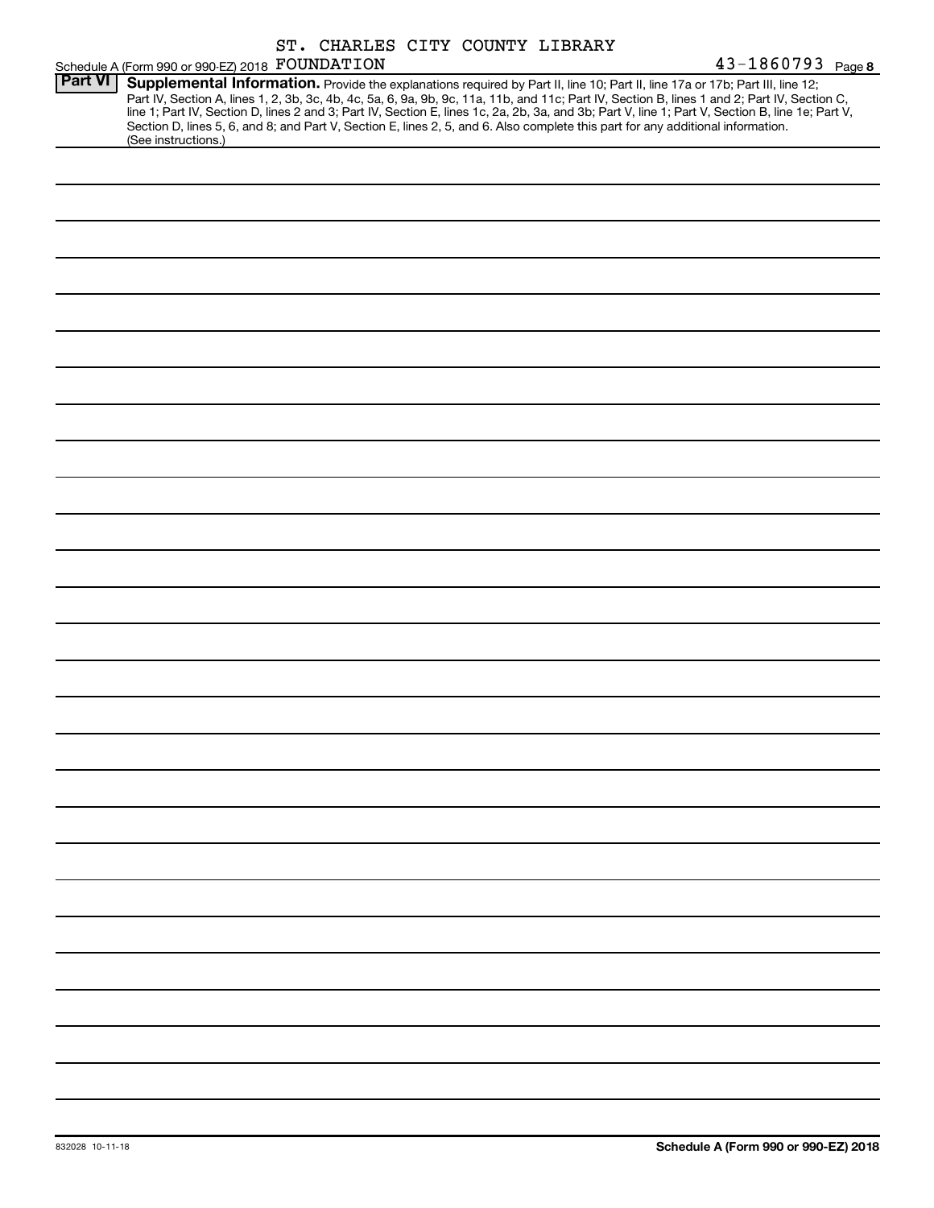ST. CHARLES CITY COUNTY LIBRARY

Schedule A (Form 990 or 990-EZ) 2018 FOUNDATION 43-1860793 Page 8

**Part VI** **Supplemental Information.** Provide the explanations required by Part II, line 10; Part II, line 17a or 17b; Part III, line 12; Part IV, Section A, lines 1, 2, 3b, 3c, 4b, 4c, 5a, 6, 9a, 9b, 9c, 11a, 11b, and 11c; Part IV, Section B, lines 1 and 2; Part IV, Section C, line 1; Part IV, Section D, lines 2 and 3; Part IV, Section E, lines 1c, 2a, 2b, 3a, and 3b; Part V, line 1; Part V, Section B, line 1e; Part V, Section D, lines 5, 6, and 8; and Part V, Section E, lines 2, 5, and 6. Also complete this part for any additional information. (See instructions.)

832028 10-11-18

**Schedule A (Form 990 or 990-EZ) 2018**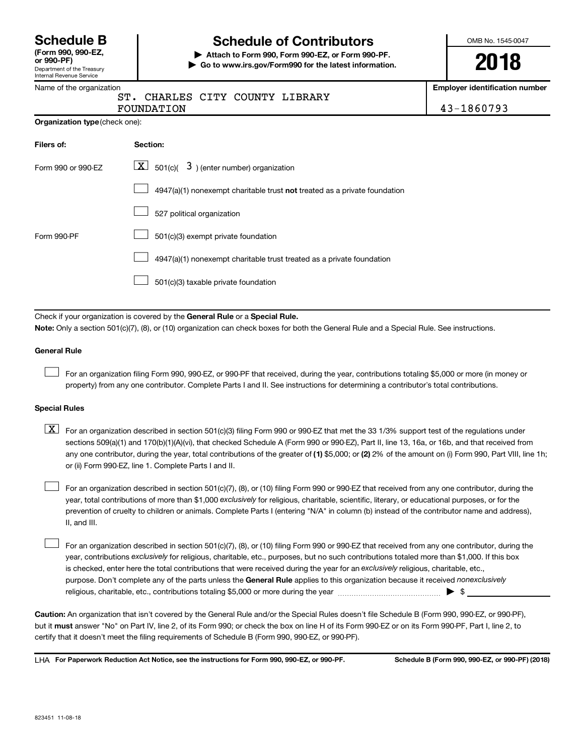# Schedule B

**(Form 990, 990-EZ, or 990-PF)**
Department of the Treasury
Internal Revenue Service

# Schedule of Contributors

**▶ Attach to Form 990, Form 990-EZ, or Form 990-PF.**
**▶ Go to www.irs.gov/Form990 for the latest information.**

OMB No. 1545-0047

**2018**

Name of the organization
ST. CHARLES CITY COUNTY LIBRARY FOUNDATION

**Employer identification number**
43-1860793

**Organization type** (check one):

| **Filers of:** | **Section:** |
|---|---|
| Form 990 or 990-EZ | [X] 501(c)( 3 ) (enter number) organization |
| | [ ] 4947(a)(1) nonexempt charitable trust **not** treated as a private foundation |
| | [ ] 527 political organization |
| Form 990-PF | [ ] 501(c)(3) exempt private foundation |
| | [ ] 4947(a)(1) nonexempt charitable trust treated as a private foundation |
| | [ ] 501(c)(3) taxable private foundation |

Check if your organization is covered by the **General Rule** or a **Special Rule.**

**Note:** Only a section 501(c)(7), (8), or (10) organization can check boxes for both the General Rule and a Special Rule. See instructions.

**General Rule**

[ ] For an organization filing Form 990, 990-EZ, or 990-PF that received, during the year, contributions totaling $5,000 or more (in money or property) from any one contributor. Complete Parts I and II. See instructions for determining a contributor's total contributions.

**Special Rules**

[X] For an organization described in section 501(c)(3) filing Form 990 or 990-EZ that met the 33 1/3% support test of the regulations under sections 509(a)(1) and 170(b)(1)(A)(vi), that checked Schedule A (Form 990 or 990-EZ), Part II, line 13, 16a, or 16b, and that received from any one contributor, during the year, total contributions of the greater of **(1)** $5,000; or **(2)** 2% of the amount on (i) Form 990, Part VIII, line 1h; or (ii) Form 990-EZ, line 1. Complete Parts I and II.

[ ] For an organization described in section 501(c)(7), (8), or (10) filing Form 990 or 990-EZ that received from any one contributor, during the year, total contributions of more than $1,000 *exclusively* for religious, charitable, scientific, literary, or educational purposes, or for the prevention of cruelty to children or animals. Complete Parts I (entering "N/A" in column (b) instead of the contributor name and address), II, and III.

[ ] For an organization described in section 501(c)(7), (8), or (10) filing Form 990 or 990-EZ that received from any one contributor, during the year, contributions *exclusively* for religious, charitable, etc., purposes, but no such contributions totaled more than $1,000. If this box is checked, enter here the total contributions that were received during the year for an *exclusively* religious, charitable, etc., purpose. Don't complete any of the parts unless the **General Rule** applies to this organization because it received *nonexclusively* religious, charitable, etc., contributions totaling $5,000 or more during the year ▶ $ ____________

**Caution:** An organization that isn't covered by the General Rule and/or the Special Rules doesn't file Schedule B (Form 990, 990-EZ, or 990-PF), but it **must** answer "No" on Part IV, line 2, of its Form 990; or check the box on line H of its Form 990-EZ or on its Form 990-PF, Part I, line 2, to certify that it doesn't meet the filing requirements of Schedule B (Form 990, 990-EZ, or 990-PF).

LHA **For Paperwork Reduction Act Notice, see the instructions for Form 990, 990-EZ, or 990-PF.** **Schedule B (Form 990, 990-EZ, or 990-PF) (2018)**

823451 11-08-18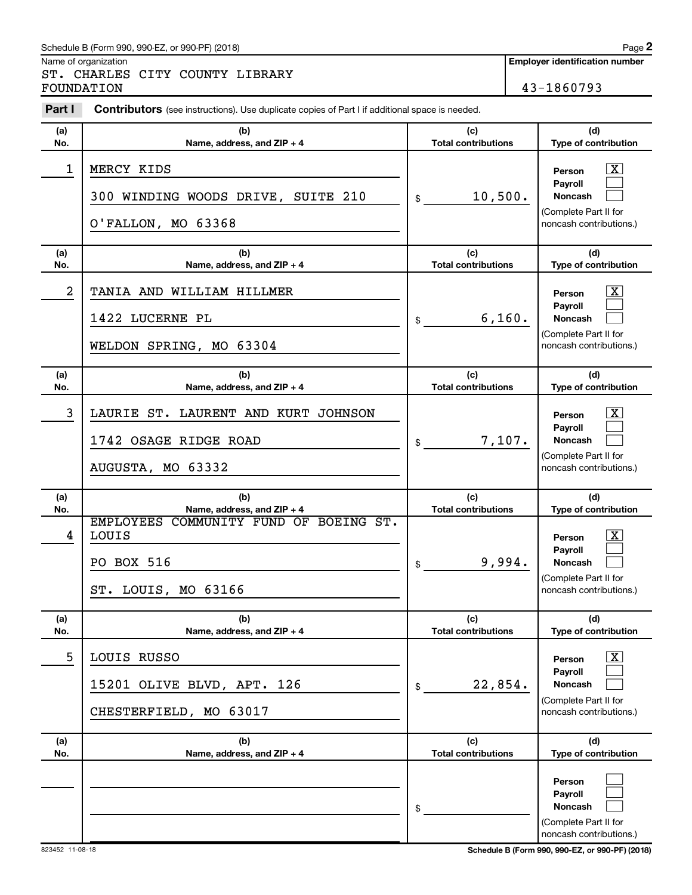Schedule B (Form 990, 990-EZ, or 990-PF) (2018)

Name of organization

ST. CHARLES CITY COUNTY LIBRARY FOUNDATION

**Employer identification number**

43-1860793

**Part I** **Contributors** (see instructions). Use duplicate copies of Part I if additional space is needed.

| (a) No. | (b) Name, address, and ZIP + 4 | (c) Total contributions | (d) Type of contribution |
|---|---|---|---|
| 1 | MERCY KIDS<br>300 WINDING WOODS DRIVE, SUITE 210<br>O'FALLON, MO 63368 | $ 10,500. | Person [X]<br>Payroll [ ]<br>Noncash [ ]<br>(Complete Part II for noncash contributions.) |
| 2 | TANIA AND WILLIAM HILLMER<br>1422 LUCERNE PL<br>WELDON SPRING, MO 63304 | $ 6,160. | Person [X]<br>Payroll [ ]<br>Noncash [ ]<br>(Complete Part II for noncash contributions.) |
| 3 | LAURIE ST. LAURENT AND KURT JOHNSON<br>1742 OSAGE RIDGE ROAD<br>AUGUSTA, MO 63332 | $ 7,107. | Person [X]<br>Payroll [ ]<br>Noncash [ ]<br>(Complete Part II for noncash contributions.) |
| 4 | EMPLOYEES COMMUNITY FUND OF BOEING ST. LOUIS<br>PO BOX 516<br>ST. LOUIS, MO 63166 | $ 9,994. | Person [X]<br>Payroll [ ]<br>Noncash [ ]<br>(Complete Part II for noncash contributions.) |
| 5 | LOUIS RUSSO<br>15201 OLIVE BLVD, APT. 126<br>CHESTERFIELD, MO 63017 | $ 22,854. | Person [X]<br>Payroll [ ]<br>Noncash [ ]<br>(Complete Part II for noncash contributions.) |
| | | $ | Person [ ]<br>Payroll [ ]<br>Noncash [ ]<br>(Complete Part II for noncash contributions.) |

823452 11-08-18

**Schedule B (Form 990, 990-EZ, or 990-PF) (2018)**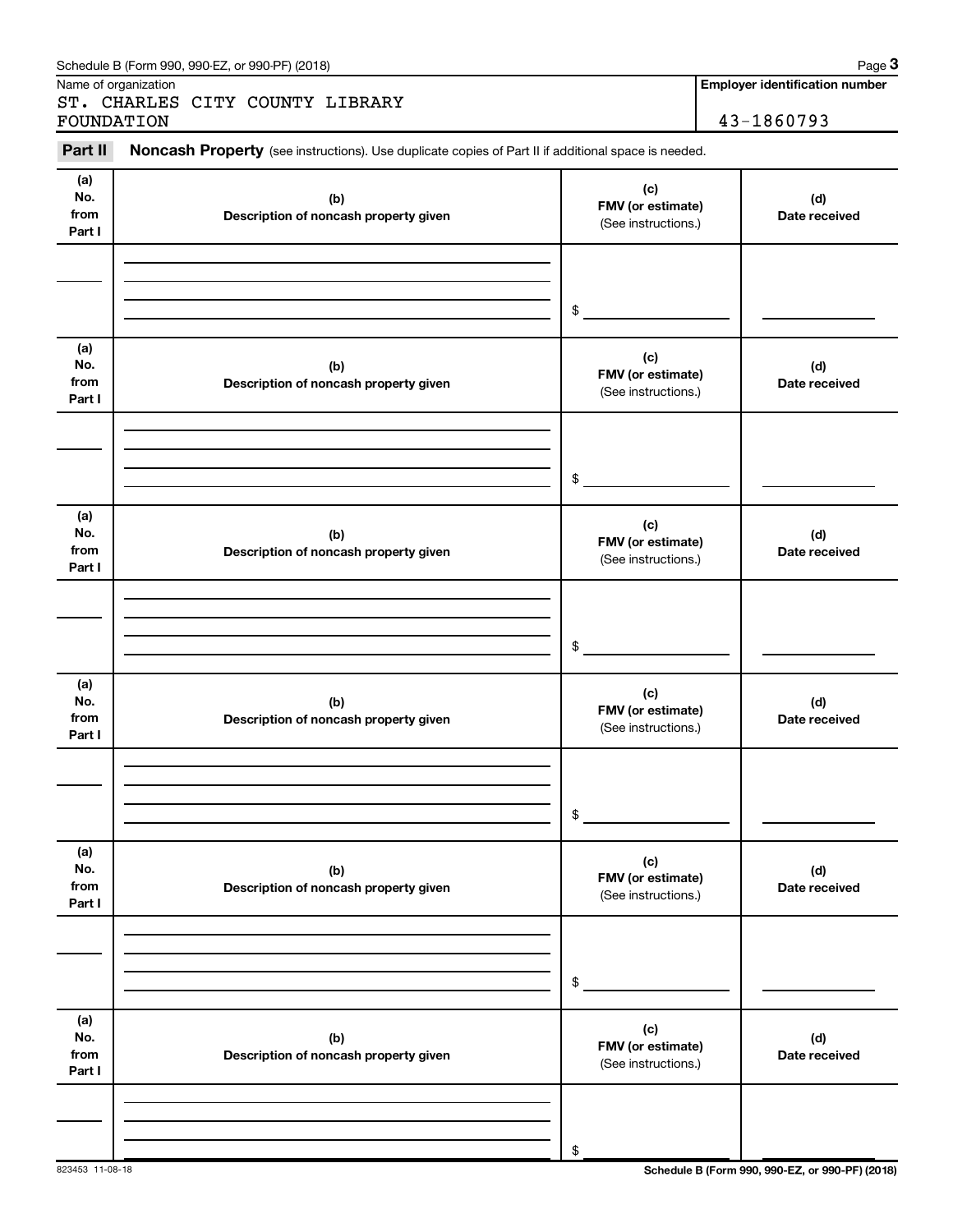Schedule B (Form 990, 990-EZ, or 990-PF) (2018) Page **3**

Name of organization

ST. CHARLES CITY COUNTY LIBRARY FOUNDATION

**Employer identification number**

43-1860793

**Part II** **Noncash Property** (see instructions). Use duplicate copies of Part II if additional space is needed.

| (a) No. from Part I | (b) Description of noncash property given | (c) FMV (or estimate) (See instructions.) | (d) Date received |
|---|---|---|---|
| | | $ | |

| (a) No. from Part I | (b) Description of noncash property given | (c) FMV (or estimate) (See instructions.) | (d) Date received |
|---|---|---|---|
| | | $ | |

| (a) No. from Part I | (b) Description of noncash property given | (c) FMV (or estimate) (See instructions.) | (d) Date received |
|---|---|---|---|
| | | $ | |

| (a) No. from Part I | (b) Description of noncash property given | (c) FMV (or estimate) (See instructions.) | (d) Date received |
|---|---|---|---|
| | | $ | |

| (a) No. from Part I | (b) Description of noncash property given | (c) FMV (or estimate) (See instructions.) | (d) Date received |
|---|---|---|---|
| | | $ | |

| (a) No. from Part I | (b) Description of noncash property given | (c) FMV (or estimate) (See instructions.) | (d) Date received |
|---|---|---|---|
| | | $ | |

823453 11-08-18 **Schedule B (Form 990, 990-EZ, or 990-PF) (2018)**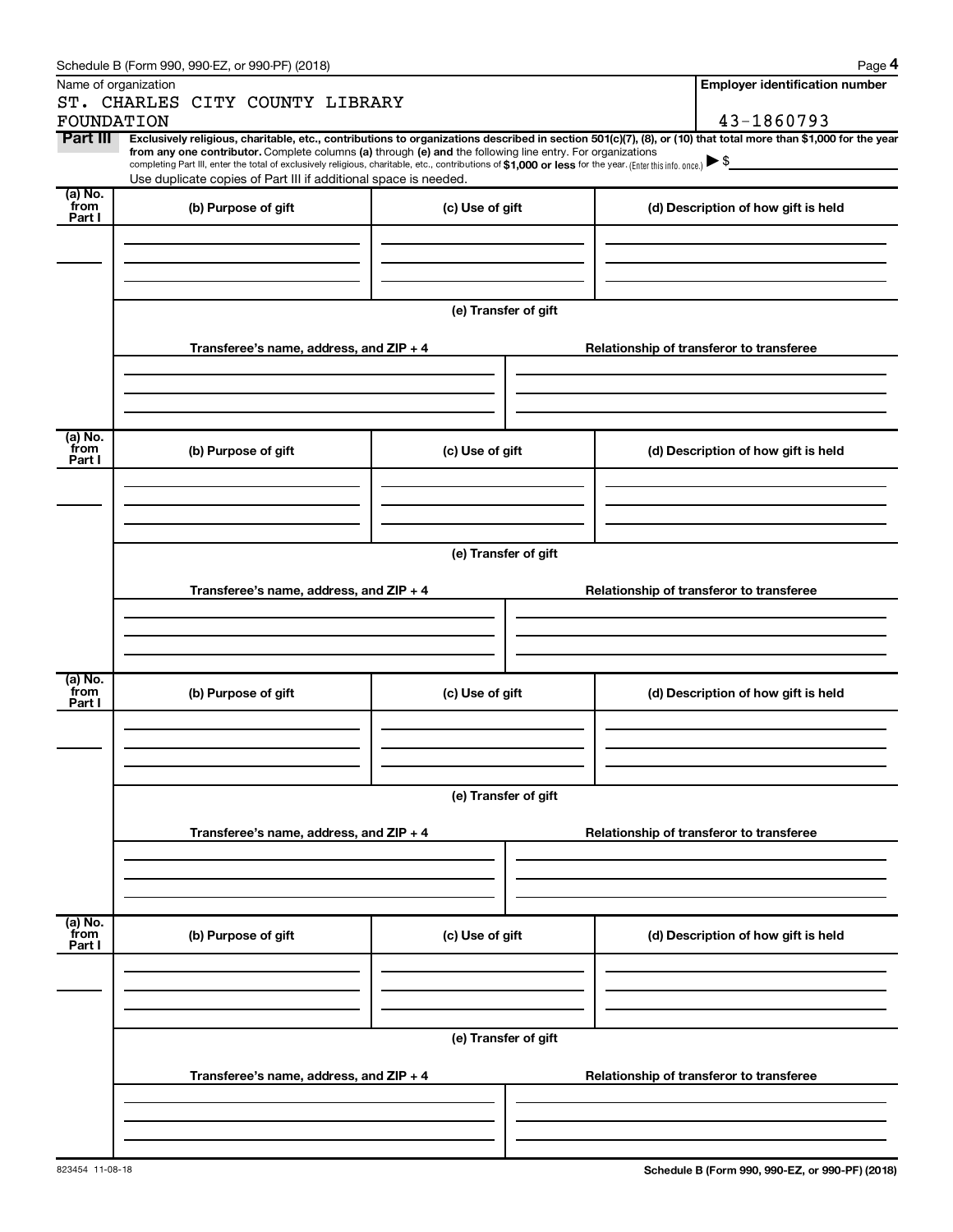Schedule B (Form 990, 990-EZ, or 990-PF) (2018)

Name of organization

ST. CHARLES CITY COUNTY LIBRARY FOUNDATION

**Employer identification number**

43-1860793

**Part III** **Exclusively religious, charitable, etc., contributions to organizations described in section 501(c)(7), (8), or (10) that total more than $1,000 for the year from any one contributor.** Complete columns **(a)** through **(e) and** the following line entry. For organizations completing Part III, enter the total of exclusively religious, charitable, etc., contributions of **$1,000 or less** for the year. (Enter this info. once.) ▶ $

Use duplicate copies of Part III if additional space is needed.

| (a) No. from Part I | (b) Purpose of gift | (c) Use of gift | (d) Description of how gift is held |
|---|---|---|---|
| | | | |

**(e) Transfer of gift**

| Transferee's name, address, and ZIP + 4 | Relationship of transferor to transferee |
|---|---|
| | |

| (a) No. from Part I | (b) Purpose of gift | (c) Use of gift | (d) Description of how gift is held |
|---|---|---|---|
| | | | |

**(e) Transfer of gift**

| Transferee's name, address, and ZIP + 4 | Relationship of transferor to transferee |
|---|---|
| | |

| (a) No. from Part I | (b) Purpose of gift | (c) Use of gift | (d) Description of how gift is held |
|---|---|---|---|
| | | | |

**(e) Transfer of gift**

| Transferee's name, address, and ZIP + 4 | Relationship of transferor to transferee |
|---|---|
| | |

| (a) No. from Part I | (b) Purpose of gift | (c) Use of gift | (d) Description of how gift is held |
|---|---|---|---|
| | | | |

**(e) Transfer of gift**

| Transferee's name, address, and ZIP + 4 | Relationship of transferor to transferee |
|---|---|
| | |

823454 11-08-18

**Schedule B (Form 990, 990-EZ, or 990-PF) (2018)**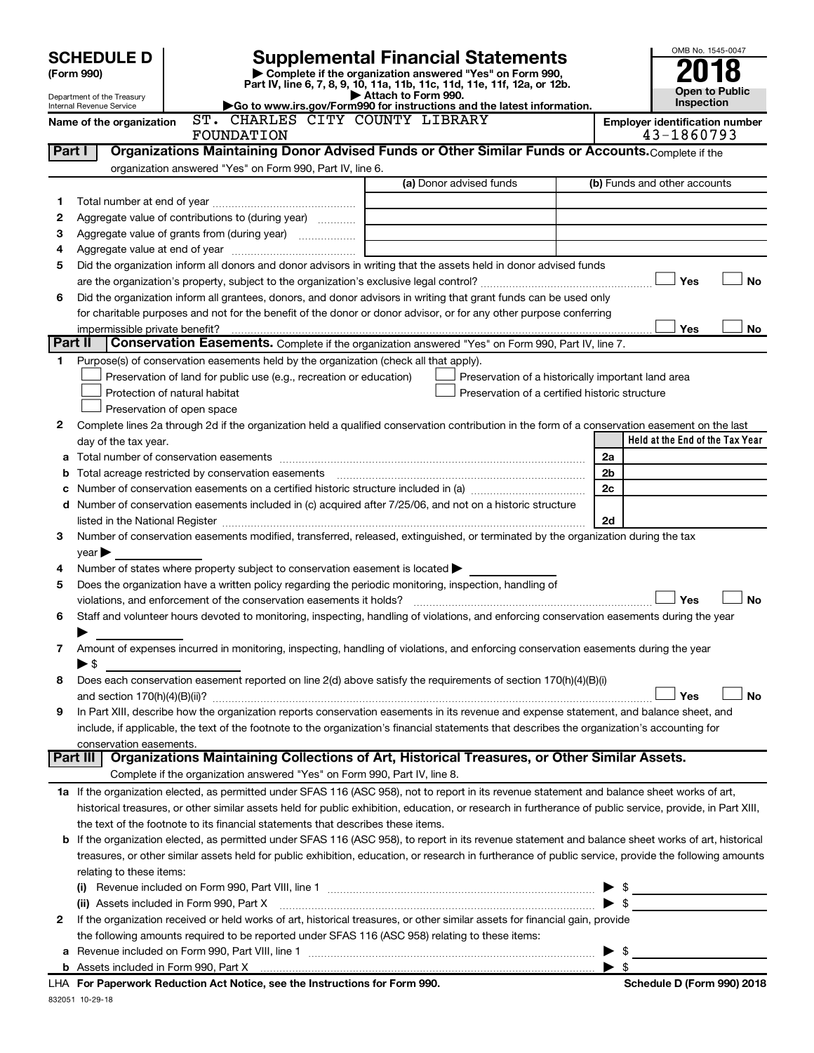# SCHEDULE D (Form 990)

Department of the Treasury
Internal Revenue Service

## Supplemental Financial Statements

▶ Complete if the organization answered "Yes" on Form 990, Part IV, line 6, 7, 8, 9, 10, 11a, 11b, 11c, 11d, 11e, 11f, 12a, or 12b.
▶ Attach to Form 990.
▶Go to www.irs.gov/Form990 for instructions and the latest information.

OMB No. 1545-0047

**2018**

**Open to Public Inspection**

Name of the organization: ST. CHARLES CITY COUNTY LIBRARY FOUNDATION

Employer identification number: 43-1860793

## Part I — Organizations Maintaining Donor Advised Funds or Other Similar Funds or Accounts. Complete if the organization answered "Yes" on Form 990, Part IV, line 6.

| | | (a) Donor advised funds | (b) Funds and other accounts |
|---|---|---|---|
| 1 | Total number at end of year | | |
| 2 | Aggregate value of contributions to (during year) | | |
| 3 | Aggregate value of grants from (during year) | | |
| 4 | Aggregate value at end of year | | |

5 Did the organization inform all donors and donor advisors in writing that the assets held in donor advised funds are the organization's property, subject to the organization's exclusive legal control? ☐ Yes ☐ No

6 Did the organization inform all grantees, donors, and donor advisors in writing that grant funds can be used only for charitable purposes and not for the benefit of the donor or donor advisor, or for any other purpose conferring impermissible private benefit? ☐ Yes ☐ No

## Part II — Conservation Easements. Complete if the organization answered "Yes" on Form 990, Part IV, line 7.

1 Purpose(s) of conservation easements held by the organization (check all that apply).

- ☐ Preservation of land for public use (e.g., recreation or education)
- ☐ Preservation of a historically important land area
- ☐ Protection of natural habitat
- ☐ Preservation of a certified historic structure
- ☐ Preservation of open space

2 Complete lines 2a through 2d if the organization held a qualified conservation contribution in the form of a conservation easement on the last day of the tax year.

| | | | Held at the End of the Tax Year |
|---|---|---|---|
| a | Total number of conservation easements | 2a | |
| b | Total acreage restricted by conservation easements | 2b | |
| c | Number of conservation easements on a certified historic structure included in (a) | 2c | |
| d | Number of conservation easements included in (c) acquired after 7/25/06, and not on a historic structure listed in the National Register | 2d | |

3 Number of conservation easements modified, transferred, released, extinguished, or terminated by the organization during the tax year ▶

4 Number of states where property subject to conservation easement is located ▶

5 Does the organization have a written policy regarding the periodic monitoring, inspection, handling of violations, and enforcement of the conservation easements it holds? ☐ Yes ☐ No

6 Staff and volunteer hours devoted to monitoring, inspecting, handling of violations, and enforcing conservation easements during the year ▶

7 Amount of expenses incurred in monitoring, inspecting, handling of violations, and enforcing conservation easements during the year ▶ $

8 Does each conservation easement reported on line 2(d) above satisfy the requirements of section 170(h)(4)(B)(i) and section 170(h)(4)(B)(ii)? ☐ Yes ☐ No

9 In Part XIII, describe how the organization reports conservation easements in its revenue and expense statement, and balance sheet, and include, if applicable, the text of the footnote to the organization's financial statements that describes the organization's accounting for conservation easements.

## Part III — Organizations Maintaining Collections of Art, Historical Treasures, or Other Similar Assets.

Complete if the organization answered "Yes" on Form 990, Part IV, line 8.

1a If the organization elected, as permitted under SFAS 116 (ASC 958), not to report in its revenue statement and balance sheet works of art, historical treasures, or other similar assets held for public exhibition, education, or research in furtherance of public service, provide, in Part XIII, the text of the footnote to its financial statements that describes these items.

b If the organization elected, as permitted under SFAS 116 (ASC 958), to report in its revenue statement and balance sheet works of art, historical treasures, or other similar assets held for public exhibition, education, or research in furtherance of public service, provide the following amounts relating to these items:

(i) Revenue included on Form 990, Part VIII, line 1 ▶ $

(ii) Assets included in Form 990, Part X ▶ $

2 If the organization received or held works of art, historical treasures, or other similar assets for financial gain, provide the following amounts required to be reported under SFAS 116 (ASC 958) relating to these items:

a Revenue included on Form 990, Part VIII, line 1 ▶ $

b Assets included in Form 990, Part X ▶ $

LHA For Paperwork Reduction Act Notice, see the Instructions for Form 990.

Schedule D (Form 990) 2018

832051 10-29-18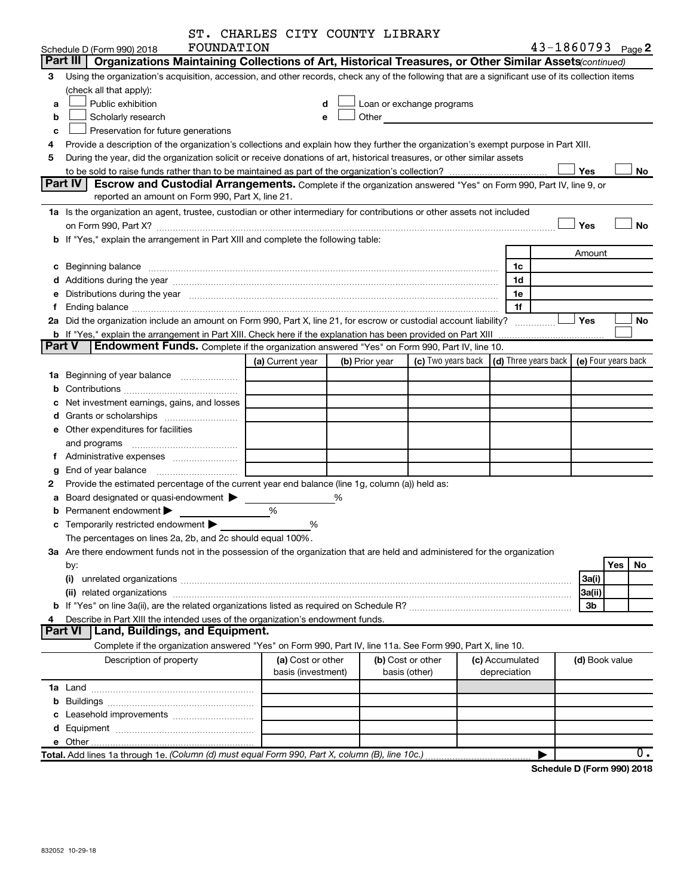ST. CHARLES CITY COUNTY LIBRARY FOUNDATION 43-1860793

Schedule D (Form 990) 2018 Page 2

**Part III | Organizations Maintaining Collections of Art, Historical Treasures, or Other Similar Assets** *(continued)*

3 Using the organization's acquisition, accession, and other records, check any of the following that are a significant use of its collection items (check all that apply):

a ☐ Public exhibition
b ☐ Scholarly research
c ☐ Preservation for future generations
d ☐ Loan or exchange programs
e ☐ Other

4 Provide a description of the organization's collections and explain how they further the organization's exempt purpose in Part XIII.

5 During the year, did the organization solicit or receive donations of art, historical treasures, or other similar assets to be sold to raise funds rather than to be maintained as part of the organization's collection? ☐ Yes ☐ No

**Part IV | Escrow and Custodial Arrangements.** Complete if the organization answered "Yes" on Form 990, Part IV, line 9, or reported an amount on Form 990, Part X, line 21.

1a Is the organization an agent, trustee, custodian or other intermediary for contributions or other assets not included on Form 990, Part X? ☐ Yes ☐ No

b If "Yes," explain the arrangement in Part XIII and complete the following table:

| | | Amount |
|---|---|---|
| c Beginning balance | 1c | |
| d Additions during the year | 1d | |
| e Distributions during the year | 1e | |
| f Ending balance | 1f | |

2a Did the organization include an amount on Form 990, Part X, line 21, for escrow or custodial account liability? ☐ Yes ☐ No

b If "Yes," explain the arrangement in Part XIII. Check here if the explanation has been provided on Part XIII ☐

**Part V | Endowment Funds.** Complete if the organization answered "Yes" on Form 990, Part IV, line 10.

| | (a) Current year | (b) Prior year | (c) Two years back | (d) Three years back | (e) Four years back |
|---|---|---|---|---|---|
| 1a Beginning of year balance | | | | | |
| b Contributions | | | | | |
| c Net investment earnings, gains, and losses | | | | | |
| d Grants or scholarships | | | | | |
| e Other expenditures for facilities and programs | | | | | |
| f Administrative expenses | | | | | |
| g End of year balance | | | | | |

2 Provide the estimated percentage of the current year end balance (line 1g, column (a)) held as:

a Board designated or quasi-endowment ▶ %
b Permanent endowment ▶ %
c Temporarily restricted endowment ▶ %

The percentages on lines 2a, 2b, and 2c should equal 100%.

3a Are there endowment funds not in the possession of the organization that are held and administered for the organization by:

| | | Yes | No |
|---|---|---|---|
| (i) unrelated organizations | 3a(i) | | |
| (ii) related organizations | 3a(ii) | | |
| b If "Yes" on line 3a(ii), are the related organizations listed as required on Schedule R? | 3b | | |

4 Describe in Part XIII the intended uses of the organization's endowment funds.

**Part VI | Land, Buildings, and Equipment.**

Complete if the organization answered "Yes" on Form 990, Part IV, line 11a. See Form 990, Part X, line 10.

| Description of property | (a) Cost or other basis (investment) | (b) Cost or other basis (other) | (c) Accumulated depreciation | (d) Book value |
|---|---|---|---|---|
| 1a Land | | | | |
| b Buildings | | | | |
| c Leasehold improvements | | | | |
| d Equipment | | | | |
| e Other | | | | |
| **Total.** Add lines 1a through 1e. *(Column (d) must equal Form 990, Part X, column (B), line 10c.)* ▶ | | | | 0. |

**Schedule D (Form 990) 2018**

832052 10-29-18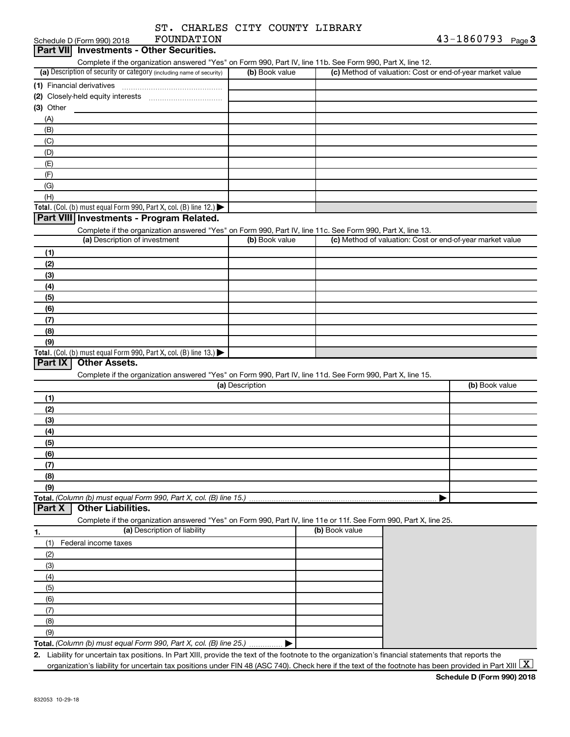ST. CHARLES CITY COUNTY LIBRARY FOUNDATION

Schedule D (Form 990) 2018 43-1860793 Page 3

## Part VII Investments - Other Securities.

Complete if the organization answered "Yes" on Form 990, Part IV, line 11b. See Form 990, Part X, line 12.

| (a) Description of security or category (including name of security) | (b) Book value | (c) Method of valuation: Cost or end-of-year market value |
|---|---|---|
| (1) Financial derivatives | | |
| (2) Closely-held equity interests | | |
| (3) Other | | |
| (A) | | |
| (B) | | |
| (C) | | |
| (D) | | |
| (E) | | |
| (F) | | |
| (G) | | |
| (H) | | |
| **Total.** (Col. (b) must equal Form 990, Part X, col. (B) line 12.) ▶ | | |

## Part VIII Investments - Program Related.

Complete if the organization answered "Yes" on Form 990, Part IV, line 11c. See Form 990, Part X, line 13.

| (a) Description of investment | (b) Book value | (c) Method of valuation: Cost or end-of-year market value |
|---|---|---|
| (1) | | |
| (2) | | |
| (3) | | |
| (4) | | |
| (5) | | |
| (6) | | |
| (7) | | |
| (8) | | |
| (9) | | |
| **Total.** (Col. (b) must equal Form 990, Part X, col. (B) line 13.) ▶ | | |

## Part IX Other Assets.

Complete if the organization answered "Yes" on Form 990, Part IV, line 11d. See Form 990, Part X, line 15.

| (a) Description | (b) Book value |
|---|---|
| (1) | |
| (2) | |
| (3) | |
| (4) | |
| (5) | |
| (6) | |
| (7) | |
| (8) | |
| (9) | |
| **Total.** *(Column (b) must equal Form 990, Part X, col. (B) line 15.)* ▶ | |

## Part X Other Liabilities.

Complete if the organization answered "Yes" on Form 990, Part IV, line 11e or 11f. See Form 990, Part X, line 25.

| 1. (a) Description of liability | (b) Book value |
|---|---|
| (1) Federal income taxes | |
| (2) | |
| (3) | |
| (4) | |
| (5) | |
| (6) | |
| (7) | |
| (8) | |
| (9) | |
| **Total.** *(Column (b) must equal Form 990, Part X, col. (B) line 25.)* ▶ | |

**2.** Liability for uncertain tax positions. In Part XIII, provide the text of the footnote to the organization's financial statements that reports the organization's liability for uncertain tax positions under FIN 48 (ASC 740). Check here if the text of the footnote has been provided in Part XIII [X]

**Schedule D (Form 990) 2018**

832053 10-29-18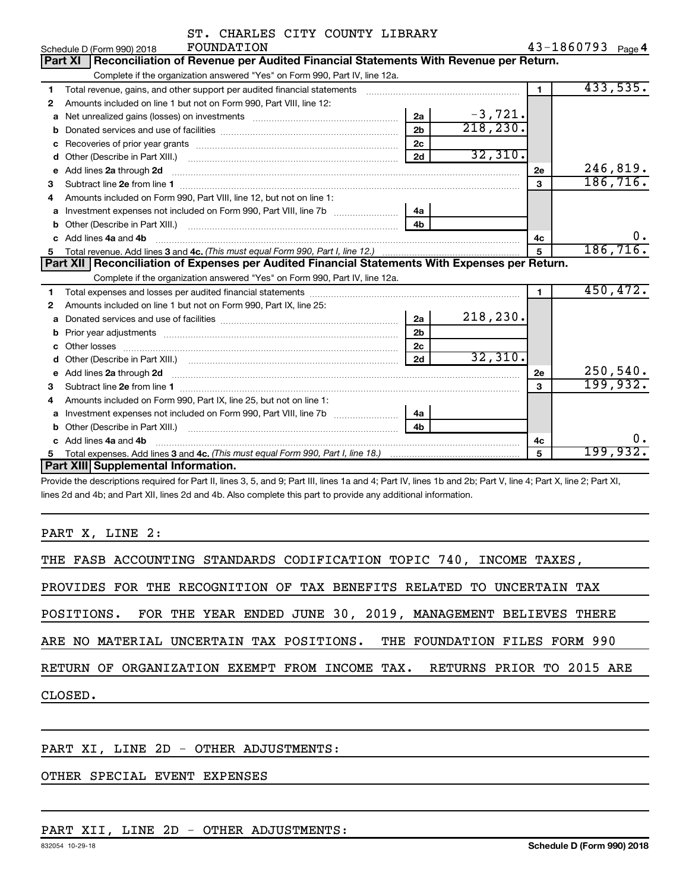Schedule D (Form 990) 2018 ST. CHARLES CITY COUNTY LIBRARY FOUNDATION 43-1860793 Page 4

## Part XI Reconciliation of Revenue per Audited Financial Statements With Revenue per Return.

Complete if the organization answered "Yes" on Form 990, Part IV, line 12a.

| | | | | | |
|---|---|---|---|---|---|
| 1 | Total revenue, gains, and other support per audited financial statements | | | 1 | 433,535. |
| 2 | Amounts included on line 1 but not on Form 990, Part VIII, line 12: | | | | |
| a | Net unrealized gains (losses) on investments | 2a | -3,721. | | |
| b | Donated services and use of facilities | 2b | 218,230. | | |
| c | Recoveries of prior year grants | 2c | | | |
| d | Other (Describe in Part XIII.) | 2d | 32,310. | | |
| e | Add lines 2a through 2d | | | 2e | 246,819. |
| 3 | Subtract line 2e from line 1 | | | 3 | 186,716. |
| 4 | Amounts included on Form 990, Part VIII, line 12, but not on line 1: | | | | |
| a | Investment expenses not included on Form 990, Part VIII, line 7b | 4a | | | |
| b | Other (Describe in Part XIII.) | 4b | | | |
| c | Add lines 4a and 4b | | | 4c | 0. |
| 5 | Total revenue. Add lines 3 and 4c. *(This must equal Form 990, Part I, line 12.)* | | | 5 | 186,716. |

## Part XII Reconciliation of Expenses per Audited Financial Statements With Expenses per Return.

Complete if the organization answered "Yes" on Form 990, Part IV, line 12a.

| | | | | | |
|---|---|---|---|---|---|
| 1 | Total expenses and losses per audited financial statements | | | 1 | 450,472. |
| 2 | Amounts included on line 1 but not on Form 990, Part IX, line 25: | | | | |
| a | Donated services and use of facilities | 2a | 218,230. | | |
| b | Prior year adjustments | 2b | | | |
| c | Other losses | 2c | | | |
| d | Other (Describe in Part XIII.) | 2d | 32,310. | | |
| e | Add lines 2a through 2d | | | 2e | 250,540. |
| 3 | Subtract line 2e from line 1 | | | 3 | 199,932. |
| 4 | Amounts included on Form 990, Part IX, line 25, but not on line 1: | | | | |
| a | Investment expenses not included on Form 990, Part VIII, line 7b | 4a | | | |
| b | Other (Describe in Part XIII.) | 4b | | | |
| c | Add lines 4a and 4b | | | 4c | 0. |
| 5 | Total expenses. Add lines 3 and 4c. *(This must equal Form 990, Part I, line 18.)* | | | 5 | 199,932. |

## Part XIII Supplemental Information.

Provide the descriptions required for Part II, lines 3, 5, and 9; Part III, lines 1a and 4; Part IV, lines 1b and 2b; Part V, line 4; Part X, line 2; Part XI, lines 2d and 4b; and Part XII, lines 2d and 4b. Also complete this part to provide any additional information.

PART X, LINE 2:

THE FASB ACCOUNTING STANDARDS CODIFICATION TOPIC 740, INCOME TAXES, PROVIDES FOR THE RECOGNITION OF TAX BENEFITS RELATED TO UNCERTAIN TAX POSITIONS. FOR THE YEAR ENDED JUNE 30, 2019, MANAGEMENT BELIEVES THERE ARE NO MATERIAL UNCERTAIN TAX POSITIONS. THE FOUNDATION FILES FORM 990 RETURN OF ORGANIZATION EXEMPT FROM INCOME TAX. RETURNS PRIOR TO 2015 ARE CLOSED.

PART XI, LINE 2D - OTHER ADJUSTMENTS:

OTHER SPECIAL EVENT EXPENSES

PART XII, LINE 2D - OTHER ADJUSTMENTS:

832054 10-29-18 Schedule D (Form 990) 2018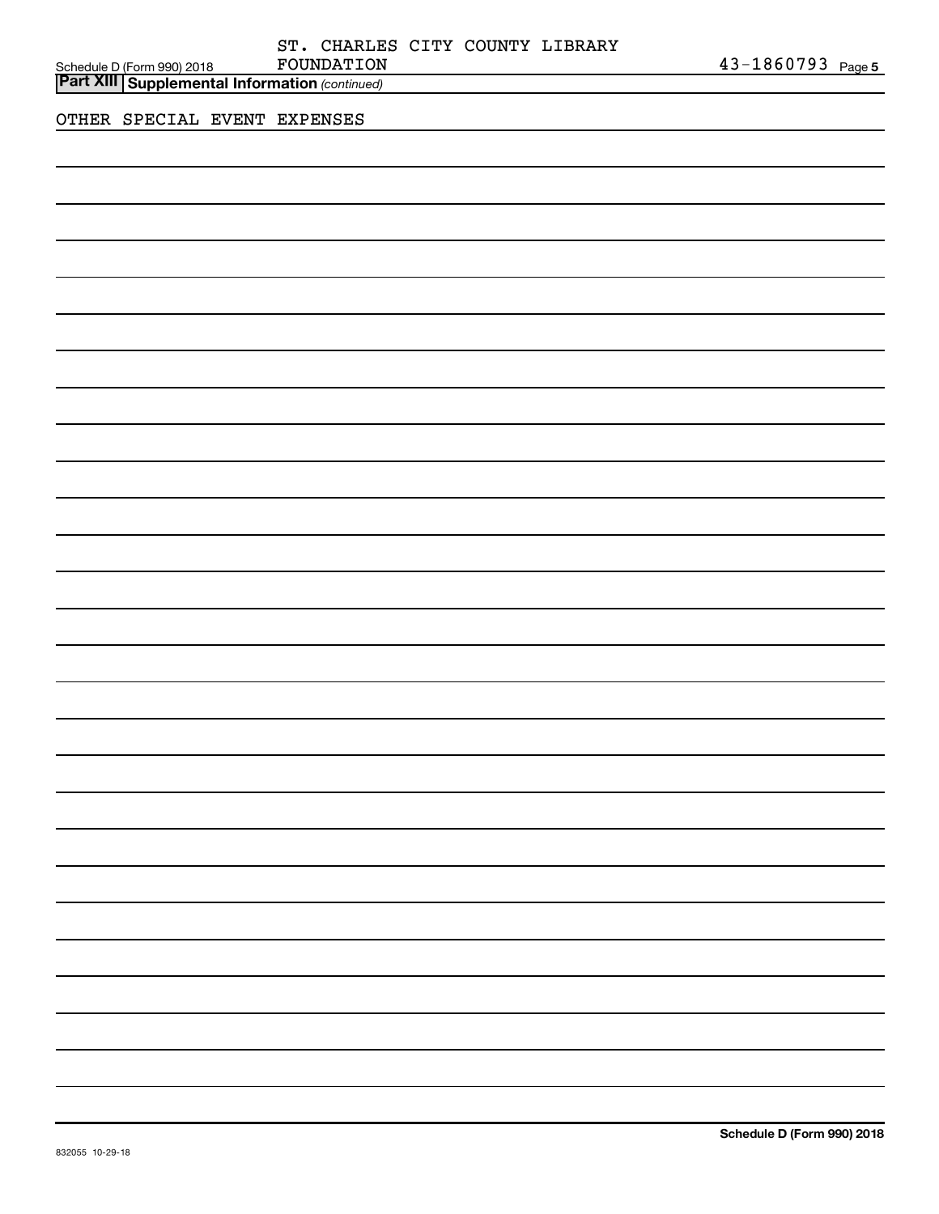Schedule D (Form 990) 2018 ST. CHARLES CITY COUNTY LIBRARY FOUNDATION 43-1860793 Page 5

**Part XIII Supplemental Information** *(continued)*

OTHER SPECIAL EVENT EXPENSES

832055 10-29-18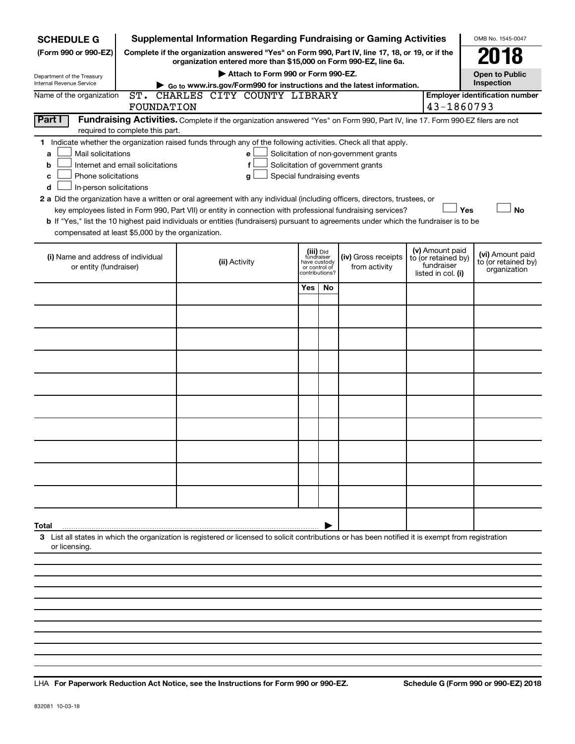**SCHEDULE G**
**(Form 990 or 990-EZ)**

Department of the Treasury
Internal Revenue Service

# Supplemental Information Regarding Fundraising or Gaming Activities

**Complete if the organization answered "Yes" on Form 990, Part IV, line 17, 18, or 19, or if the organization entered more than $15,000 on Form 990-EZ, line 6a.**

▶ **Attach to Form 990 or Form 990-EZ.**

▶ **Go to www.irs.gov/Form990 for instructions and the latest information.**

OMB No. 1545-0047

**2018**

**Open to Public Inspection**

Name of the organization: ST. CHARLES CITY COUNTY LIBRARY FOUNDATION

**Employer identification number:** 43-1860793

**Part I** **Fundraising Activities.** Complete if the organization answered "Yes" on Form 990, Part IV, line 17. Form 990-EZ filers are not required to complete this part.

**1** Indicate whether the organization raised funds through any of the following activities. Check all that apply.

- **a** ☐ Mail solicitations
- **b** ☐ Internet and email solicitations
- **c** ☐ Phone solicitations
- **d** ☐ In-person solicitations
- **e** ☐ Solicitation of non-government grants
- **f** ☐ Solicitation of government grants
- **g** ☐ Special fundraising events

**2 a** Did the organization have a written or oral agreement with any individual (including officers, directors, trustees, or key employees listed in Form 990, Part VII) or entity in connection with professional fundraising services? ☐ **Yes** ☐ **No**

**b** If "Yes," list the 10 highest paid individuals or entities (fundraisers) pursuant to agreements under which the fundraiser is to be compensated at least $5,000 by the organization.

| (i) Name and address of individual or entity (fundraiser) | (ii) Activity | (iii) Did fundraiser have custody or control of contributions? Yes | No | (iv) Gross receipts from activity | (v) Amount paid to (or retained by) fundraiser listed in col. (i) | (vi) Amount paid to (or retained by) organization |
|---|---|---|---|---|---|---|
| | | | | | | |
| | | | | | | |
| | | | | | | |
| | | | | | | |
| | | | | | | |
| | | | | | | |
| | | | | | | |
| | | | | | | |
| | | | | | | |
| | | | | | | |
| **Total** ▶ | | | | | | |

**3** List all states in which the organization is registered or licensed to solicit contributions or has been notified it is exempt from registration or licensing.

LHA **For Paperwork Reduction Act Notice, see the Instructions for Form 990 or 990-EZ.** **Schedule G (Form 990 or 990-EZ) 2018**

832081 10-03-18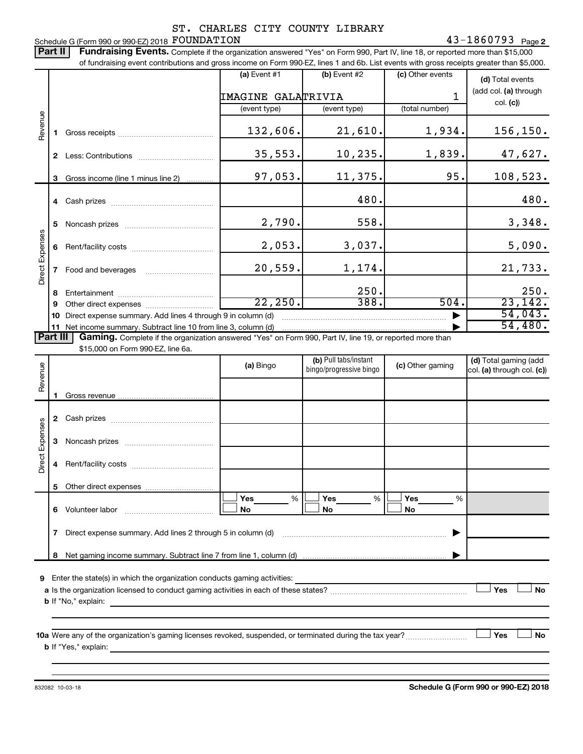ST. CHARLES CITY COUNTY LIBRARY

Schedule G (Form 990 or 990-EZ) 2018 FOUNDATION 43-1860793 Page **2**

**Part II** **Fundraising Events.** Complete if the organization answered "Yes" on Form 990, Part IV, line 18, or reported more than $15,000 of fundraising event contributions and gross income on Form 990-EZ, lines 1 and 6b. List events with gross receipts greater than $5,000.

| | | (a) Event #1 | (b) Event #2 | (c) Other events | (d) Total events (add col. (a) through col. (c)) |
|---|---|---|---|---|---|
| | | IMAGINE GALA | TRIVIA | 1 | |
| | | (event type) | (event type) | (total number) | |
| Revenue | 1 Gross receipts | 132,606. | 21,610. | 1,934. | 156,150. |
| | 2 Less: Contributions | 35,553. | 10,235. | 1,839. | 47,627. |
| | 3 Gross income (line 1 minus line 2) | 97,053. | 11,375. | 95. | 108,523. |
| Direct Expenses | 4 Cash prizes | | 480. | | 480. |
| | 5 Noncash prizes | 2,790. | 558. | | 3,348. |
| | 6 Rent/facility costs | 2,053. | 3,037. | | 5,090. |
| | 7 Food and beverages | 20,559. | 1,174. | | 21,733. |
| | 8 Entertainment | | 250. | | 250. |
| | 9 Other direct expenses | 22,250. | 388. | 504. | 23,142. |
| | 10 Direct expense summary. Add lines 4 through 9 in column (d) | | | ▶ | 54,043. |
| | 11 Net income summary. Subtract line 10 from line 3, column (d) | | | ▶ | 54,480. |

**Part III** **Gaming.** Complete if the organization answered "Yes" on Form 990, Part IV, line 19, or reported more than $15,000 on Form 990-EZ, line 6a.

| | | (a) Bingo | (b) Pull tabs/instant bingo/progressive bingo | (c) Other gaming | (d) Total gaming (add col. (a) through col. (c)) |
|---|---|---|---|---|---|
| Revenue | 1 Gross revenue | | | | |
| Direct Expenses | 2 Cash prizes | | | | |
| | 3 Noncash prizes | | | | |
| | 4 Rent/facility costs | | | | |
| | 5 Other direct expenses | | | | |
| | 6 Volunteer labor | ☐ Yes ___ % ☐ No | ☐ Yes ___ % ☐ No | ☐ Yes ___ % ☐ No | |
| | 7 Direct expense summary. Add lines 2 through 5 in column (d) | | | ▶ | |
| | 8 Net gaming income summary. Subtract line 7 from line 1, column (d) | | | ▶ | |

**9** Enter the state(s) in which the organization conducts gaming activities:

**a** Is the organization licensed to conduct gaming activities in each of these states? ☐ Yes ☐ No

**b** If "No," explain:

**10a** Were any of the organization's gaming licenses revoked, suspended, or terminated during the tax year? ☐ Yes ☐ No

**b** If "Yes," explain:

832082 10-03-18 **Schedule G (Form 990 or 990-EZ) 2018**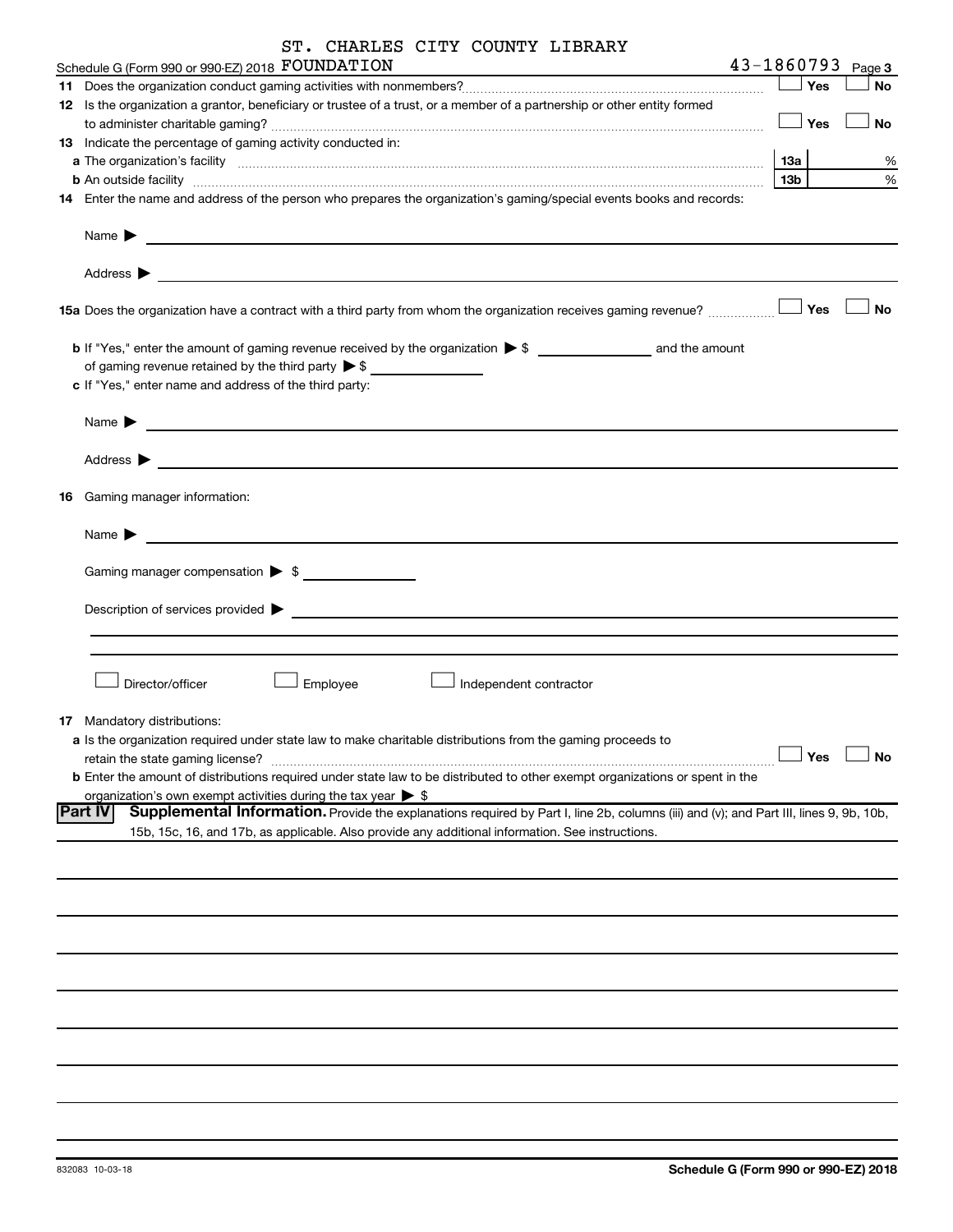ST. CHARLES CITY COUNTY LIBRARY

Schedule G (Form 990 or 990-EZ) 2018 FOUNDATION 43-1860793 Page 3

**11** Does the organization conduct gaming activities with nonmembers? ☐ Yes ☐ No

**12** Is the organization a grantor, beneficiary or trustee of a trust, or a member of a partnership or other entity formed to administer charitable gaming? ☐ Yes ☐ No

**13** Indicate the percentage of gaming activity conducted in:

**a** The organization's facility **13a** %

**b** An outside facility **13b** %

**14** Enter the name and address of the person who prepares the organization's gaming/special events books and records:

Name ▶

Address ▶

**15a** Does the organization have a contract with a third party from whom the organization receives gaming revenue? ☐ Yes ☐ No

**b** If "Yes," enter the amount of gaming revenue received by the organization ▶ $ ______ and the amount of gaming revenue retained by the third party ▶ $ ______

**c** If "Yes," enter name and address of the third party:

Name ▶

Address ▶

**16** Gaming manager information:

Name ▶

Gaming manager compensation ▶ $ ______

Description of services provided ▶

☐ Director/officer ☐ Employee ☐ Independent contractor

**17** Mandatory distributions:

**a** Is the organization required under state law to make charitable distributions from the gaming proceeds to retain the state gaming license? ☐ Yes ☐ No

**b** Enter the amount of distributions required under state law to be distributed to other exempt organizations or spent in the organization's own exempt activities during the tax year ▶ $

**Part IV** **Supplemental Information.** Provide the explanations required by Part I, line 2b, columns (iii) and (v); and Part III, lines 9, 9b, 10b, 15b, 15c, 16, and 17b, as applicable. Also provide any additional information. See instructions.

832083 10-03-18

**Schedule G (Form 990 or 990-EZ) 2018**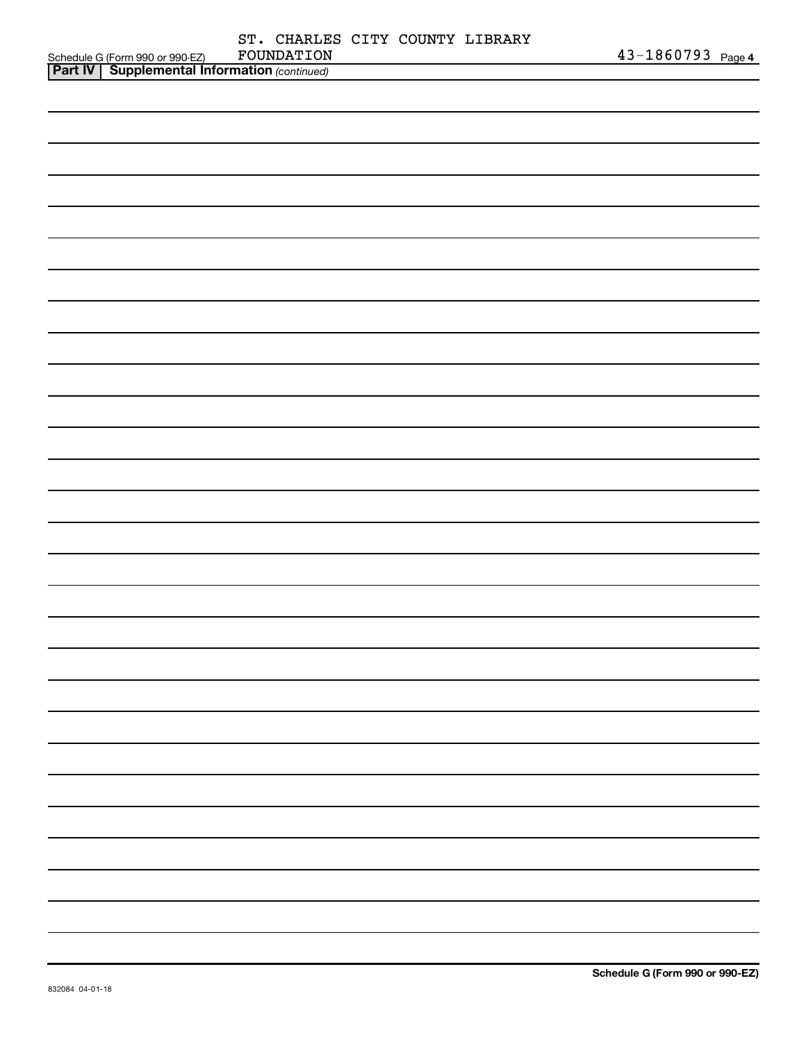Schedule G (Form 990 or 990-EZ) ST. CHARLES CITY COUNTY LIBRARY FOUNDATION 43-1860793 Page 4

**Part IV | Supplemental Information** *(continued)*

**Schedule G (Form 990 or 990-EZ)**

832084 04-01-18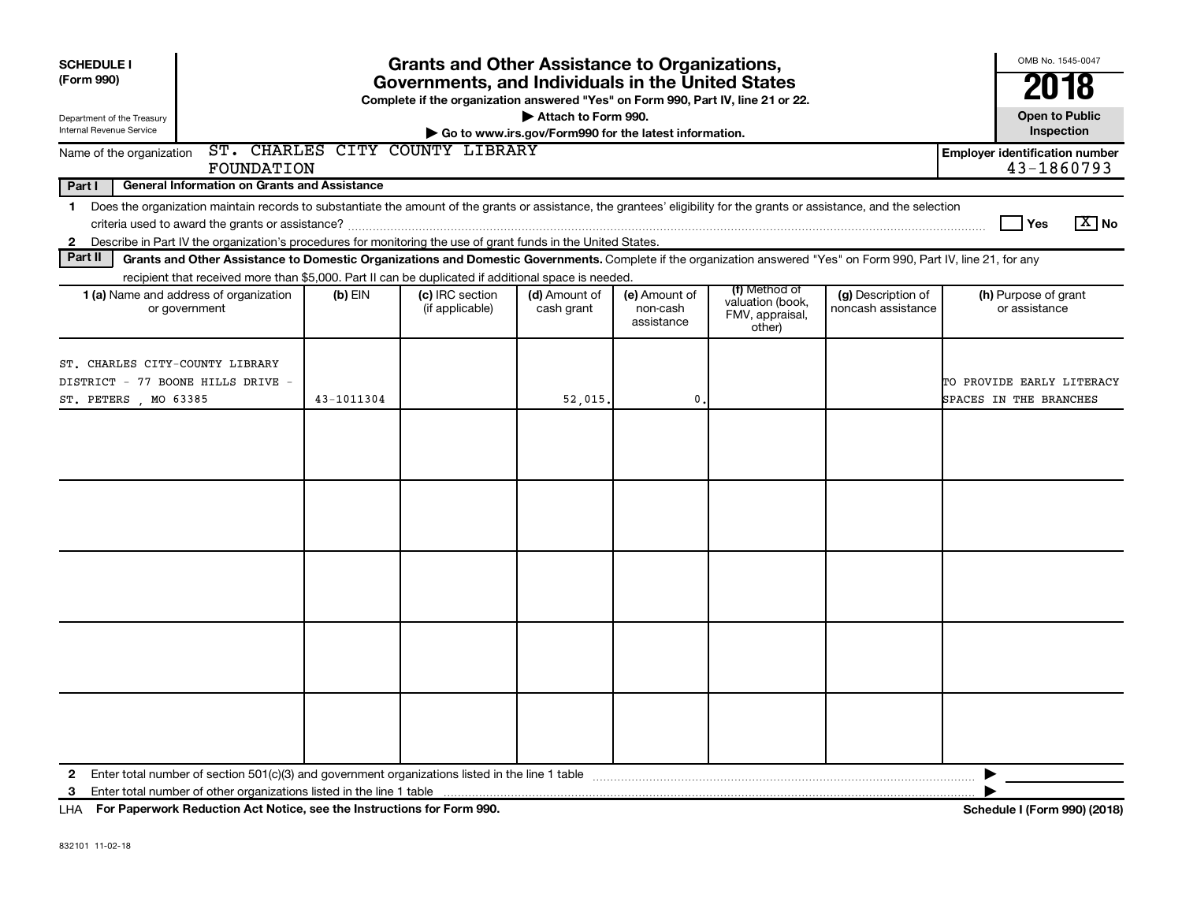**SCHEDULE I**
**(Form 990)**

Department of the Treasury
Internal Revenue Service

# Grants and Other Assistance to Organizations, Governments, and Individuals in the United States

**Complete if the organization answered "Yes" on Form 990, Part IV, line 21 or 22.**

▶ Attach to Form 990.

▶ Go to www.irs.gov/Form990 for the latest information.

OMB No. 1545-0047

**2018**

**Open to Public Inspection**

Name of the organization: ST. CHARLES CITY COUNTY LIBRARY FOUNDATION

**Employer identification number** 43-1860793

**Part I — General Information on Grants and Assistance**

1 Does the organization maintain records to substantiate the amount of the grants or assistance, the grantees' eligibility for the grants or assistance, and the selection criteria used to award the grants or assistance? ☐ Yes ☒ No

2 Describe in Part IV the organization's procedures for monitoring the use of grant funds in the United States.

**Part II — Grants and Other Assistance to Domestic Organizations and Domestic Governments.** Complete if the organization answered "Yes" on Form 990, Part IV, line 21, for any recipient that received more than $5,000. Part II can be duplicated if additional space is needed.

| 1 (a) Name and address of organization or government | (b) EIN | (c) IRC section (if applicable) | (d) Amount of cash grant | (e) Amount of non-cash assistance | (f) Method of valuation (book, FMV, appraisal, other) | (g) Description of noncash assistance | (h) Purpose of grant or assistance |
|---|---|---|---|---|---|---|---|
| ST. CHARLES CITY-COUNTY LIBRARY DISTRICT - 77 BOONE HILLS DRIVE - ST. PETERS , MO 63385 | 43-1011304 | | 52,015. | 0. | | | TO PROVIDE EARLY LITERACY SPACES IN THE BRANCHES |
| | | | | | | | |
| | | | | | | | |
| | | | | | | | |
| | | | | | | | |
| | | | | | | | |

2 Enter total number of section 501(c)(3) and government organizations listed in the line 1 table ▶

3 Enter total number of other organizations listed in the line 1 table ▶

LHA **For Paperwork Reduction Act Notice, see the Instructions for Form 990.** **Schedule I (Form 990) (2018)**

832101 11-02-18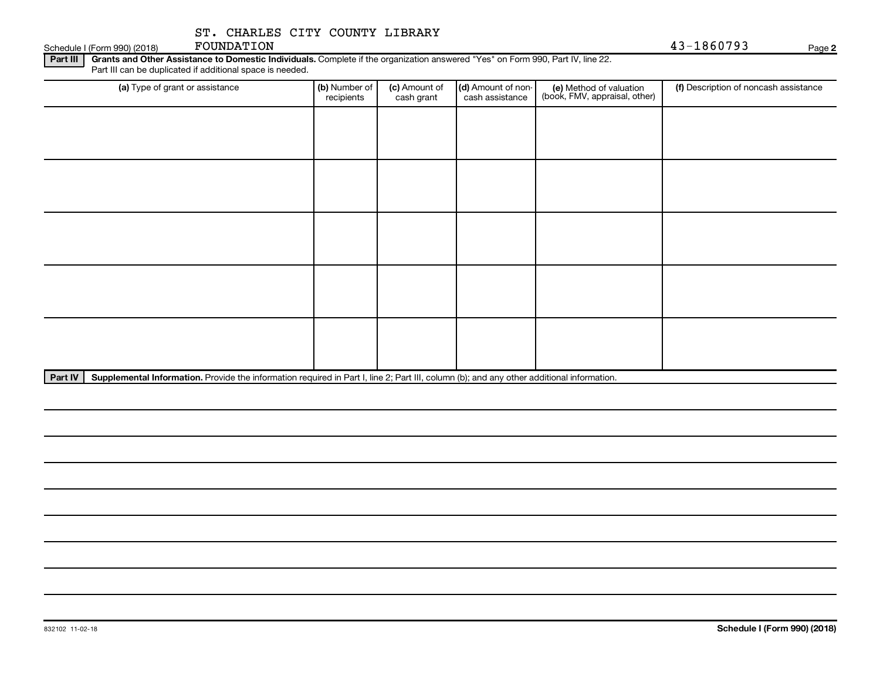Schedule I (Form 990) (2018) ST. CHARLES CITY COUNTY LIBRARY FOUNDATION 43-1860793 Page **2**

**Part III** **Grants and Other Assistance to Domestic Individuals.** Complete if the organization answered "Yes" on Form 990, Part IV, line 22. Part III can be duplicated if additional space is needed.

| (a) Type of grant or assistance | (b) Number of recipients | (c) Amount of cash grant | (d) Amount of non-cash assistance | (e) Method of valuation (book, FMV, appraisal, other) | (f) Description of noncash assistance |
|---|---|---|---|---|---|
| | | | | | |
| | | | | | |
| | | | | | |
| | | | | | |
| | | | | | |

**Part IV** **Supplemental Information.** Provide the information required in Part I, line 2; Part III, column (b); and any other additional information.

832102 11-02-18 **Schedule I (Form 990) (2018)**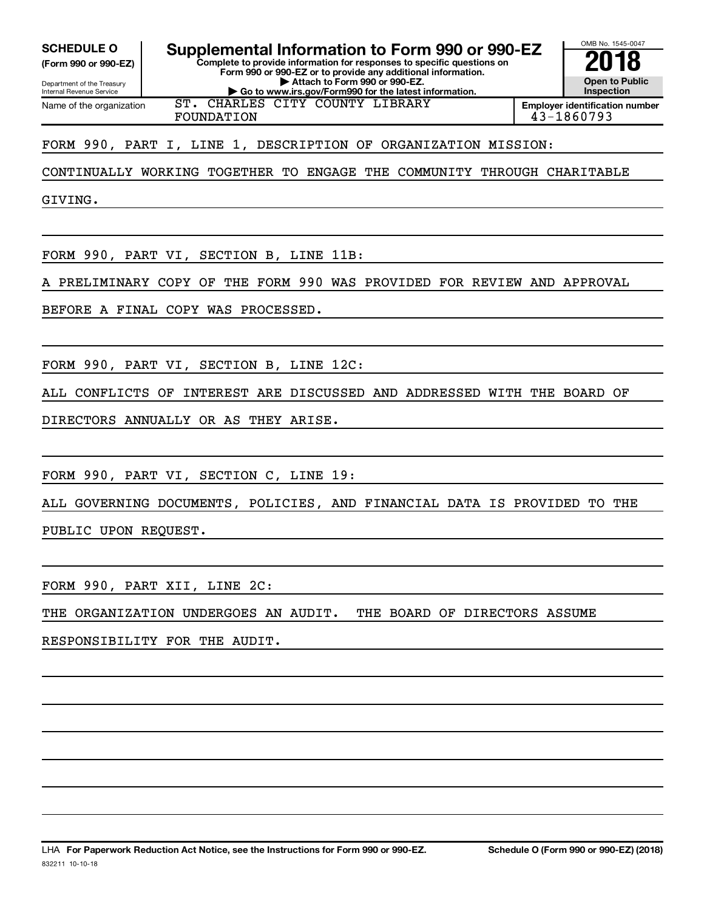**SCHEDULE O**
**(Form 990 or 990-EZ)**

Department of the Treasury
Internal Revenue Service

# Supplemental Information to Form 990 or 990-EZ

**Complete to provide information for responses to specific questions on Form 990 or 990-EZ or to provide any additional information.**
**▶ Attach to Form 990 or 990-EZ.**
**▶ Go to www.irs.gov/Form990 for the latest information.**

OMB No. 1545-0047

**2018**

**Open to Public Inspection**

| Name of the organization | Employer identification number |
|---|---|
| ST. CHARLES CITY COUNTY LIBRARY FOUNDATION | 43-1860793 |

FORM 990, PART I, LINE 1, DESCRIPTION OF ORGANIZATION MISSION:

CONTINUALLY WORKING TOGETHER TO ENGAGE THE COMMUNITY THROUGH CHARITABLE GIVING.

FORM 990, PART VI, SECTION B, LINE 11B:

A PRELIMINARY COPY OF THE FORM 990 WAS PROVIDED FOR REVIEW AND APPROVAL BEFORE A FINAL COPY WAS PROCESSED.

FORM 990, PART VI, SECTION B, LINE 12C:

ALL CONFLICTS OF INTEREST ARE DISCUSSED AND ADDRESSED WITH THE BOARD OF DIRECTORS ANNUALLY OR AS THEY ARISE.

FORM 990, PART VI, SECTION C, LINE 19:

ALL GOVERNING DOCUMENTS, POLICIES, AND FINANCIAL DATA IS PROVIDED TO THE PUBLIC UPON REQUEST.

FORM 990, PART XII, LINE 2C:

THE ORGANIZATION UNDERGOES AN AUDIT. THE BOARD OF DIRECTORS ASSUME RESPONSIBILITY FOR THE AUDIT.

LHA **For Paperwork Reduction Act Notice, see the Instructions for Form 990 or 990-EZ.** **Schedule O (Form 990 or 990-EZ) (2018)**

832211 10-10-18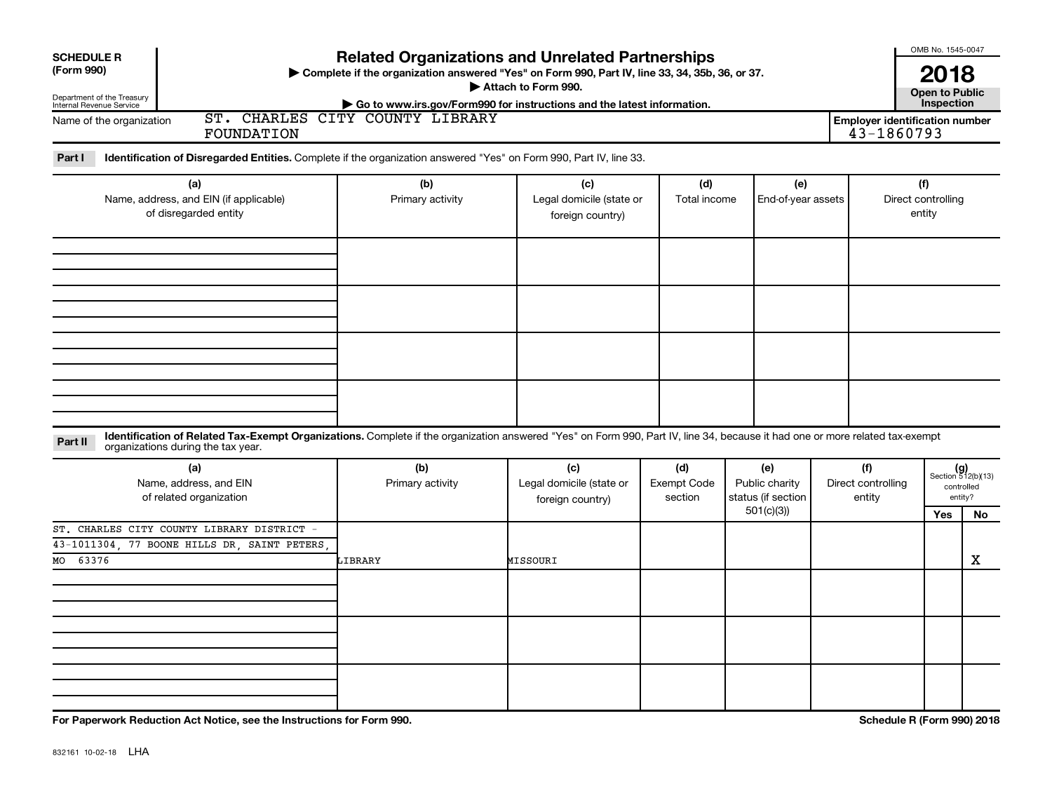**SCHEDULE R**
**(Form 990)**

Department of the Treasury
Internal Revenue Service

# Related Organizations and Unrelated Partnerships

▶ Complete if the organization answered "Yes" on Form 990, Part IV, line 33, 34, 35b, 36, or 37.
▶ Attach to Form 990.
▶ Go to www.irs.gov/Form990 for instructions and the latest information.

OMB No. 1545-0047

**2018**

**Open to Public Inspection**

Name of the organization: ST. CHARLES CITY COUNTY LIBRARY FOUNDATION

Employer identification number: 43-1860793

**Part I** **Identification of Disregarded Entities.** Complete if the organization answered "Yes" on Form 990, Part IV, line 33.

| (a) Name, address, and EIN (if applicable) of disregarded entity | (b) Primary activity | (c) Legal domicile (state or foreign country) | (d) Total income | (e) End-of-year assets | (f) Direct controlling entity |
|---|---|---|---|---|---|
| | | | | | |
| | | | | | |
| | | | | | |
| | | | | | |

**Part II** **Identification of Related Tax-Exempt Organizations.** Complete if the organization answered "Yes" on Form 990, Part IV, line 34, because it had one or more related tax-exempt organizations during the tax year.

| (a) Name, address, and EIN of related organization | (b) Primary activity | (c) Legal domicile (state or foreign country) | (d) Exempt Code section | (e) Public charity status (if section 501(c)(3)) | (f) Direct controlling entity | (g) Section 512(b)(13) controlled entity? Yes | No |
|---|---|---|---|---|---|---|---|
| ST. CHARLES CITY COUNTY LIBRARY DISTRICT - 43-1011304, 77 BOONE HILLS DR, SAINT PETERS, MO 63376 | LIBRARY | MISSOURI | | | | | X |
| | | | | | | | |
| | | | | | | | |
| | | | | | | | |

**For Paperwork Reduction Act Notice, see the Instructions for Form 990.** **Schedule R (Form 990) 2018**

832161 10-02-18 LHA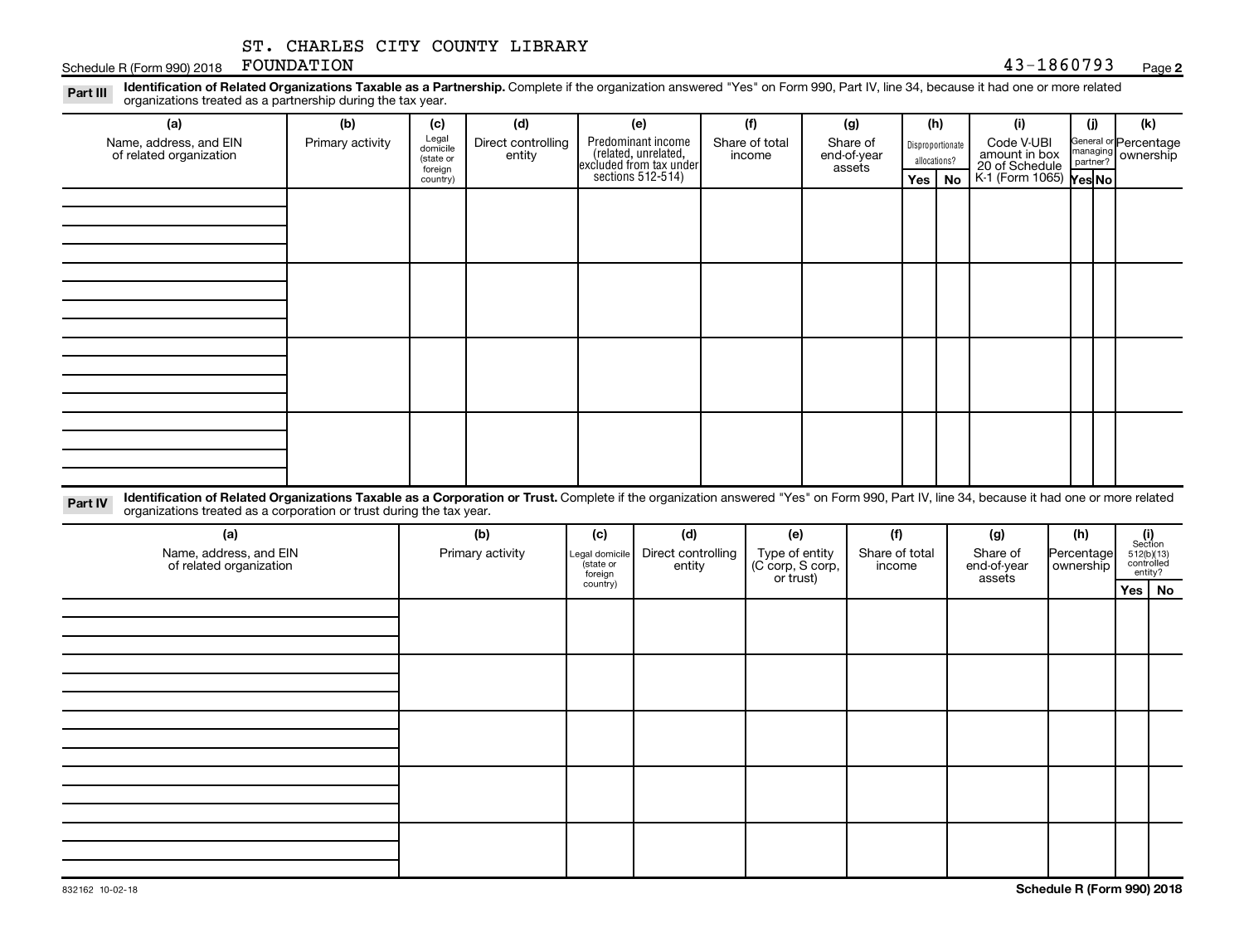ST. CHARLES CITY COUNTY LIBRARY FOUNDATION 43-1860793

Schedule R (Form 990) 2018 Page **2**

**Part III** **Identification of Related Organizations Taxable as a Partnership.** Complete if the organization answered "Yes" on Form 990, Part IV, line 34, because it had one or more related organizations treated as a partnership during the tax year.

| (a) Name, address, and EIN of related organization | (b) Primary activity | (c) Legal domicile (state or foreign country) | (d) Direct controlling entity | (e) Predominant income (related, unrelated, excluded from tax under sections 512-514) | (f) Share of total income | (g) Share of end-of-year assets | (h) Disproportionate allocations? | | (i) Code V-UBI amount in box 20 of Schedule K-1 (Form 1065) | (j) General or managing partner? | | (k) Percentage ownership |
|---|---|---|---|---|---|---|---|---|---|---|---|---|
| | | | | | | | Yes | No | | Yes | No | |
| | | | | | | | | | | | | |
| | | | | | | | | | | | | |
| | | | | | | | | | | | | |
| | | | | | | | | | | | | |

**Part IV** **Identification of Related Organizations Taxable as a Corporation or Trust.** Complete if the organization answered "Yes" on Form 990, Part IV, line 34, because it had one or more related organizations treated as a corporation or trust during the tax year.

| (a) Name, address, and EIN of related organization | (b) Primary activity | (c) Legal domicile (state or foreign country) | (d) Direct controlling entity | (e) Type of entity (C corp, S corp, or trust) | (f) Share of total income | (g) Share of end-of-year assets | (h) Percentage ownership | (i) Section 512(b)(13) controlled entity? | |
|---|---|---|---|---|---|---|---|---|---|
| | | | | | | | | Yes | No |
| | | | | | | | | | |
| | | | | | | | | | |
| | | | | | | | | | |
| | | | | | | | | | |
| | | | | | | | | | |

832162 10-02-18 **Schedule R (Form 990) 2018**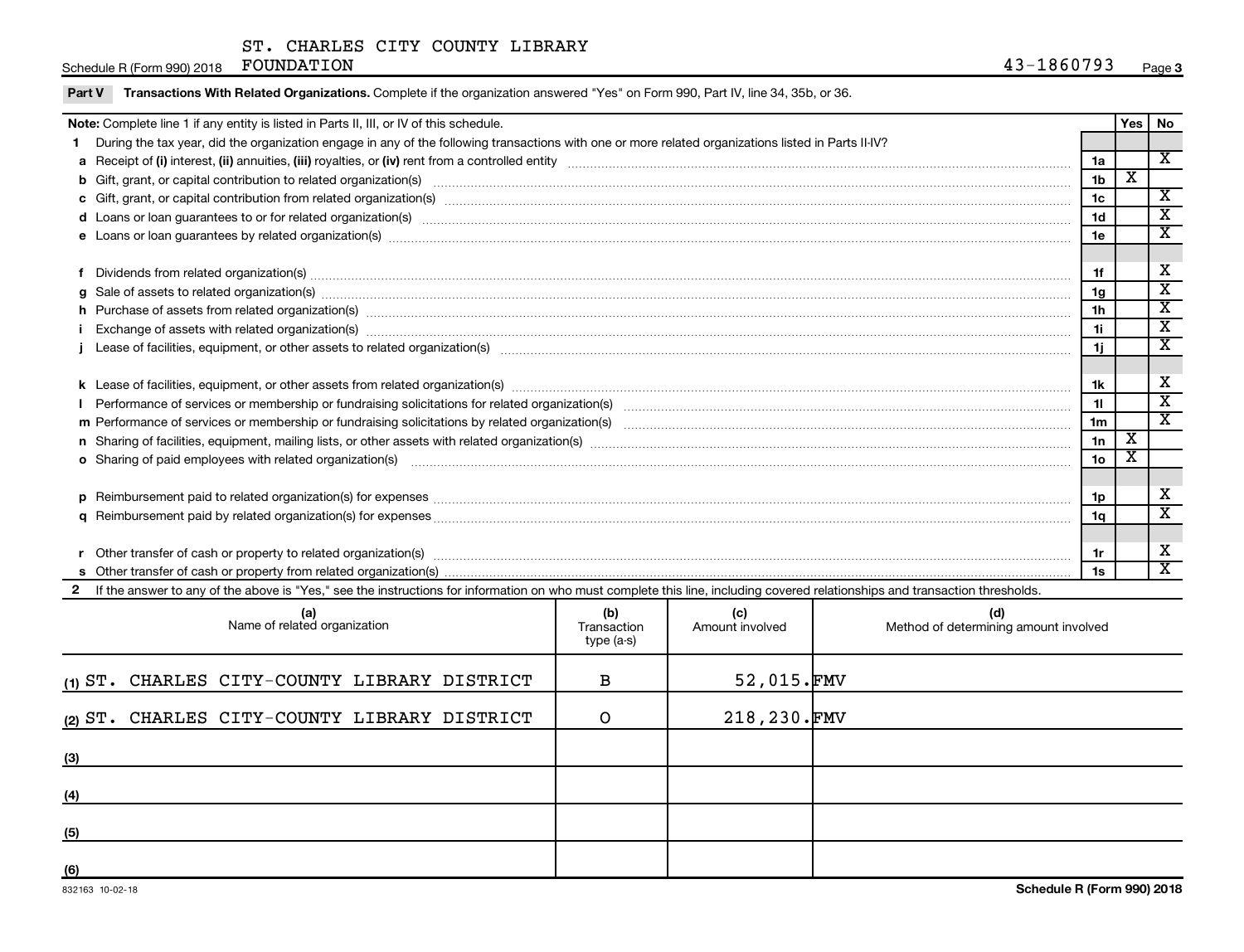ST. CHARLES CITY COUNTY LIBRARY FOUNDATION

Schedule R (Form 990) 2018 — 43-1860793

**Part V Transactions With Related Organizations.** Complete if the organization answered "Yes" on Form 990, Part IV, line 34, 35b, or 36.

| **Note:** Complete line 1 if any entity is listed in Parts II, III, or IV of this schedule. | | Yes | No |
|---|---|---|---|
| **1** During the tax year, did the organization engage in any of the following transactions with one or more related organizations listed in Parts II-IV? | | | |
| **a** Receipt of **(i)** interest, **(ii)** annuities, **(iii)** royalties, or **(iv)** rent from a controlled entity | 1a | | X |
| **b** Gift, grant, or capital contribution to related organization(s) | 1b | X | |
| **c** Gift, grant, or capital contribution from related organization(s) | 1c | | X |
| **d** Loans or loan guarantees to or for related organization(s) | 1d | | X |
| **e** Loans or loan guarantees by related organization(s) | 1e | | X |
| **f** Dividends from related organization(s) | 1f | | X |
| **g** Sale of assets to related organization(s) | 1g | | X |
| **h** Purchase of assets from related organization(s) | 1h | | X |
| **i** Exchange of assets with related organization(s) | 1i | | X |
| **j** Lease of facilities, equipment, or other assets to related organization(s) | 1j | | X |
| **k** Lease of facilities, equipment, or other assets from related organization(s) | 1k | | X |
| **l** Performance of services or membership or fundraising solicitations for related organization(s) | 1l | | X |
| **m** Performance of services or membership or fundraising solicitations by related organization(s) | 1m | | X |
| **n** Sharing of facilities, equipment, mailing lists, or other assets with related organization(s) | 1n | X | |
| **o** Sharing of paid employees with related organization(s) | 1o | X | |
| **p** Reimbursement paid to related organization(s) for expenses | 1p | | X |
| **q** Reimbursement paid by related organization(s) for expenses | 1q | | X |
| **r** Other transfer of cash or property to related organization(s) | 1r | | X |
| **s** Other transfer of cash or property from related organization(s) | 1s | | X |

**2** If the answer to any of the above is "Yes," see the instructions for information on who must complete this line, including covered relationships and transaction thresholds.

| | (a) Name of related organization | (b) Transaction type (a-s) | (c) Amount involved | (d) Method of determining amount involved |
|---|---|---|---|---|
| (1) | ST. CHARLES CITY-COUNTY LIBRARY DISTRICT | B | 52,015. | FMV |
| (2) | ST. CHARLES CITY-COUNTY LIBRARY DISTRICT | O | 218,230. | FMV |
| (3) | | | | |
| (4) | | | | |
| (5) | | | | |
| (6) | | | | |

832163 10-02-18 — Schedule R (Form 990) 2018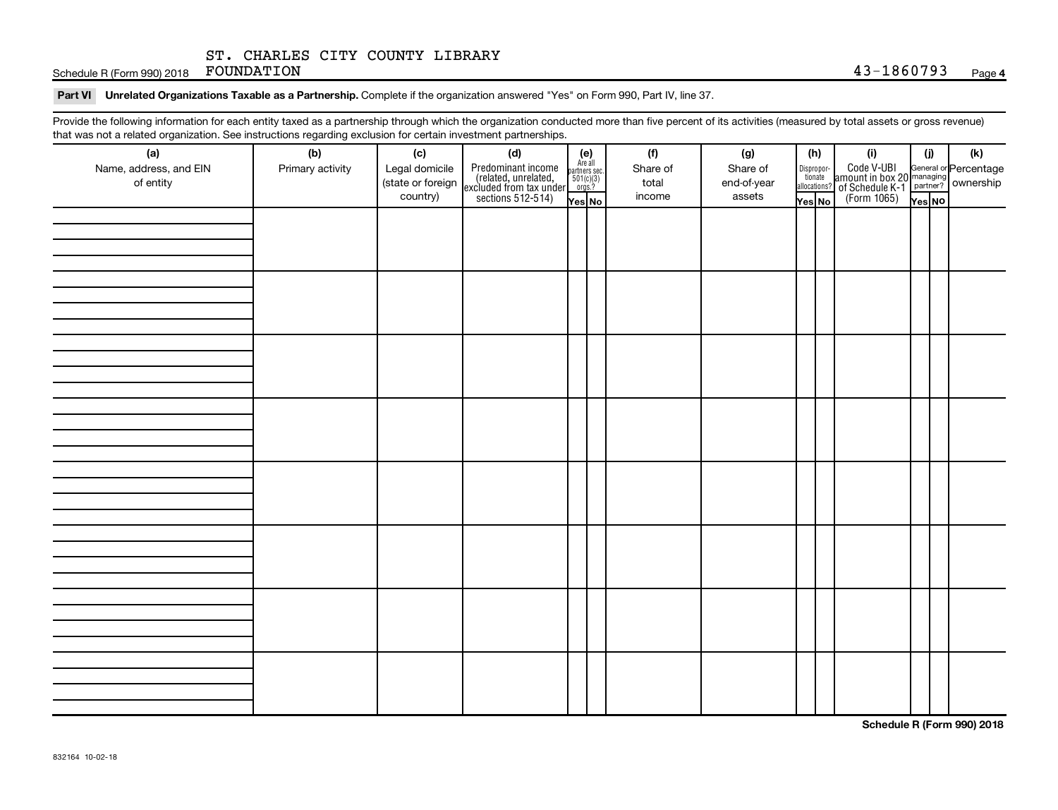ST. CHARLES CITY COUNTY LIBRARY FOUNDATION 43-1860793

**Part VI Unrelated Organizations Taxable as a Partnership.** Complete if the organization answered "Yes" on Form 990, Part IV, line 37.

Provide the following information for each entity taxed as a partnership through which the organization conducted more than five percent of its activities (measured by total assets or gross revenue) that was not a related organization. See instructions regarding exclusion for certain investment partnerships.

| (a) Name, address, and EIN of entity | (b) Primary activity | (c) Legal domicile (state or foreign country) | (d) Predominant income (related, unrelated, excluded from tax under sections 512-514) | (e) Are all partners sec. 501(c)(3) orgs.? Yes | No | (f) Share of total income | (g) Share of end-of-year assets | (h) Disproportionate allocations? Yes | No | (i) Code V-UBI amount in box 20 of Schedule K-1 (Form 1065) | (j) General or managing partner? Yes | No | (k) Percentage ownership |
|---|---|---|---|---|---|---|---|---|---|---|---|---|---|
| | | | | | | | | | | | | | |
| | | | | | | | | | | | | | |
| | | | | | | | | | | | | | |
| | | | | | | | | | | | | | |
| | | | | | | | | | | | | | |
| | | | | | | | | | | | | | |
| | | | | | | | | | | | | | |
| | | | | | | | | | | | | | |

Schedule R (Form 990) 2018

832164 10-02-18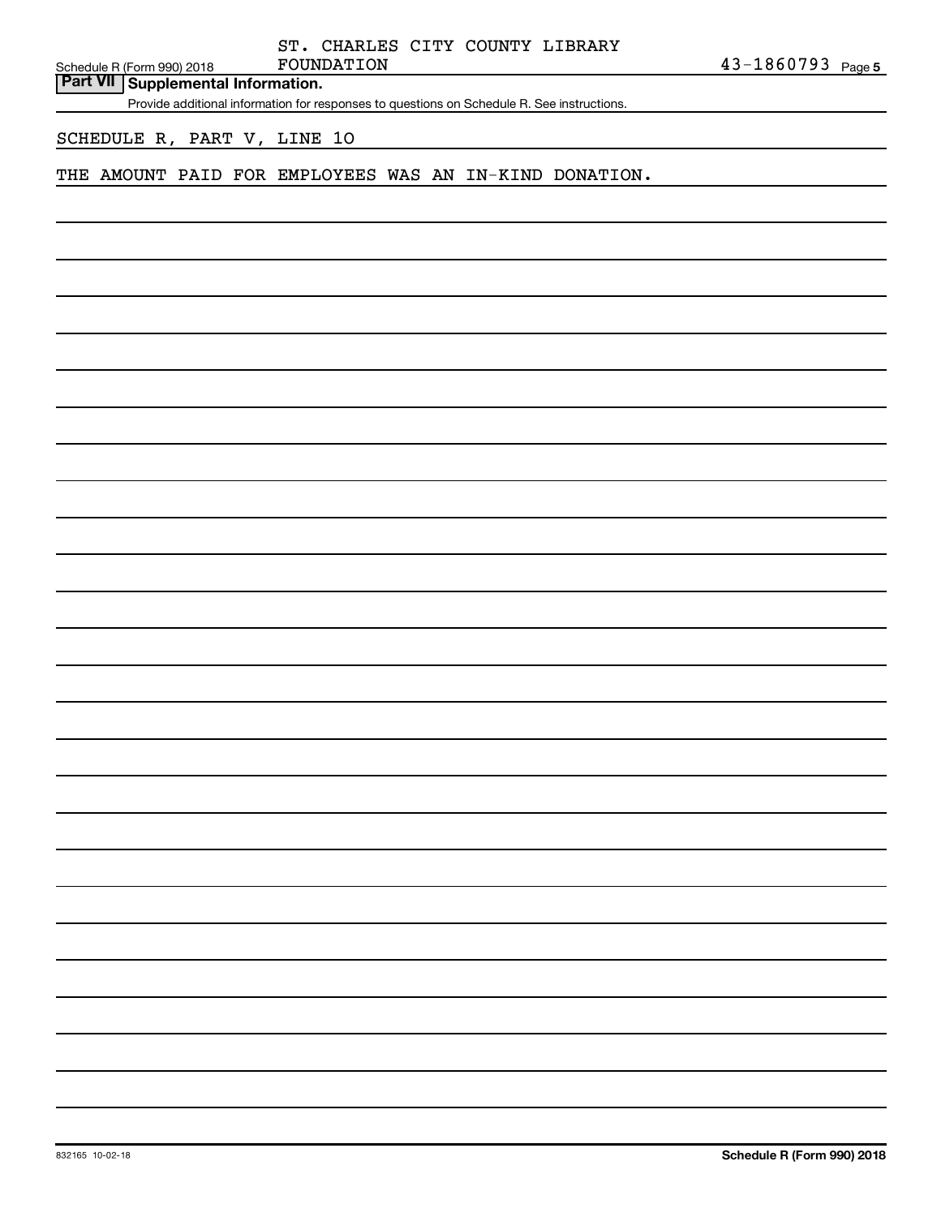ST. CHARLES CITY COUNTY LIBRARY FOUNDATION 43-1860793

## Part VII Supplemental Information.

Provide additional information for responses to questions on Schedule R. See instructions.

SCHEDULE R, PART V, LINE 10

THE AMOUNT PAID FOR EMPLOYEES WAS AN IN-KIND DONATION.